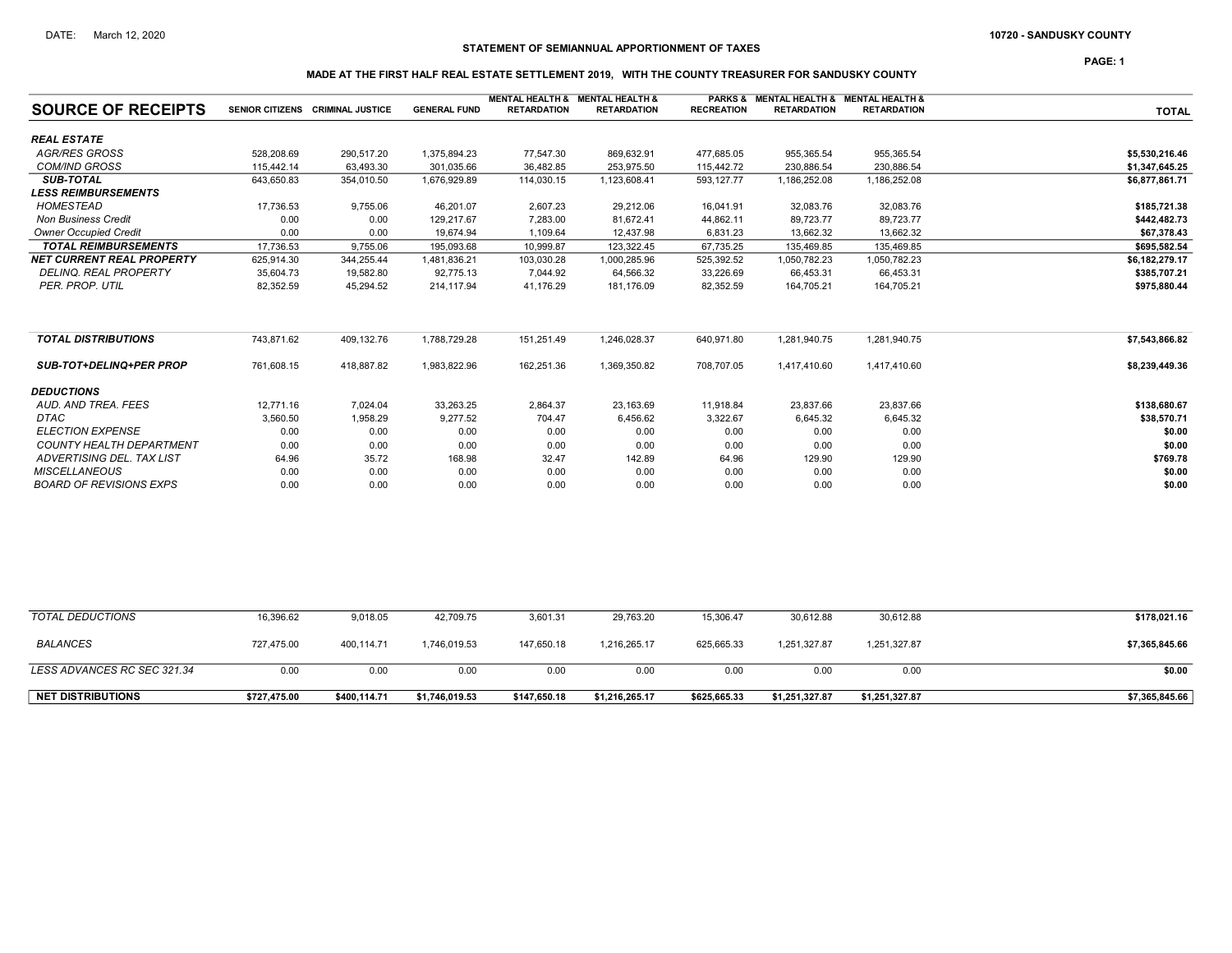DATE: March 12, 2020

10720 - SANDUSKY COUNTY

## STATEMENT OF SEMIANNUAL APPORTIONMENT OF TAXES

### MADE AT THE FIRST HALF REAL ESTATE SETTLEMENT 2019, WITH THE COUNTY TREASURER FOR SANDUSKY COUNTY

| SOURCE OF RECEIPTS | SENIOR CITIZENS | CRIMINAL JUSTICE | GENERAL FUND | MENTAL HEALTH & RETARDATION | MENTAL HEALTH & RETARDATION | PARKS & RECREATION | MENTAL HEALTH & RETARDATION | MENTAL HEALTH & RETARDATION | TOTAL |
|---|---|---|---|---|---|---|---|---|---|
| ***REAL ESTATE*** | | | | | | | | | |
| *AGR/RES GROSS* | 528,208.69 | 290,517.20 | 1,375,894.23 | 77,547.30 | 869,632.91 | 477,685.05 | 955,365.54 | 955,365.54 | $5,530,216.46 |
| *COM/IND GROSS* | 115,442.14 | 63,493.30 | 301,035.66 | 36,482.85 | 253,975.50 | 115,442.72 | 230,886.54 | 230,886.54 | $1,347,645.25 |
| ***SUB-TOTAL*** | 643,650.83 | 354,010.50 | 1,676,929.89 | 114,030.15 | 1,123,608.41 | 593,127.77 | 1,186,252.08 | 1,186,252.08 | $6,877,861.71 |
| ***LESS REIMBURSEMENTS*** | | | | | | | | | |
| *HOMESTEAD* | 17,736.53 | 9,755.06 | 46,201.07 | 2,607.23 | 29,212.06 | 16,041.91 | 32,083.76 | 32,083.76 | $185,721.38 |
| *Non Business Credit* | 0.00 | 0.00 | 129,217.67 | 7,283.00 | 81,672.41 | 44,862.11 | 89,723.77 | 89,723.77 | $442,482.73 |
| *Owner Occupied Credit* | 0.00 | 0.00 | 19,674.94 | 1,109.64 | 12,437.98 | 6,831.23 | 13,662.32 | 13,662.32 | $67,378.43 |
| ***TOTAL REIMBURSEMENTS*** | 17,736.53 | 9,755.06 | 195,093.68 | 10,999.87 | 123,322.45 | 67,735.25 | 135,469.85 | 135,469.85 | $695,582.54 |
| ***NET CURRENT REAL PROPERTY*** | 625,914.30 | 344,255.44 | 1,481,836.21 | 103,030.28 | 1,000,285.96 | 525,392.52 | 1,050,782.23 | 1,050,782.23 | $6,182,279.17 |
| *DELINQ. REAL PROPERTY* | 35,604.73 | 19,582.80 | 92,775.13 | 7,044.92 | 64,566.32 | 33,226.69 | 66,453.31 | 66,453.31 | $385,707.21 |
| *PER. PROP. UTIL* | 82,352.59 | 45,294.52 | 214,117.94 | 41,176.29 | 181,176.09 | 82,352.59 | 164,705.21 | 164,705.21 | $975,880.44 |
| ***TOTAL DISTRIBUTIONS*** | 743,871.62 | 409,132.76 | 1,788,729.28 | 151,251.49 | 1,246,028.37 | 640,971.80 | 1,281,940.75 | 1,281,940.75 | $7,543,866.82 |
| ***SUB-TOT+DELINQ+PER PROP*** | 761,608.15 | 418,887.82 | 1,983,822.96 | 162,251.36 | 1,369,350.82 | 708,707.05 | 1,417,410.60 | 1,417,410.60 | $8,239,449.36 |
| ***DEDUCTIONS*** | | | | | | | | | |
| *AUD. AND TREA. FEES* | 12,771.16 | 7,024.04 | 33,263.25 | 2,864.37 | 23,163.69 | 11,918.84 | 23,837.66 | 23,837.66 | $138,680.67 |
| *DTAC* | 3,560.50 | 1,958.29 | 9,277.52 | 704.47 | 6,456.62 | 3,322.67 | 6,645.32 | 6,645.32 | $38,570.71 |
| *ELECTION EXPENSE* | 0.00 | 0.00 | 0.00 | 0.00 | 0.00 | 0.00 | 0.00 | 0.00 | $0.00 |
| *COUNTY HEALTH DEPARTMENT* | 0.00 | 0.00 | 0.00 | 0.00 | 0.00 | 0.00 | 0.00 | 0.00 | $0.00 |
| *ADVERTISING DEL. TAX LIST* | 64.96 | 35.72 | 168.98 | 32.47 | 142.89 | 64.96 | 129.90 | 129.90 | $769.78 |
| *MISCELLANEOUS* | 0.00 | 0.00 | 0.00 | 0.00 | 0.00 | 0.00 | 0.00 | 0.00 | $0.00 |
| *BOARD OF REVISIONS EXPS* | 0.00 | 0.00 | 0.00 | 0.00 | 0.00 | 0.00 | 0.00 | 0.00 | $0.00 |
| *TOTAL DEDUCTIONS* | 16,396.62 | 9,018.05 | 42,709.75 | 3,601.31 | 29,763.20 | 15,306.47 | 30,612.88 | 30,612.88 | $178,021.16 |
| *BALANCES* | 727,475.00 | 400,114.71 | 1,746,019.53 | 147,650.18 | 1,216,265.17 | 625,665.33 | 1,251,327.87 | 1,251,327.87 | $7,365,845.66 |
| *LESS ADVANCES RC SEC 321.34* | 0.00 | 0.00 | 0.00 | 0.00 | 0.00 | 0.00 | 0.00 | 0.00 | $0.00 |
| **NET DISTRIBUTIONS** | $727,475.00 | $400,114.71 | $1,746,019.53 | $147,650.18 | $1,216,265.17 | $625,665.33 | $1,251,327.87 | $1,251,327.87 | $7,365,845.66 |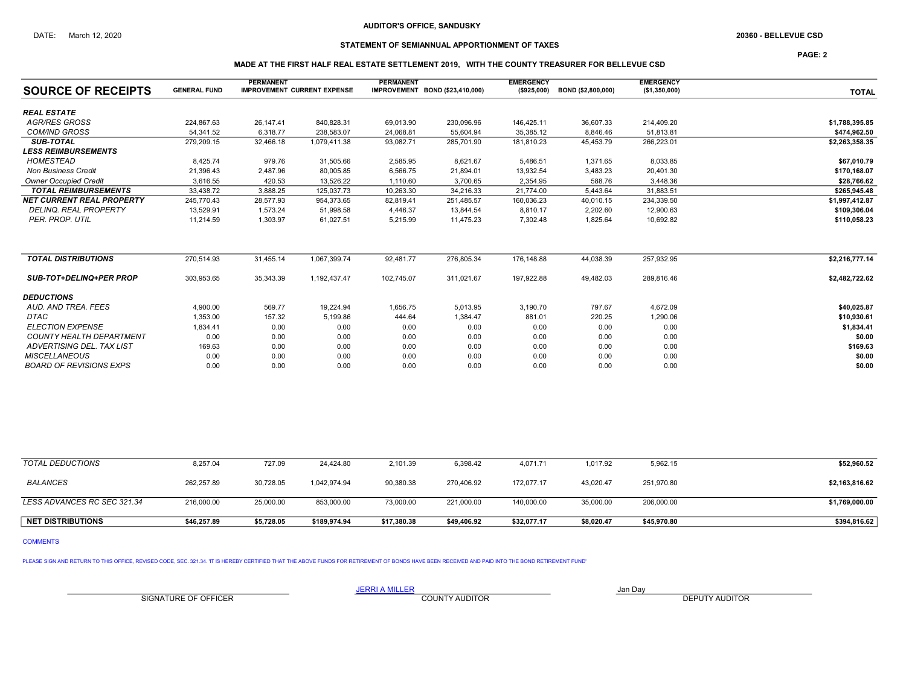AUDITOR'S OFFICE, SANDUSKY

DATE: March 12, 2020

20360 - BELLEVUE CSD

STATEMENT OF SEMIANNUAL APPORTIONMENT OF TAXES

MADE AT THE FIRST HALF REAL ESTATE SETTLEMENT 2019, WITH THE COUNTY TREASURER FOR BELLEVUE CSD

| SOURCE OF RECEIPTS | GENERAL FUND | PERMANENT IMPROVEMENT | CURRENT EXPENSE | PERMANENT IMPROVEMENT | BOND ($23,410,000) | EMERGENCY ($925,000) | BOND ($2,800,000) | EMERGENCY ($1,350,000) | TOTAL |
|---|---|---|---|---|---|---|---|---|---|
| ***REAL ESTATE*** | | | | | | | | | |
| *AGR/RES GROSS* | 224,867.63 | 26,147.41 | 840,828.31 | 69,013.90 | 230,096.96 | 146,425.11 | 36,607.33 | 214,409.20 | **$1,788,395.85** |
| *COM/IND GROSS* | 54,341.52 | 6,318.77 | 238,583.07 | 24,068.81 | 55,604.94 | 35,385.12 | 8,846.46 | 51,813.81 | **$474,962.50** |
| ***SUB-TOTAL*** | 279,209.15 | 32,466.18 | 1,079,411.38 | 93,082.71 | 285,701.90 | 181,810.23 | 45,453.79 | 266,223.01 | **$2,263,358.35** |
| ***LESS REIMBURSEMENTS*** | | | | | | | | | |
| *HOMESTEAD* | 8,425.74 | 979.76 | 31,505.66 | 2,585.95 | 8,621.67 | 5,486.51 | 1,371.65 | 8,033.85 | **$67,010.79** |
| *Non Business Credit* | 21,396.43 | 2,487.96 | 80,005.85 | 6,566.75 | 21,894.01 | 13,932.54 | 3,483.23 | 20,401.30 | **$170,168.07** |
| *Owner Occupied Credit* | 3,616.55 | 420.53 | 13,526.22 | 1,110.60 | 3,700.65 | 2,354.95 | 588.76 | 3,448.36 | **$28,766.62** |
| ***TOTAL REIMBURSEMENTS*** | 33,438.72 | 3,888.25 | 125,037.73 | 10,263.30 | 34,216.33 | 21,774.00 | 5,443.64 | 31,883.51 | **$265,945.48** |
| ***NET CURRENT REAL PROPERTY*** | 245,770.43 | 28,577.93 | 954,373.65 | 82,819.41 | 251,485.57 | 160,036.23 | 40,010.15 | 234,339.50 | **$1,997,412.87** |
| *DELINQ. REAL PROPERTY* | 13,529.91 | 1,573.24 | 51,998.58 | 4,446.37 | 13,844.54 | 8,810.17 | 2,202.60 | 12,900.63 | **$109,306.04** |
| *PER. PROP. UTIL* | 11,214.59 | 1,303.97 | 61,027.51 | 5,215.99 | 11,475.23 | 7,302.48 | 1,825.64 | 10,692.82 | **$110,058.23** |
| ***TOTAL DISTRIBUTIONS*** | 270,514.93 | 31,455.14 | 1,067,399.74 | 92,481.77 | 276,805.34 | 176,148.88 | 44,038.39 | 257,932.95 | **$2,216,777.14** |
| ***SUB-TOT+DELINQ+PER PROP*** | 303,953.65 | 35,343.39 | 1,192,437.47 | 102,745.07 | 311,021.67 | 197,922.88 | 49,482.03 | 289,816.46 | **$2,482,722.62** |
| ***DEDUCTIONS*** | | | | | | | | | |
| *AUD. AND TREA. FEES* | 4,900.00 | 569.77 | 19,224.94 | 1,656.75 | 5,013.95 | 3,190.70 | 797.67 | 4,672.09 | **$40,025.87** |
| *DTAC* | 1,353.00 | 157.32 | 5,199.86 | 444.64 | 1,384.47 | 881.01 | 220.25 | 1,290.06 | **$10,930.61** |
| *ELECTION EXPENSE* | 1,834.41 | 0.00 | 0.00 | 0.00 | 0.00 | 0.00 | 0.00 | 0.00 | **$1,834.41** |
| *COUNTY HEALTH DEPARTMENT* | 0.00 | 0.00 | 0.00 | 0.00 | 0.00 | 0.00 | 0.00 | 0.00 | **$0.00** |
| *ADVERTISING DEL. TAX LIST* | 169.63 | 0.00 | 0.00 | 0.00 | 0.00 | 0.00 | 0.00 | 0.00 | **$169.63** |
| *MISCELLANEOUS* | 0.00 | 0.00 | 0.00 | 0.00 | 0.00 | 0.00 | 0.00 | 0.00 | **$0.00** |
| *BOARD OF REVISIONS EXPS* | 0.00 | 0.00 | 0.00 | 0.00 | 0.00 | 0.00 | 0.00 | 0.00 | **$0.00** |
| *TOTAL DEDUCTIONS* | 8,257.04 | 727.09 | 24,424.80 | 2,101.39 | 6,398.42 | 4,071.71 | 1,017.92 | 5,962.15 | **$52,960.52** |
| *BALANCES* | 262,257.89 | 30,728.05 | 1,042,974.94 | 90,380.38 | 270,406.92 | 172,077.17 | 43,020.47 | 251,970.80 | **$2,163,816.62** |
| *LESS ADVANCES RC SEC 321.34* | 216,000.00 | 25,000.00 | 853,000.00 | 73,000.00 | 221,000.00 | 140,000.00 | 35,000.00 | 206,000.00 | **$1,769,000.00** |
| **NET DISTRIBUTIONS** | **$46,257.89** | **$5,728.05** | **$189,974.94** | **$17,380.38** | **$49,406.92** | **$32,077.17** | **$8,020.47** | **$45,970.80** | **$394,816.62** |

COMMENTS

PLEASE SIGN AND RETURN TO THIS OFFICE, REVISED CODE, SEC. 321.34. 'IT IS HEREBY CERTIFIED THAT THE ABOVE FUNDS FOR RETIREMENT OF BONDS HAVE BEEN RECEIVED AND PAID INTO THE BOND RETIREMENT FUND'

SIGNATURE OF OFFICER

JERRI A MILLER
COUNTY AUDITOR

Jan Day
DEPUTY AUDITOR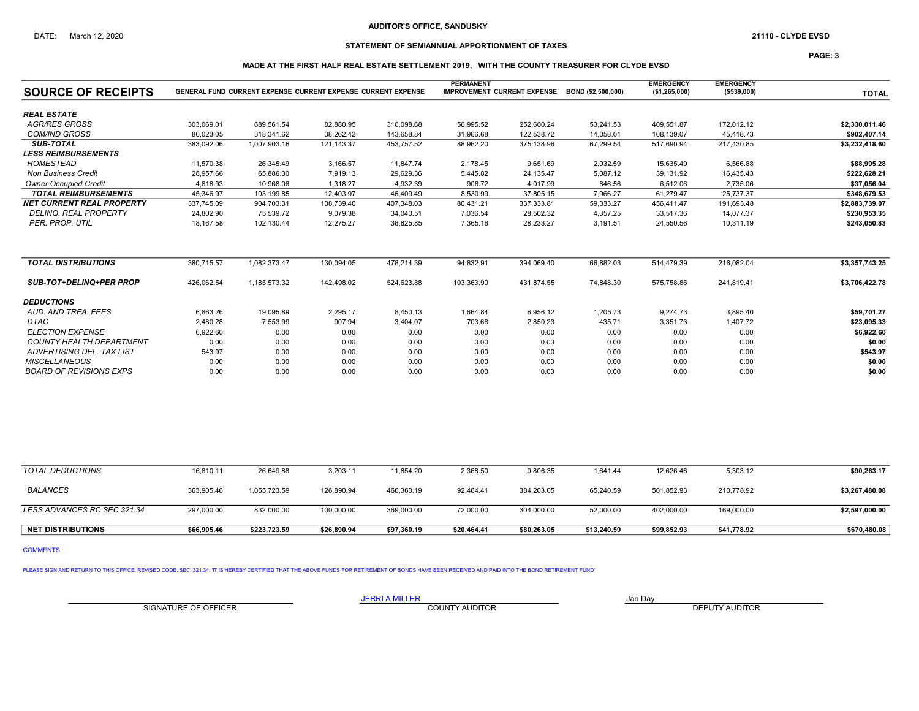AUDITOR'S OFFICE, SANDUSKY

DATE: March 12, 2020

21110 - CLYDE EVSD

STATEMENT OF SEMIANNUAL APPORTIONMENT OF TAXES

MADE AT THE FIRST HALF REAL ESTATE SETTLEMENT 2019, WITH THE COUNTY TREASURER FOR CLYDE EVSD

| SOURCE OF RECEIPTS | GENERAL FUND | CURRENT EXPENSE | CURRENT EXPENSE | CURRENT EXPENSE | PERMANENT IMPROVEMENT | CURRENT EXPENSE | BOND ($2,500,000) | EMERGENCY ($1,265,000) | EMERGENCY ($539,000) | TOTAL |
|---|---|---|---|---|---|---|---|---|---|---|
| ***REAL ESTATE*** | | | | | | | | | | |
| *AGR/RES GROSS* | 303,069.01 | 689,561.54 | 82,880.95 | 310,098.68 | 56,995.52 | 252,600.24 | 53,241.53 | 409,551.87 | 172,012.12 | **$2,330,011.46** |
| *COM/IND GROSS* | 80,023.05 | 318,341.62 | 38,262.42 | 143,658.84 | 31,966.68 | 122,538.72 | 14,058.01 | 108,139.07 | 45,418.73 | **$902,407.14** |
| ***SUB-TOTAL*** | 383,092.06 | 1,007,903.16 | 121,143.37 | 453,757.52 | 88,962.20 | 375,138.96 | 67,299.54 | 517,690.94 | 217,430.85 | **$3,232,418.60** |
| ***LESS REIMBURSEMENTS*** | | | | | | | | | | |
| *HOMESTEAD* | 11,570.38 | 26,345.49 | 3,166.57 | 11,847.74 | 2,178.45 | 9,651.69 | 2,032.59 | 15,635.49 | 6,566.88 | **$88,995.28** |
| *Non Business Credit* | 28,957.66 | 65,886.30 | 7,919.13 | 29,629.36 | 5,445.82 | 24,135.47 | 5,087.12 | 39,131.92 | 16,435.43 | **$222,628.21** |
| *Owner Occupied Credit* | 4,818.93 | 10,968.06 | 1,318.27 | 4,932.39 | 906.72 | 4,017.99 | 846.56 | 6,512.06 | 2,735.06 | **$37,056.04** |
| ***TOTAL REIMBURSEMENTS*** | 45,346.97 | 103,199.85 | 12,403.97 | 46,409.49 | 8,530.99 | 37,805.15 | 7,966.27 | 61,279.47 | 25,737.37 | **$348,679.53** |
| ***NET CURRENT REAL PROPERTY*** | 337,745.09 | 904,703.31 | 108,739.40 | 407,348.03 | 80,431.21 | 337,333.81 | 59,333.27 | 456,411.47 | 191,693.48 | **$2,883,739.07** |
| *DELINQ. REAL PROPERTY* | 24,802.90 | 75,539.72 | 9,079.38 | 34,040.51 | 7,036.54 | 28,502.32 | 4,357.25 | 33,517.36 | 14,077.37 | **$230,953.35** |
| *PER. PROP. UTIL* | 18,167.58 | 102,130.44 | 12,275.27 | 36,825.85 | 7,365.16 | 28,233.27 | 3,191.51 | 24,550.56 | 10,311.19 | **$243,050.83** |
| ***TOTAL DISTRIBUTIONS*** | 380,715.57 | 1,082,373.47 | 130,094.05 | 478,214.39 | 94,832.91 | 394,069.40 | 66,882.03 | 514,479.39 | 216,082.04 | **$3,357,743.25** |
| ***SUB-TOT+DELINQ+PER PROP*** | 426,062.54 | 1,185,573.32 | 142,498.02 | 524,623.88 | 103,363.90 | 431,874.55 | 74,848.30 | 575,758.86 | 241,819.41 | **$3,706,422.78** |
| ***DEDUCTIONS*** | | | | | | | | | | |
| *AUD. AND TREA. FEES* | 6,863.26 | 19,095.89 | 2,295.17 | 8,450.13 | 1,664.84 | 6,956.12 | 1,205.73 | 9,274.73 | 3,895.40 | **$59,701.27** |
| *DTAC* | 2,480.28 | 7,553.99 | 907.94 | 3,404.07 | 703.66 | 2,850.23 | 435.71 | 3,351.73 | 1,407.72 | **$23,095.33** |
| *ELECTION EXPENSE* | 6,922.60 | 0.00 | 0.00 | 0.00 | 0.00 | 0.00 | 0.00 | 0.00 | 0.00 | **$6,922.60** |
| *COUNTY HEALTH DEPARTMENT* | 0.00 | 0.00 | 0.00 | 0.00 | 0.00 | 0.00 | 0.00 | 0.00 | 0.00 | **$0.00** |
| *ADVERTISING DEL. TAX LIST* | 543.97 | 0.00 | 0.00 | 0.00 | 0.00 | 0.00 | 0.00 | 0.00 | 0.00 | **$543.97** |
| *MISCELLANEOUS* | 0.00 | 0.00 | 0.00 | 0.00 | 0.00 | 0.00 | 0.00 | 0.00 | 0.00 | **$0.00** |
| *BOARD OF REVISIONS EXPS* | 0.00 | 0.00 | 0.00 | 0.00 | 0.00 | 0.00 | 0.00 | 0.00 | 0.00 | **$0.00** |
| *TOTAL DEDUCTIONS* | 16,810.11 | 26,649.88 | 3,203.11 | 11,854.20 | 2,368.50 | 9,806.35 | 1,641.44 | 12,626.46 | 5,303.12 | **$90,263.17** |
| *BALANCES* | 363,905.46 | 1,055,723.59 | 126,890.94 | 466,360.19 | 92,464.41 | 384,263.05 | 65,240.59 | 501,852.93 | 210,778.92 | **$3,267,480.08** |
| *LESS ADVANCES RC SEC 321.34* | 297,000.00 | 832,000.00 | 100,000.00 | 369,000.00 | 72,000.00 | 304,000.00 | 52,000.00 | 402,000.00 | 169,000.00 | **$2,597,000.00** |
| **NET DISTRIBUTIONS** | **$66,905.46** | **$223,723.59** | **$26,890.94** | **$97,360.19** | **$20,464.41** | **$80,263.05** | **$13,240.59** | **$99,852.93** | **$41,778.92** | **$670,480.08** |

COMMENTS

PLEASE SIGN AND RETURN TO THIS OFFICE, REVISED CODE, SEC. 321.34. 'IT IS HEREBY CERTIFIED THAT THE ABOVE FUNDS FOR RETIREMENT OF BONDS HAVE BEEN RECEIVED AND PAID INTO THE BOND RETIREMENT FUND'

| SIGNATURE OF OFFICER | JERRI A MILLER<br>COUNTY AUDITOR | Jan Day<br>DEPUTY AUDITOR |
|---|---|---|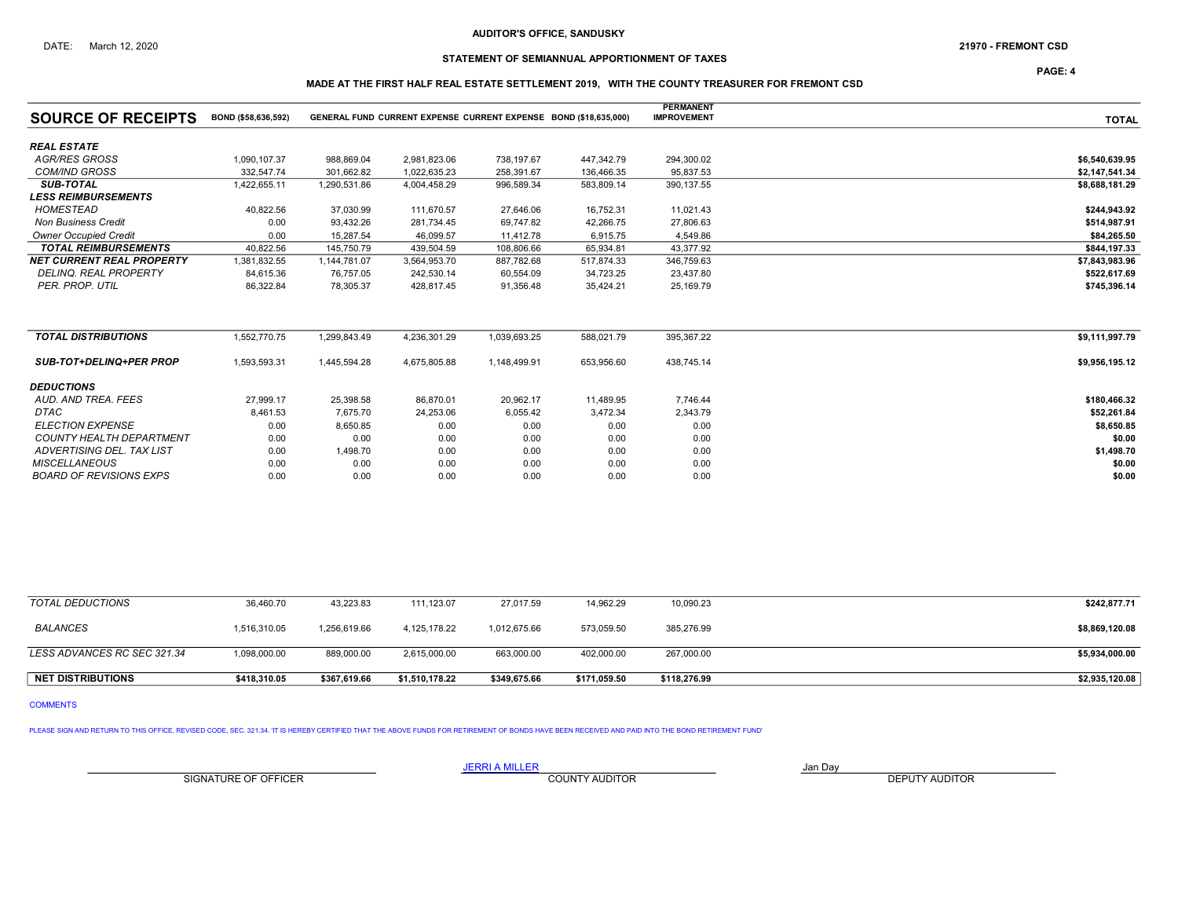AUDITOR'S OFFICE, SANDUSKY

DATE: March 12, 2020

21970 - FREMONT CSD

## STATEMENT OF SEMIANNUAL APPORTIONMENT OF TAXES

### MADE AT THE FIRST HALF REAL ESTATE SETTLEMENT 2019, WITH THE COUNTY TREASURER FOR FREMONT CSD

| SOURCE OF RECEIPTS | BOND ($58,636,592) | GENERAL FUND | CURRENT EXPENSE | CURRENT EXPENSE | BOND ($18,635,000) | PERMANENT IMPROVEMENT | TOTAL |
|---|---|---|---|---|---|---|---|
| ***REAL ESTATE*** | | | | | | | |
| *AGR/RES GROSS* | 1,090,107.37 | 988,869.04 | 2,981,823.06 | 738,197.67 | 447,342.79 | 294,300.02 | **$6,540,639.95** |
| *COM/IND GROSS* | 332,547.74 | 301,662.82 | 1,022,635.23 | 258,391.67 | 136,466.35 | 95,837.53 | **$2,147,541.34** |
| ***SUB-TOTAL*** | 1,422,655.11 | 1,290,531.86 | 4,004,458.29 | 996,589.34 | 583,809.14 | 390,137.55 | **$8,688,181.29** |
| ***LESS REIMBURSEMENTS*** | | | | | | | |
| *HOMESTEAD* | 40,822.56 | 37,030.99 | 111,670.57 | 27,646.06 | 16,752.31 | 11,021.43 | **$244,943.92** |
| *Non Business Credit* | 0.00 | 93,432.26 | 281,734.45 | 69,747.82 | 42,266.75 | 27,806.63 | **$514,987.91** |
| *Owner Occupied Credit* | 0.00 | 15,287.54 | 46,099.57 | 11,412.78 | 6,915.75 | 4,549.86 | **$84,265.50** |
| ***TOTAL REIMBURSEMENTS*** | 40,822.56 | 145,750.79 | 439,504.59 | 108,806.66 | 65,934.81 | 43,377.92 | **$844,197.33** |
| ***NET CURRENT REAL PROPERTY*** | 1,381,832.55 | 1,144,781.07 | 3,564,953.70 | 887,782.68 | 517,874.33 | 346,759.63 | **$7,843,983.96** |
| *DELINQ. REAL PROPERTY* | 84,615.36 | 76,757.05 | 242,530.14 | 60,554.09 | 34,723.25 | 23,437.80 | **$522,617.69** |
| *PER. PROP. UTIL* | 86,322.84 | 78,305.37 | 428,817.45 | 91,356.48 | 35,424.21 | 25,169.79 | **$745,396.14** |
| ***TOTAL DISTRIBUTIONS*** | 1,552,770.75 | 1,299,843.49 | 4,236,301.29 | 1,039,693.25 | 588,021.79 | 395,367.22 | **$9,111,997.79** |
| ***SUB-TOT+DELINQ+PER PROP*** | 1,593,593.31 | 1,445,594.28 | 4,675,805.88 | 1,148,499.91 | 653,956.60 | 438,745.14 | **$9,956,195.12** |
| ***DEDUCTIONS*** | | | | | | | |
| *AUD. AND TREA. FEES* | 27,999.17 | 25,398.58 | 86,870.01 | 20,962.17 | 11,489.95 | 7,746.44 | **$180,466.32** |
| *DTAC* | 8,461.53 | 7,675.70 | 24,253.06 | 6,055.42 | 3,472.34 | 2,343.79 | **$52,261.84** |
| *ELECTION EXPENSE* | 0.00 | 8,650.85 | 0.00 | 0.00 | 0.00 | 0.00 | **$8,650.85** |
| *COUNTY HEALTH DEPARTMENT* | 0.00 | 0.00 | 0.00 | 0.00 | 0.00 | 0.00 | **$0.00** |
| *ADVERTISING DEL. TAX LIST* | 0.00 | 1,498.70 | 0.00 | 0.00 | 0.00 | 0.00 | **$1,498.70** |
| *MISCELLANEOUS* | 0.00 | 0.00 | 0.00 | 0.00 | 0.00 | 0.00 | **$0.00** |
| *BOARD OF REVISIONS EXPS* | 0.00 | 0.00 | 0.00 | 0.00 | 0.00 | 0.00 | **$0.00** |
| *TOTAL DEDUCTIONS* | 36,460.70 | 43,223.83 | 111,123.07 | 27,017.59 | 14,962.29 | 10,090.23 | **$242,877.71** |
| *BALANCES* | 1,516,310.05 | 1,256,619.66 | 4,125,178.22 | 1,012,675.66 | 573,059.50 | 385,276.99 | **$8,869,120.08** |
| *LESS ADVANCES RC SEC 321.34* | 1,098,000.00 | 889,000.00 | 2,615,000.00 | 663,000.00 | 402,000.00 | 267,000.00 | **$5,934,000.00** |
| **NET DISTRIBUTIONS** | **$418,310.05** | **$367,619.66** | **$1,510,178.22** | **$349,675.66** | **$171,059.50** | **$118,276.99** | **$2,935,120.08** |

COMMENTS

PLEASE SIGN AND RETURN TO THIS OFFICE, REVISED CODE, SEC. 321.34. 'IT IS HEREBY CERTIFIED THAT THE ABOVE FUNDS FOR RETIREMENT OF BONDS HAVE BEEN RECEIVED AND PAID INTO THE BOND RETIREMENT FUND'

| SIGNATURE OF OFFICER | JERRI A MILLER<br>COUNTY AUDITOR | Jan Day<br>DEPUTY AUDITOR |
|---|---|---|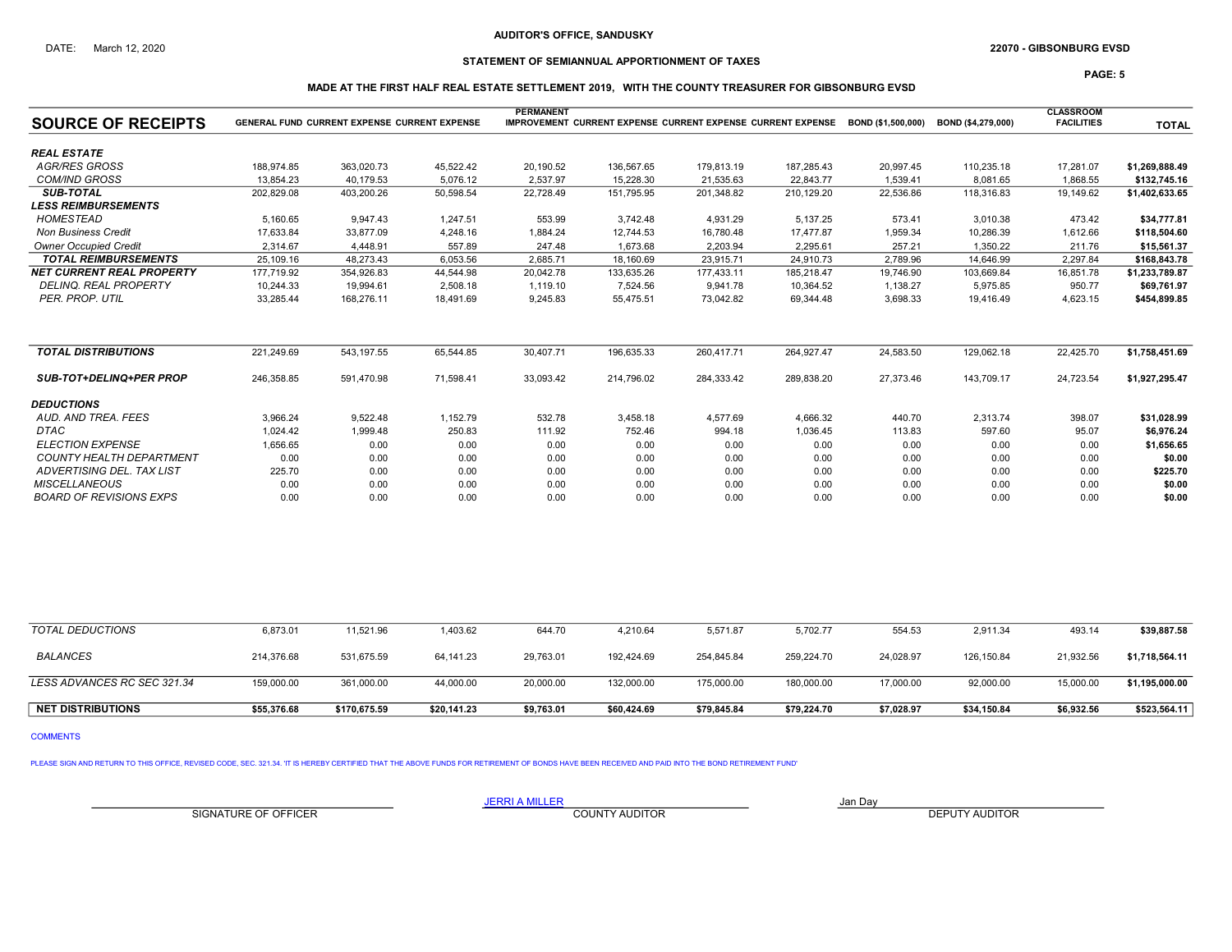AUDITOR'S OFFICE, SANDUSKY

DATE: March 12, 2020

22070 - GIBSONBURG EVSD

## STATEMENT OF SEMIANNUAL APPORTIONMENT OF TAXES

### MADE AT THE FIRST HALF REAL ESTATE SETTLEMENT 2019, WITH THE COUNTY TREASURER FOR GIBSONBURG EVSD

| SOURCE OF RECEIPTS | GENERAL FUND | CURRENT EXPENSE | CURRENT EXPENSE | PERMANENT IMPROVEMENT | CURRENT EXPENSE | CURRENT EXPENSE | CURRENT EXPENSE | BOND ($1,500,000) | BOND ($4,279,000) | CLASSROOM FACILITIES | TOTAL |
|---|---|---|---|---|---|---|---|---|---|---|---|
| ***REAL ESTATE*** | | | | | | | | | | | |
| *AGR/RES GROSS* | 188,974.85 | 363,020.73 | 45,522.42 | 20,190.52 | 136,567.65 | 179,813.19 | 187,285.43 | 20,997.45 | 110,235.18 | 17,281.07 | **$1,269,888.49** |
| *COM/IND GROSS* | 13,854.23 | 40,179.53 | 5,076.12 | 2,537.97 | 15,228.30 | 21,535.63 | 22,843.77 | 1,539.41 | 8,081.65 | 1,868.55 | **$132,745.16** |
| ***SUB-TOTAL*** | 202,829.08 | 403,200.26 | 50,598.54 | 22,728.49 | 151,795.95 | 201,348.82 | 210,129.20 | 22,536.86 | 118,316.83 | 19,149.62 | **$1,402,633.65** |
| ***LESS REIMBURSEMENTS*** | | | | | | | | | | | |
| *HOMESTEAD* | 5,160.65 | 9,947.43 | 1,247.51 | 553.99 | 3,742.48 | 4,931.29 | 5,137.25 | 573.41 | 3,010.38 | 473.42 | **$34,777.81** |
| *Non Business Credit* | 17,633.84 | 33,877.09 | 4,248.16 | 1,884.24 | 12,744.53 | 16,780.48 | 17,477.87 | 1,959.34 | 10,286.39 | 1,612.66 | **$118,504.60** |
| *Owner Occupied Credit* | 2,314.67 | 4,448.91 | 557.89 | 247.48 | 1,673.68 | 2,203.94 | 2,295.61 | 257.21 | 1,350.22 | 211.76 | **$15,561.37** |
| ***TOTAL REIMBURSEMENTS*** | 25,109.16 | 48,273.43 | 6,053.56 | 2,685.71 | 18,160.69 | 23,915.71 | 24,910.73 | 2,789.96 | 14,646.99 | 2,297.84 | **$168,843.78** |
| ***NET CURRENT REAL PROPERTY*** | 177,719.92 | 354,926.83 | 44,544.98 | 20,042.78 | 133,635.26 | 177,433.11 | 185,218.47 | 19,746.90 | 103,669.84 | 16,851.78 | **$1,233,789.87** |
| *DELINQ. REAL PROPERTY* | 10,244.33 | 19,994.61 | 2,508.18 | 1,119.10 | 7,524.56 | 9,941.78 | 10,364.52 | 1,138.27 | 5,975.85 | 950.77 | **$69,761.97** |
| *PER. PROP. UTIL* | 33,285.44 | 168,276.11 | 18,491.69 | 9,245.83 | 55,475.51 | 73,042.82 | 69,344.48 | 3,698.33 | 19,416.49 | 4,623.15 | **$454,899.85** |
| ***TOTAL DISTRIBUTIONS*** | 221,249.69 | 543,197.55 | 65,544.85 | 30,407.71 | 196,635.33 | 260,417.71 | 264,927.47 | 24,583.50 | 129,062.18 | 22,425.70 | **$1,758,451.69** |
| ***SUB-TOT+DELINQ+PER PROP*** | 246,358.85 | 591,470.98 | 71,598.41 | 33,093.42 | 214,796.02 | 284,333.42 | 289,838.20 | 27,373.46 | 143,709.17 | 24,723.54 | **$1,927,295.47** |
| ***DEDUCTIONS*** | | | | | | | | | | | |
| *AUD. AND TREA. FEES* | 3,966.24 | 9,522.48 | 1,152.79 | 532.78 | 3,458.18 | 4,577.69 | 4,666.32 | 440.70 | 2,313.74 | 398.07 | **$31,028.99** |
| *DTAC* | 1,024.42 | 1,999.48 | 250.83 | 111.92 | 752.46 | 994.18 | 1,036.45 | 113.83 | 597.60 | 95.07 | **$6,976.24** |
| *ELECTION EXPENSE* | 1,656.65 | 0.00 | 0.00 | 0.00 | 0.00 | 0.00 | 0.00 | 0.00 | 0.00 | 0.00 | **$1,656.65** |
| *COUNTY HEALTH DEPARTMENT* | 0.00 | 0.00 | 0.00 | 0.00 | 0.00 | 0.00 | 0.00 | 0.00 | 0.00 | 0.00 | **$0.00** |
| *ADVERTISING DEL. TAX LIST* | 225.70 | 0.00 | 0.00 | 0.00 | 0.00 | 0.00 | 0.00 | 0.00 | 0.00 | 0.00 | **$225.70** |
| *MISCELLANEOUS* | 0.00 | 0.00 | 0.00 | 0.00 | 0.00 | 0.00 | 0.00 | 0.00 | 0.00 | 0.00 | **$0.00** |
| *BOARD OF REVISIONS EXPS* | 0.00 | 0.00 | 0.00 | 0.00 | 0.00 | 0.00 | 0.00 | 0.00 | 0.00 | 0.00 | **$0.00** |
| *TOTAL DEDUCTIONS* | 6,873.01 | 11,521.96 | 1,403.62 | 644.70 | 4,210.64 | 5,571.87 | 5,702.77 | 554.53 | 2,911.34 | 493.14 | **$39,887.58** |
| *BALANCES* | 214,376.68 | 531,675.59 | 64,141.23 | 29,763.01 | 192,424.69 | 254,845.84 | 259,224.70 | 24,028.97 | 126,150.84 | 21,932.56 | **$1,718,564.11** |
| *LESS ADVANCES RC SEC 321.34* | 159,000.00 | 361,000.00 | 44,000.00 | 20,000.00 | 132,000.00 | 175,000.00 | 180,000.00 | 17,000.00 | 92,000.00 | 15,000.00 | **$1,195,000.00** |
| **NET DISTRIBUTIONS** | **$55,376.68** | **$170,675.59** | **$20,141.23** | **$9,763.01** | **$60,424.69** | **$79,845.84** | **$79,224.70** | **$7,028.97** | **$34,150.84** | **$6,932.56** | **$523,564.11** |

COMMENTS

PLEASE SIGN AND RETURN TO THIS OFFICE, REVISED CODE, SEC. 321.34. 'IT IS HEREBY CERTIFIED THAT THE ABOVE FUNDS FOR RETIREMENT OF BONDS HAVE BEEN RECEIVED AND PAID INTO THE BOND RETIREMENT FUND'

SIGNATURE OF OFFICER

JERRI A MILLER
COUNTY AUDITOR

Jan Day
DEPUTY AUDITOR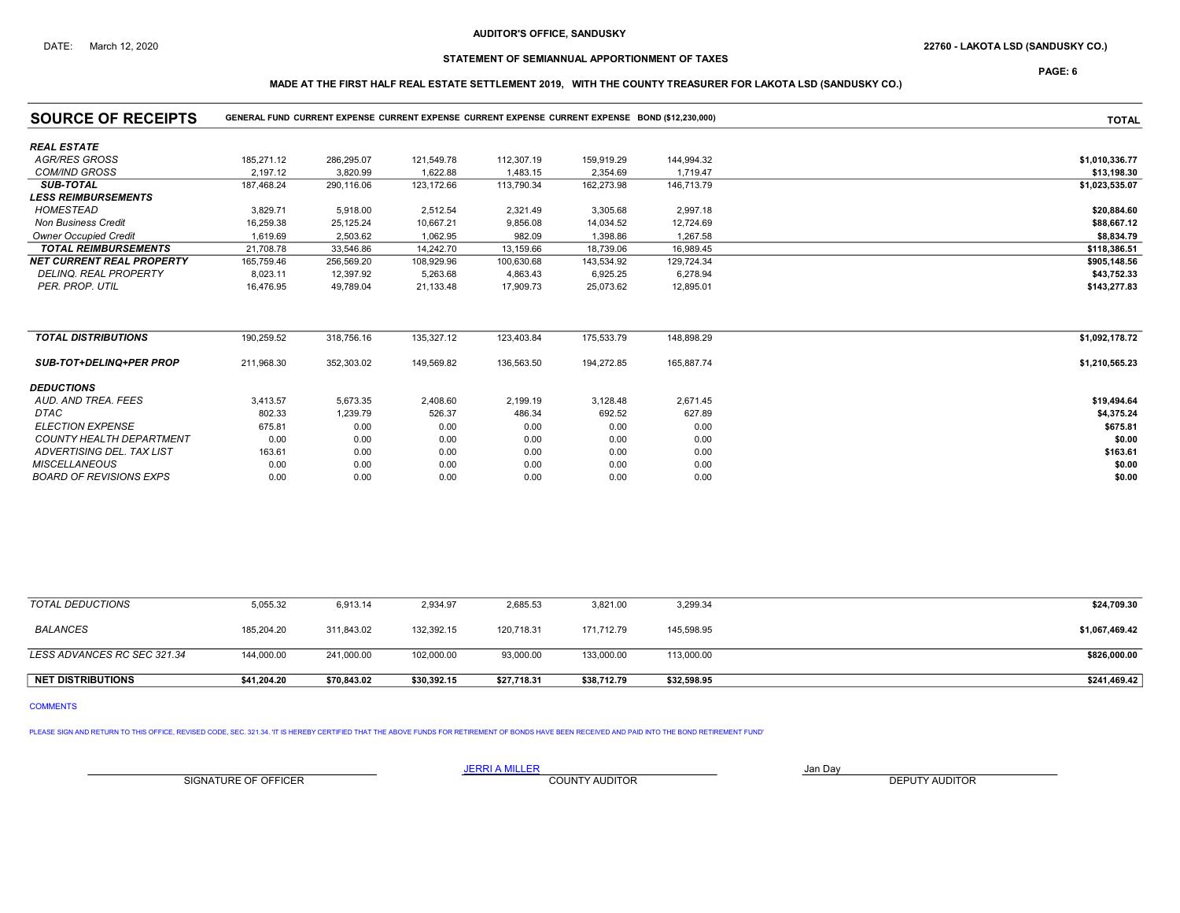AUDITOR'S OFFICE, SANDUSKY

DATE: March 12, 2020

22760 - LAKOTA LSD (SANDUSKY CO.)

## STATEMENT OF SEMIANNUAL APPORTIONMENT OF TAXES

### MADE AT THE FIRST HALF REAL ESTATE SETTLEMENT 2019, WITH THE COUNTY TREASURER FOR LAKOTA LSD (SANDUSKY CO.)

| SOURCE OF RECEIPTS | GENERAL FUND | CURRENT EXPENSE | CURRENT EXPENSE | CURRENT EXPENSE | CURRENT EXPENSE | BOND ($12,230,000) | TOTAL |
|---|---|---|---|---|---|---|---|
| ***REAL ESTATE*** | | | | | | | |
| *AGR/RES GROSS* | 185,271.12 | 286,295.07 | 121,549.78 | 112,307.19 | 159,919.29 | 144,994.32 | $1,010,336.77 |
| *COM/IND GROSS* | 2,197.12 | 3,820.99 | 1,622.88 | 1,483.15 | 2,354.69 | 1,719.47 | $13,198.30 |
| ***SUB-TOTAL*** | 187,468.24 | 290,116.06 | 123,172.66 | 113,790.34 | 162,273.98 | 146,713.79 | $1,023,535.07 |
| ***LESS REIMBURSEMENTS*** | | | | | | | |
| *HOMESTEAD* | 3,829.71 | 5,918.00 | 2,512.54 | 2,321.49 | 3,305.68 | 2,997.18 | $20,884.60 |
| *Non Business Credit* | 16,259.38 | 25,125.24 | 10,667.21 | 9,856.08 | 14,034.52 | 12,724.69 | $88,667.12 |
| *Owner Occupied Credit* | 1,619.69 | 2,503.62 | 1,062.95 | 982.09 | 1,398.86 | 1,267.58 | $8,834.79 |
| ***TOTAL REIMBURSEMENTS*** | 21,708.78 | 33,546.86 | 14,242.70 | 13,159.66 | 18,739.06 | 16,989.45 | $118,386.51 |
| ***NET CURRENT REAL PROPERTY*** | 165,759.46 | 256,569.20 | 108,929.96 | 100,630.68 | 143,534.92 | 129,724.34 | $905,148.56 |
| *DELINQ. REAL PROPERTY* | 8,023.11 | 12,397.92 | 5,263.68 | 4,863.43 | 6,925.25 | 6,278.94 | $43,752.33 |
| *PER. PROP. UTIL* | 16,476.95 | 49,789.04 | 21,133.48 | 17,909.73 | 25,073.62 | 12,895.01 | $143,277.83 |
| ***TOTAL DISTRIBUTIONS*** | 190,259.52 | 318,756.16 | 135,327.12 | 123,403.84 | 175,533.79 | 148,898.29 | $1,092,178.72 |
| ***SUB-TOT+DELINQ+PER PROP*** | 211,968.30 | 352,303.02 | 149,569.82 | 136,563.50 | 194,272.85 | 165,887.74 | $1,210,565.23 |
| ***DEDUCTIONS*** | | | | | | | |
| *AUD. AND TREA. FEES* | 3,413.57 | 5,673.35 | 2,408.60 | 2,199.19 | 3,128.48 | 2,671.45 | $19,494.64 |
| *DTAC* | 802.33 | 1,239.79 | 526.37 | 486.34 | 692.52 | 627.89 | $4,375.24 |
| *ELECTION EXPENSE* | 675.81 | 0.00 | 0.00 | 0.00 | 0.00 | 0.00 | $675.81 |
| *COUNTY HEALTH DEPARTMENT* | 0.00 | 0.00 | 0.00 | 0.00 | 0.00 | 0.00 | $0.00 |
| *ADVERTISING DEL. TAX LIST* | 163.61 | 0.00 | 0.00 | 0.00 | 0.00 | 0.00 | $163.61 |
| *MISCELLANEOUS* | 0.00 | 0.00 | 0.00 | 0.00 | 0.00 | 0.00 | $0.00 |
| *BOARD OF REVISIONS EXPS* | 0.00 | 0.00 | 0.00 | 0.00 | 0.00 | 0.00 | $0.00 |
| *TOTAL DEDUCTIONS* | 5,055.32 | 6,913.14 | 2,934.97 | 2,685.53 | 3,821.00 | 3,299.34 | $24,709.30 |
| *BALANCES* | 185,204.20 | 311,843.02 | 132,392.15 | 120,718.31 | 171,712.79 | 145,598.95 | $1,067,469.42 |
| *LESS ADVANCES RC SEC 321.34* | 144,000.00 | 241,000.00 | 102,000.00 | 93,000.00 | 133,000.00 | 113,000.00 | $826,000.00 |
| **NET DISTRIBUTIONS** | **$41,204.20** | **$70,843.02** | **$30,392.15** | **$27,718.31** | **$38,712.79** | **$32,598.95** | **$241,469.42** |

COMMENTS

PLEASE SIGN AND RETURN TO THIS OFFICE, REVISED CODE, SEC. 321.34. 'IT IS HEREBY CERTIFIED THAT THE ABOVE FUNDS FOR RETIREMENT OF BONDS HAVE BEEN RECEIVED AND PAID INTO THE BOND RETIREMENT FUND'

| SIGNATURE OF OFFICER | JERRI A MILLER<br>COUNTY AUDITOR | Jan Day<br>DEPUTY AUDITOR |
|---|---|---|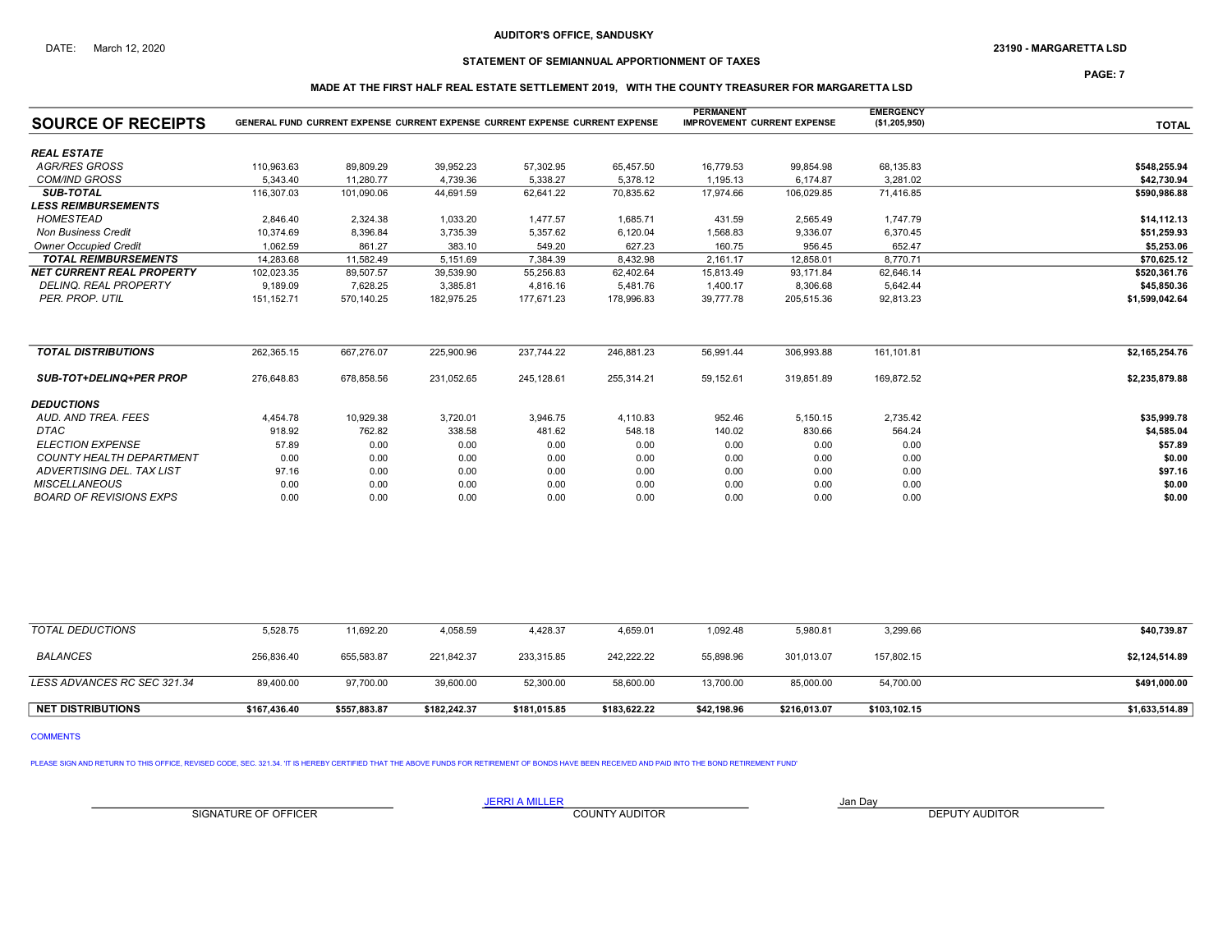AUDITOR'S OFFICE, SANDUSKY

DATE: March 12, 2020

23190 - MARGARETTA LSD

## STATEMENT OF SEMIANNUAL APPORTIONMENT OF TAXES

### MADE AT THE FIRST HALF REAL ESTATE SETTLEMENT 2019, WITH THE COUNTY TREASURER FOR MARGARETTA LSD

| SOURCE OF RECEIPTS | GENERAL FUND | CURRENT EXPENSE | CURRENT EXPENSE | CURRENT EXPENSE | CURRENT EXPENSE | PERMANENT IMPROVEMENT | CURRENT EXPENSE | EMERGENCY ($1,205,950) | TOTAL |
|---|---|---|---|---|---|---|---|---|---|
| ***REAL ESTATE*** | | | | | | | | | |
| *AGR/RES GROSS* | 110,963.63 | 89,809.29 | 39,952.23 | 57,302.95 | 65,457.50 | 16,779.53 | 99,854.98 | 68,135.83 | **$548,255.94** |
| *COM/IND GROSS* | 5,343.40 | 11,280.77 | 4,739.36 | 5,338.27 | 5,378.12 | 1,195.13 | 6,174.87 | 3,281.02 | **$42,730.94** |
| ***SUB-TOTAL*** | 116,307.03 | 101,090.06 | 44,691.59 | 62,641.22 | 70,835.62 | 17,974.66 | 106,029.85 | 71,416.85 | **$590,986.88** |
| ***LESS REIMBURSEMENTS*** | | | | | | | | | |
| *HOMESTEAD* | 2,846.40 | 2,324.38 | 1,033.20 | 1,477.57 | 1,685.71 | 431.59 | 2,565.49 | 1,747.79 | **$14,112.13** |
| *Non Business Credit* | 10,374.69 | 8,396.84 | 3,735.39 | 5,357.62 | 6,120.04 | 1,568.83 | 9,336.07 | 6,370.45 | **$51,259.93** |
| *Owner Occupied Credit* | 1,062.59 | 861.27 | 383.10 | 549.20 | 627.23 | 160.75 | 956.45 | 652.47 | **$5,253.06** |
| ***TOTAL REIMBURSEMENTS*** | 14,283.68 | 11,582.49 | 5,151.69 | 7,384.39 | 8,432.98 | 2,161.17 | 12,858.01 | 8,770.71 | **$70,625.12** |
| ***NET CURRENT REAL PROPERTY*** | 102,023.35 | 89,507.57 | 39,539.90 | 55,256.83 | 62,402.64 | 15,813.49 | 93,171.84 | 62,646.14 | **$520,361.76** |
| *DELINQ. REAL PROPERTY* | 9,189.09 | 7,628.25 | 3,385.81 | 4,816.16 | 5,481.76 | 1,400.17 | 8,306.68 | 5,642.44 | **$45,850.36** |
| *PER. PROP. UTIL* | 151,152.71 | 570,140.25 | 182,975.25 | 177,671.23 | 178,996.83 | 39,777.78 | 205,515.36 | 92,813.23 | **$1,599,042.64** |
| ***TOTAL DISTRIBUTIONS*** | 262,365.15 | 667,276.07 | 225,900.96 | 237,744.22 | 246,881.23 | 56,991.44 | 306,993.88 | 161,101.81 | **$2,165,254.76** |
| ***SUB-TOT+DELINQ+PER PROP*** | 276,648.83 | 678,858.56 | 231,052.65 | 245,128.61 | 255,314.21 | 59,152.61 | 319,851.89 | 169,872.52 | **$2,235,879.88** |
| ***DEDUCTIONS*** | | | | | | | | | |
| *AUD. AND TREA. FEES* | 4,454.78 | 10,929.38 | 3,720.01 | 3,946.75 | 4,110.83 | 952.46 | 5,150.15 | 2,735.42 | **$35,999.78** |
| *DTAC* | 918.92 | 762.82 | 338.58 | 481.62 | 548.18 | 140.02 | 830.66 | 564.24 | **$4,585.04** |
| *ELECTION EXPENSE* | 57.89 | 0.00 | 0.00 | 0.00 | 0.00 | 0.00 | 0.00 | 0.00 | **$57.89** |
| *COUNTY HEALTH DEPARTMENT* | 0.00 | 0.00 | 0.00 | 0.00 | 0.00 | 0.00 | 0.00 | 0.00 | **$0.00** |
| *ADVERTISING DEL. TAX LIST* | 97.16 | 0.00 | 0.00 | 0.00 | 0.00 | 0.00 | 0.00 | 0.00 | **$97.16** |
| *MISCELLANEOUS* | 0.00 | 0.00 | 0.00 | 0.00 | 0.00 | 0.00 | 0.00 | 0.00 | **$0.00** |
| *BOARD OF REVISIONS EXPS* | 0.00 | 0.00 | 0.00 | 0.00 | 0.00 | 0.00 | 0.00 | 0.00 | **$0.00** |
| *TOTAL DEDUCTIONS* | 5,528.75 | 11,692.20 | 4,058.59 | 4,428.37 | 4,659.01 | 1,092.48 | 5,980.81 | 3,299.66 | **$40,739.87** |
| *BALANCES* | 256,836.40 | 655,583.87 | 221,842.37 | 233,315.85 | 242,222.22 | 55,898.96 | 301,013.07 | 157,802.15 | **$2,124,514.89** |
| *LESS ADVANCES RC SEC 321.34* | 89,400.00 | 97,700.00 | 39,600.00 | 52,300.00 | 58,600.00 | 13,700.00 | 85,000.00 | 54,700.00 | **$491,000.00** |
| **NET DISTRIBUTIONS** | **$167,436.40** | **$557,883.87** | **$182,242.37** | **$181,015.85** | **$183,622.22** | **$42,198.96** | **$216,013.07** | **$103,102.15** | **$1,633,514.89** |

COMMENTS

PLEASE SIGN AND RETURN TO THIS OFFICE, REVISED CODE, SEC. 321.34. 'IT IS HEREBY CERTIFIED THAT THE ABOVE FUNDS FOR RETIREMENT OF BONDS HAVE BEEN RECEIVED AND PAID INTO THE BOND RETIREMENT FUND'

| SIGNATURE OF OFFICER | JERRI A MILLER<br>COUNTY AUDITOR | Jan Day<br>DEPUTY AUDITOR |
|---|---|---|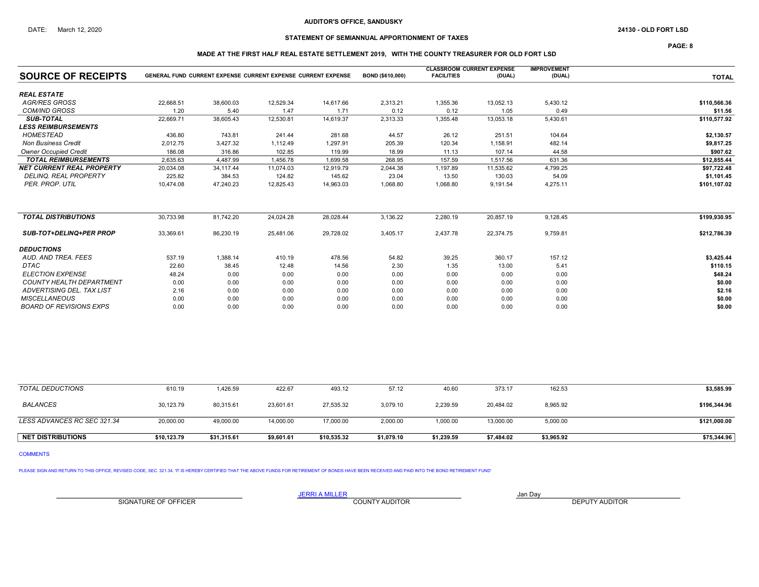AUDITOR'S OFFICE, SANDUSKY

DATE: March 12, 2020

24130 - OLD FORT LSD

STATEMENT OF SEMIANNUAL APPORTIONMENT OF TAXES

MADE AT THE FIRST HALF REAL ESTATE SETTLEMENT 2019, WITH THE COUNTY TREASURER FOR OLD FORT LSD

| SOURCE OF RECEIPTS | GENERAL FUND | CURRENT EXPENSE | CURRENT EXPENSE | CURRENT EXPENSE | BOND ($610,000) | CLASSROOM FACILITIES | CURRENT EXPENSE (DUAL) | IMPROVEMENT (DUAL) | TOTAL |
|---|---|---|---|---|---|---|---|---|---|
| ***REAL ESTATE*** | | | | | | | | | |
| *AGR/RES GROSS* | 22,668.51 | 38,600.03 | 12,529.34 | 14,617.66 | 2,313.21 | 1,355.36 | 13,052.13 | 5,430.12 | **$110,566.36** |
| *COM/IND GROSS* | 1.20 | 5.40 | 1.47 | 1.71 | 0.12 | 0.12 | 1.05 | 0.49 | **$11.56** |
| ***SUB-TOTAL*** | 22,669.71 | 38,605.43 | 12,530.81 | 14,619.37 | 2,313.33 | 1,355.48 | 13,053.18 | 5,430.61 | **$110,577.92** |
| ***LESS REIMBURSEMENTS*** | | | | | | | | | |
| *HOMESTEAD* | 436.80 | 743.81 | 241.44 | 281.68 | 44.57 | 26.12 | 251.51 | 104.64 | **$2,130.57** |
| *Non Business Credit* | 2,012.75 | 3,427.32 | 1,112.49 | 1,297.91 | 205.39 | 120.34 | 1,158.91 | 482.14 | **$9,817.25** |
| *Owner Occupied Credit* | 186.08 | 316.86 | 102.85 | 119.99 | 18.99 | 11.13 | 107.14 | 44.58 | **$907.62** |
| ***TOTAL REIMBURSEMENTS*** | 2,635.63 | 4,487.99 | 1,456.78 | 1,699.58 | 268.95 | 157.59 | 1,517.56 | 631.36 | **$12,855.44** |
| ***NET CURRENT REAL PROPERTY*** | 20,034.08 | 34,117.44 | 11,074.03 | 12,919.79 | 2,044.38 | 1,197.89 | 11,535.62 | 4,799.25 | **$97,722.48** |
| *DELINQ. REAL PROPERTY* | 225.82 | 384.53 | 124.82 | 145.62 | 23.04 | 13.50 | 130.03 | 54.09 | **$1,101.45** |
| *PER. PROP. UTIL* | 10,474.08 | 47,240.23 | 12,825.43 | 14,963.03 | 1,068.80 | 1,068.80 | 9,191.54 | 4,275.11 | **$101,107.02** |
| ***TOTAL DISTRIBUTIONS*** | 30,733.98 | 81,742.20 | 24,024.28 | 28,028.44 | 3,136.22 | 2,280.19 | 20,857.19 | 9,128.45 | **$199,930.95** |
| ***SUB-TOT+DELINQ+PER PROP*** | 33,369.61 | 86,230.19 | 25,481.06 | 29,728.02 | 3,405.17 | 2,437.78 | 22,374.75 | 9,759.81 | **$212,786.39** |
| ***DEDUCTIONS*** | | | | | | | | | |
| *AUD. AND TREA. FEES* | 537.19 | 1,388.14 | 410.19 | 478.56 | 54.82 | 39.25 | 360.17 | 157.12 | **$3,425.44** |
| *DTAC* | 22.60 | 38.45 | 12.48 | 14.56 | 2.30 | 1.35 | 13.00 | 5.41 | **$110.15** |
| *ELECTION EXPENSE* | 48.24 | 0.00 | 0.00 | 0.00 | 0.00 | 0.00 | 0.00 | 0.00 | **$48.24** |
| *COUNTY HEALTH DEPARTMENT* | 0.00 | 0.00 | 0.00 | 0.00 | 0.00 | 0.00 | 0.00 | 0.00 | **$0.00** |
| *ADVERTISING DEL. TAX LIST* | 2.16 | 0.00 | 0.00 | 0.00 | 0.00 | 0.00 | 0.00 | 0.00 | **$2.16** |
| *MISCELLANEOUS* | 0.00 | 0.00 | 0.00 | 0.00 | 0.00 | 0.00 | 0.00 | 0.00 | **$0.00** |
| *BOARD OF REVISIONS EXPS* | 0.00 | 0.00 | 0.00 | 0.00 | 0.00 | 0.00 | 0.00 | 0.00 | **$0.00** |
| *TOTAL DEDUCTIONS* | 610.19 | 1,426.59 | 422.67 | 493.12 | 57.12 | 40.60 | 373.17 | 162.53 | **$3,585.99** |
| *BALANCES* | 30,123.79 | 80,315.61 | 23,601.61 | 27,535.32 | 3,079.10 | 2,239.59 | 20,484.02 | 8,965.92 | **$196,344.96** |
| *LESS ADVANCES RC SEC 321.34* | 20,000.00 | 49,000.00 | 14,000.00 | 17,000.00 | 2,000.00 | 1,000.00 | 13,000.00 | 5,000.00 | **$121,000.00** |
| **NET DISTRIBUTIONS** | **$10,123.79** | **$31,315.61** | **$9,601.61** | **$10,535.32** | **$1,079.10** | **$1,239.59** | **$7,484.02** | **$3,965.92** | **$75,344.96** |

COMMENTS

PLEASE SIGN AND RETURN TO THIS OFFICE, REVISED CODE, SEC. 321.34. 'IT IS HEREBY CERTIFIED THAT THE ABOVE FUNDS FOR RETIREMENT OF BONDS HAVE BEEN RECEIVED AND PAID INTO THE BOND RETIREMENT FUND'

| SIGNATURE OF OFFICER | JERRI A MILLER<br>COUNTY AUDITOR | Jan Day<br>DEPUTY AUDITOR |
|---|---|---|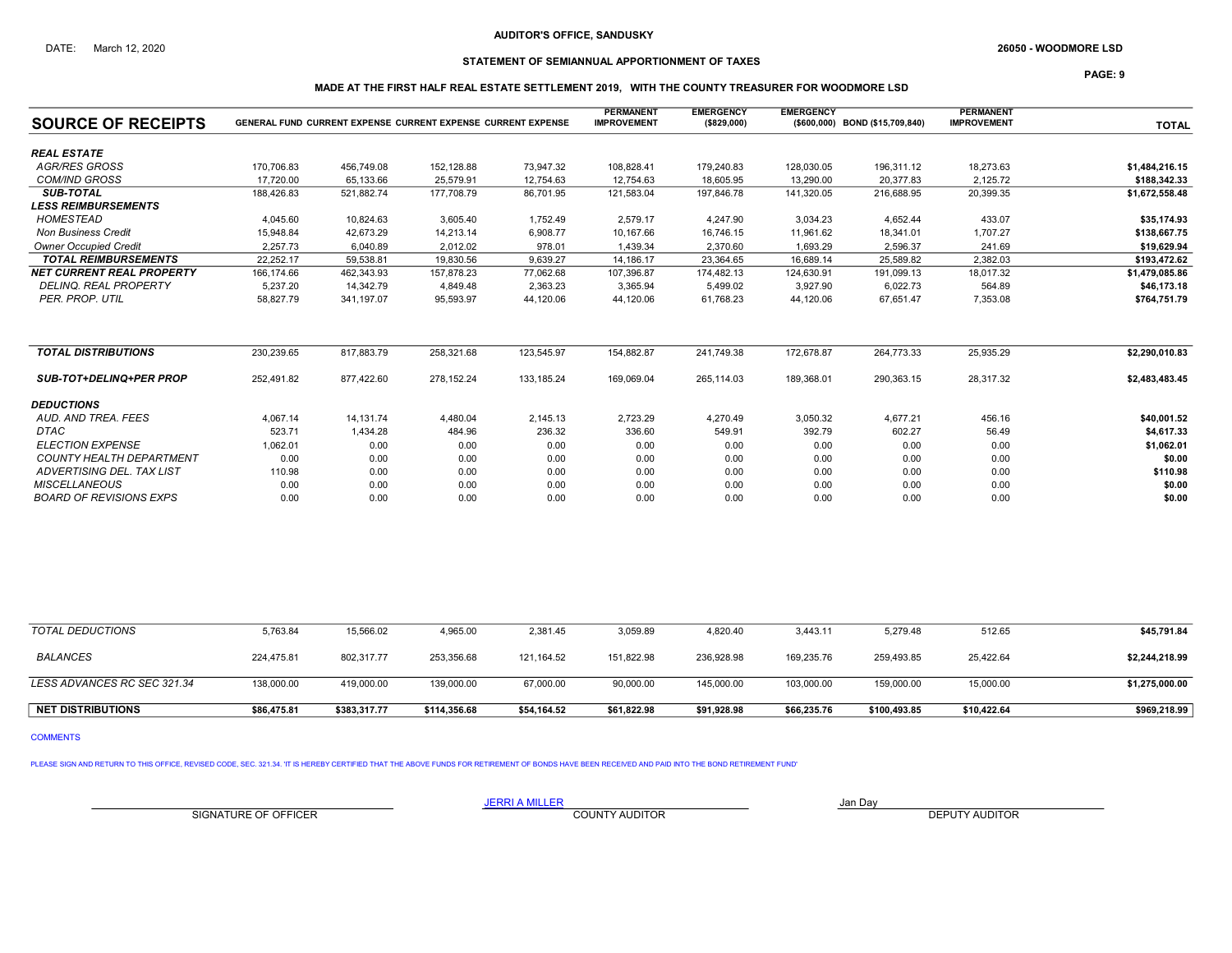AUDITOR'S OFFICE, SANDUSKY

DATE: March 12, 2020

26050 - WOODMORE LSD

## STATEMENT OF SEMIANNUAL APPORTIONMENT OF TAXES

### MADE AT THE FIRST HALF REAL ESTATE SETTLEMENT 2019, WITH THE COUNTY TREASURER FOR WOODMORE LSD

| SOURCE OF RECEIPTS | GENERAL FUND | CURRENT EXPENSE | CURRENT EXPENSE | CURRENT EXPENSE | PERMANENT IMPROVEMENT | EMERGENCY ($829,000) | EMERGENCY ($600,000) | BOND ($15,709,840) | PERMANENT IMPROVEMENT | TOTAL |
|---|---|---|---|---|---|---|---|---|---|---|
| ***REAL ESTATE*** | | | | | | | | | | |
| *AGR/RES GROSS* | 170,706.83 | 456,749.08 | 152,128.88 | 73,947.32 | 108,828.41 | 179,240.83 | 128,030.05 | 196,311.12 | 18,273.63 | **$1,484,216.15** |
| *COM/IND GROSS* | 17,720.00 | 65,133.66 | 25,579.91 | 12,754.63 | 12,754.63 | 18,605.95 | 13,290.00 | 20,377.83 | 2,125.72 | **$188,342.33** |
| ***SUB-TOTAL*** | 188,426.83 | 521,882.74 | 177,708.79 | 86,701.95 | 121,583.04 | 197,846.78 | 141,320.05 | 216,688.95 | 20,399.35 | **$1,672,558.48** |
| ***LESS REIMBURSEMENTS*** | | | | | | | | | | |
| *HOMESTEAD* | 4,045.60 | 10,824.63 | 3,605.40 | 1,752.49 | 2,579.17 | 4,247.90 | 3,034.23 | 4,652.44 | 433.07 | **$35,174.93** |
| *Non Business Credit* | 15,948.84 | 42,673.29 | 14,213.14 | 6,908.77 | 10,167.66 | 16,746.15 | 11,961.62 | 18,341.01 | 1,707.27 | **$138,667.75** |
| *Owner Occupied Credit* | 2,257.73 | 6,040.89 | 2,012.02 | 978.01 | 1,439.34 | 2,370.60 | 1,693.29 | 2,596.37 | 241.69 | **$19,629.94** |
| ***TOTAL REIMBURSEMENTS*** | 22,252.17 | 59,538.81 | 19,830.56 | 9,639.27 | 14,186.17 | 23,364.65 | 16,689.14 | 25,589.82 | 2,382.03 | **$193,472.62** |
| ***NET CURRENT REAL PROPERTY*** | 166,174.66 | 462,343.93 | 157,878.23 | 77,062.68 | 107,396.87 | 174,482.13 | 124,630.91 | 191,099.13 | 18,017.32 | **$1,479,085.86** |
| *DELINQ. REAL PROPERTY* | 5,237.20 | 14,342.79 | 4,849.48 | 2,363.23 | 3,365.94 | 5,499.02 | 3,927.90 | 6,022.73 | 564.89 | **$46,173.18** |
| *PER. PROP. UTIL* | 58,827.79 | 341,197.07 | 95,593.97 | 44,120.06 | 44,120.06 | 61,768.23 | 44,120.06 | 67,651.47 | 7,353.08 | **$764,751.79** |
| ***TOTAL DISTRIBUTIONS*** | 230,239.65 | 817,883.79 | 258,321.68 | 123,545.97 | 154,882.87 | 241,749.38 | 172,678.87 | 264,773.33 | 25,935.29 | **$2,290,010.83** |
| ***SUB-TOT+DELINQ+PER PROP*** | 252,491.82 | 877,422.60 | 278,152.24 | 133,185.24 | 169,069.04 | 265,114.03 | 189,368.01 | 290,363.15 | 28,317.32 | **$2,483,483.45** |
| ***DEDUCTIONS*** | | | | | | | | | | |
| *AUD. AND TREA. FEES* | 4,067.14 | 14,131.74 | 4,480.04 | 2,145.13 | 2,723.29 | 4,270.49 | 3,050.32 | 4,677.21 | 456.16 | **$40,001.52** |
| *DTAC* | 523.71 | 1,434.28 | 484.96 | 236.32 | 336.60 | 549.91 | 392.79 | 602.27 | 56.49 | **$4,617.33** |
| *ELECTION EXPENSE* | 1,062.01 | 0.00 | 0.00 | 0.00 | 0.00 | 0.00 | 0.00 | 0.00 | 0.00 | **$1,062.01** |
| *COUNTY HEALTH DEPARTMENT* | 0.00 | 0.00 | 0.00 | 0.00 | 0.00 | 0.00 | 0.00 | 0.00 | 0.00 | **$0.00** |
| *ADVERTISING DEL. TAX LIST* | 110.98 | 0.00 | 0.00 | 0.00 | 0.00 | 0.00 | 0.00 | 0.00 | 0.00 | **$110.98** |
| *MISCELLANEOUS* | 0.00 | 0.00 | 0.00 | 0.00 | 0.00 | 0.00 | 0.00 | 0.00 | 0.00 | **$0.00** |
| *BOARD OF REVISIONS EXPS* | 0.00 | 0.00 | 0.00 | 0.00 | 0.00 | 0.00 | 0.00 | 0.00 | 0.00 | **$0.00** |
| *TOTAL DEDUCTIONS* | 5,763.84 | 15,566.02 | 4,965.00 | 2,381.45 | 3,059.89 | 4,820.40 | 3,443.11 | 5,279.48 | 512.65 | **$45,791.84** |
| *BALANCES* | 224,475.81 | 802,317.77 | 253,356.68 | 121,164.52 | 151,822.98 | 236,928.98 | 169,235.76 | 259,493.85 | 25,422.64 | **$2,244,218.99** |
| *LESS ADVANCES RC SEC 321.34* | 138,000.00 | 419,000.00 | 139,000.00 | 67,000.00 | 90,000.00 | 145,000.00 | 103,000.00 | 159,000.00 | 15,000.00 | **$1,275,000.00** |
| **NET DISTRIBUTIONS** | **$86,475.81** | **$383,317.77** | **$114,356.68** | **$54,164.52** | **$61,822.98** | **$91,928.98** | **$66,235.76** | **$100,493.85** | **$10,422.64** | **$969,218.99** |

COMMENTS

PLEASE SIGN AND RETURN TO THIS OFFICE, REVISED CODE, SEC. 321.34. 'IT IS HEREBY CERTIFIED THAT THE ABOVE FUNDS FOR RETIREMENT OF BONDS HAVE BEEN RECEIVED AND PAID INTO THE BOND RETIREMENT FUND'

SIGNATURE OF OFFICER

JERRI A MILLER
COUNTY AUDITOR

Jan Day
DEPUTY AUDITOR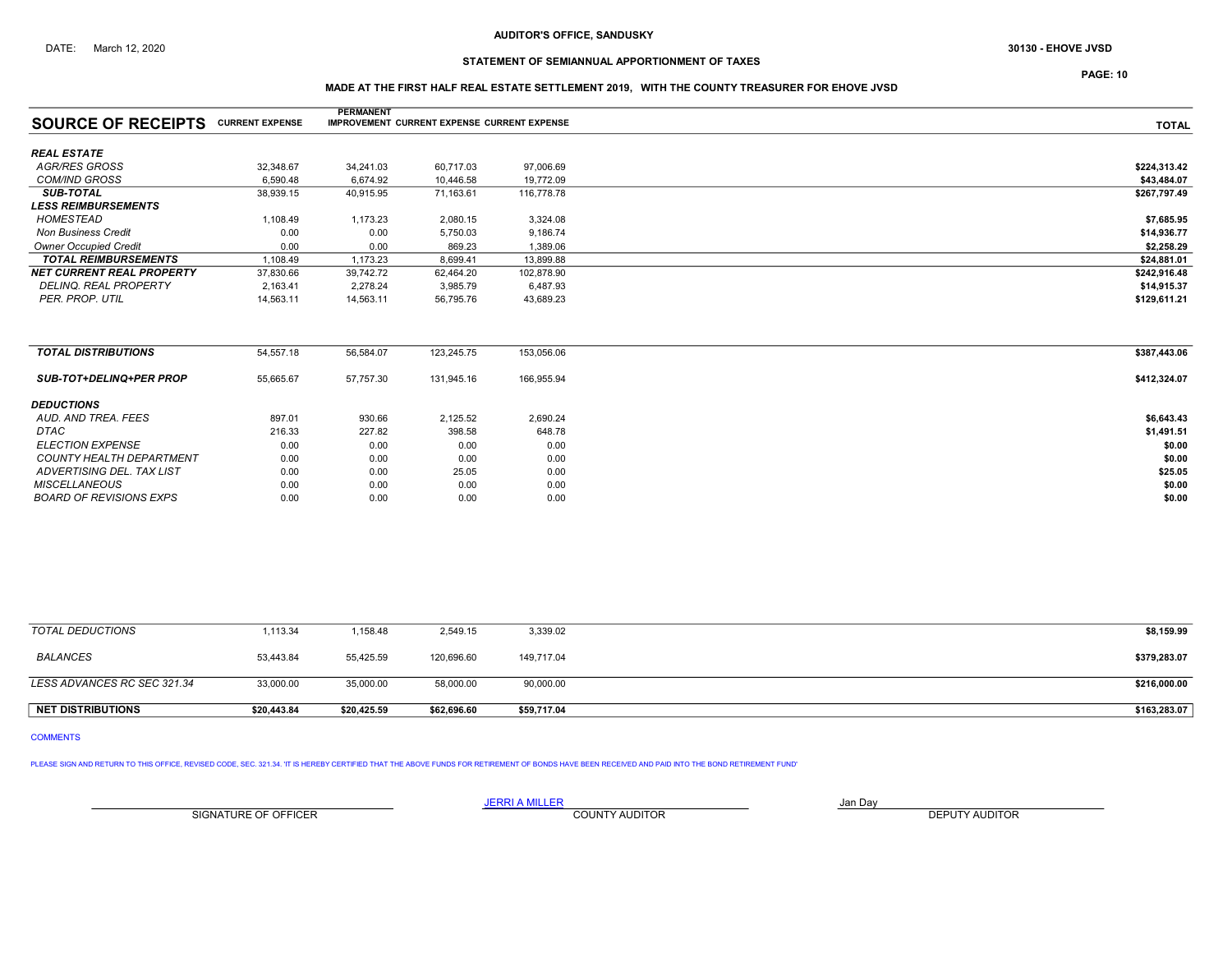AUDITOR'S OFFICE, SANDUSKY

DATE: March 12, 2020

30130 - EHOVE JVSD

## STATEMENT OF SEMIANNUAL APPORTIONMENT OF TAXES

### MADE AT THE FIRST HALF REAL ESTATE SETTLEMENT 2019, WITH THE COUNTY TREASURER FOR EHOVE JVSD

| SOURCE OF RECEIPTS | CURRENT EXPENSE | PERMANENT IMPROVEMENT | CURRENT EXPENSE | CURRENT EXPENSE | TOTAL |
|---|---|---|---|---|---|
| ***REAL ESTATE*** | | | | | |
| *AGR/RES GROSS* | 32,348.67 | 34,241.03 | 60,717.03 | 97,006.69 | **$224,313.42** |
| *COM/IND GROSS* | 6,590.48 | 6,674.92 | 10,446.58 | 19,772.09 | **$43,484.07** |
| ***SUB-TOTAL*** | 38,939.15 | 40,915.95 | 71,163.61 | 116,778.78 | **$267,797.49** |
| ***LESS REIMBURSEMENTS*** | | | | | |
| *HOMESTEAD* | 1,108.49 | 1,173.23 | 2,080.15 | 3,324.08 | **$7,685.95** |
| *Non Business Credit* | 0.00 | 0.00 | 5,750.03 | 9,186.74 | **$14,936.77** |
| *Owner Occupied Credit* | 0.00 | 0.00 | 869.23 | 1,389.06 | **$2,258.29** |
| ***TOTAL REIMBURSEMENTS*** | 1,108.49 | 1,173.23 | 8,699.41 | 13,899.88 | **$24,881.01** |
| ***NET CURRENT REAL PROPERTY*** | 37,830.66 | 39,742.72 | 62,464.20 | 102,878.90 | **$242,916.48** |
| *DELINQ. REAL PROPERTY* | 2,163.41 | 2,278.24 | 3,985.79 | 6,487.93 | **$14,915.37** |
| *PER. PROP. UTIL* | 14,563.11 | 14,563.11 | 56,795.76 | 43,689.23 | **$129,611.21** |
| ***TOTAL DISTRIBUTIONS*** | 54,557.18 | 56,584.07 | 123,245.75 | 153,056.06 | **$387,443.06** |
| ***SUB-TOT+DELINQ+PER PROP*** | 55,665.67 | 57,757.30 | 131,945.16 | 166,955.94 | **$412,324.07** |
| ***DEDUCTIONS*** | | | | | |
| *AUD. AND TREA. FEES* | 897.01 | 930.66 | 2,125.52 | 2,690.24 | **$6,643.43** |
| *DTAC* | 216.33 | 227.82 | 398.58 | 648.78 | **$1,491.51** |
| *ELECTION EXPENSE* | 0.00 | 0.00 | 0.00 | 0.00 | **$0.00** |
| *COUNTY HEALTH DEPARTMENT* | 0.00 | 0.00 | 0.00 | 0.00 | **$0.00** |
| *ADVERTISING DEL. TAX LIST* | 0.00 | 0.00 | 25.05 | 0.00 | **$25.05** |
| *MISCELLANEOUS* | 0.00 | 0.00 | 0.00 | 0.00 | **$0.00** |
| *BOARD OF REVISIONS EXPS* | 0.00 | 0.00 | 0.00 | 0.00 | **$0.00** |
| *TOTAL DEDUCTIONS* | 1,113.34 | 1,158.48 | 2,549.15 | 3,339.02 | **$8,159.99** |
| *BALANCES* | 53,443.84 | 55,425.59 | 120,696.60 | 149,717.04 | **$379,283.07** |
| *LESS ADVANCES RC SEC 321.34* | 33,000.00 | 35,000.00 | 58,000.00 | 90,000.00 | **$216,000.00** |
| **NET DISTRIBUTIONS** | **$20,443.84** | **$20,425.59** | **$62,696.60** | **$59,717.04** | **$163,283.07** |

COMMENTS

PLEASE SIGN AND RETURN TO THIS OFFICE, REVISED CODE, SEC. 321.34. 'IT IS HEREBY CERTIFIED THAT THE ABOVE FUNDS FOR RETIREMENT OF BONDS HAVE BEEN RECEIVED AND PAID INTO THE BOND RETIREMENT FUND'

| SIGNATURE OF OFFICER | JERRI A MILLER<br>COUNTY AUDITOR | Jan Day<br>DEPUTY AUDITOR |
|---|---|---|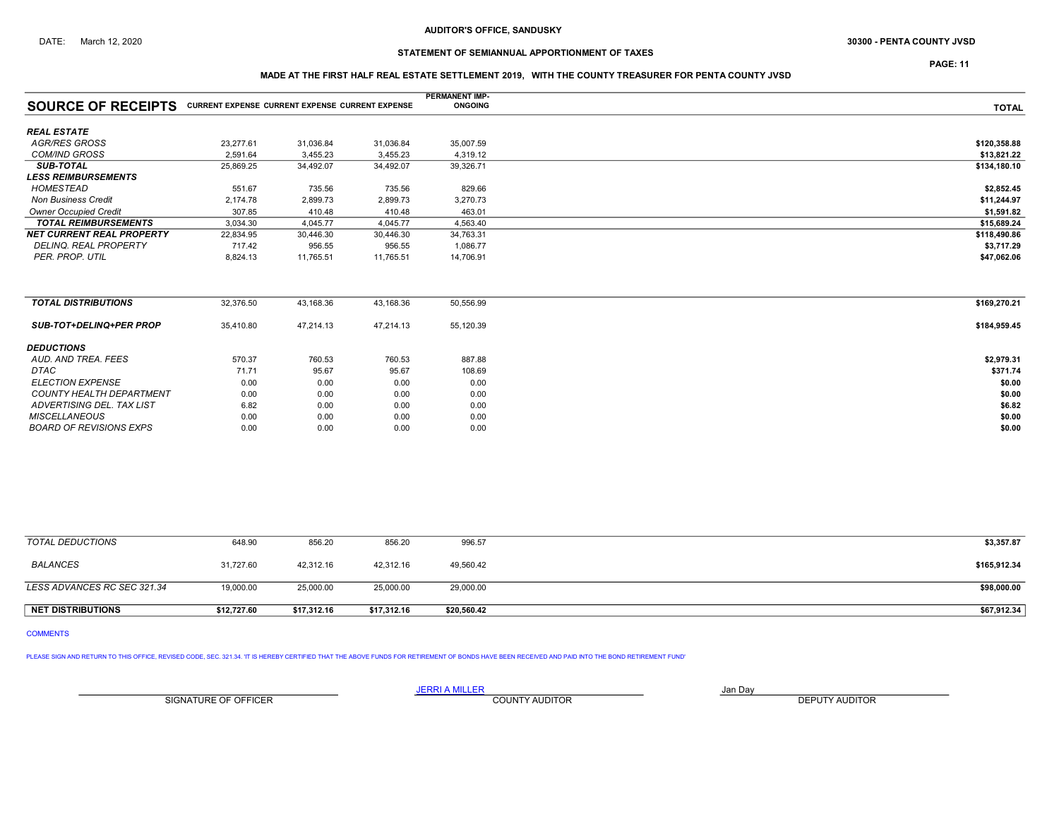DATE: March 12, 2020

**AUDITOR'S OFFICE, SANDUSKY**

**30300 - PENTA COUNTY JVSD**

**STATEMENT OF SEMIANNUAL APPORTIONMENT OF TAXES**

**MADE AT THE FIRST HALF REAL ESTATE SETTLEMENT 2019, WITH THE COUNTY TREASURER FOR PENTA COUNTY JVSD**

| SOURCE OF RECEIPTS | CURRENT EXPENSE | CURRENT EXPENSE | CURRENT EXPENSE | PERMANENT IMP-ONGOING | TOTAL |
|---|---|---|---|---|---|
| ***REAL ESTATE*** | | | | | |
| *AGR/RES GROSS* | 23,277.61 | 31,036.84 | 31,036.84 | 35,007.59 | **$120,358.88** |
| *COM/IND GROSS* | 2,591.64 | 3,455.23 | 3,455.23 | 4,319.12 | **$13,821.22** |
| ***SUB-TOTAL*** | 25,869.25 | 34,492.07 | 34,492.07 | 39,326.71 | **$134,180.10** |
| ***LESS REIMBURSEMENTS*** | | | | | |
| *HOMESTEAD* | 551.67 | 735.56 | 735.56 | 829.66 | **$2,852.45** |
| *Non Business Credit* | 2,174.78 | 2,899.73 | 2,899.73 | 3,270.73 | **$11,244.97** |
| *Owner Occupied Credit* | 307.85 | 410.48 | 410.48 | 463.01 | **$1,591.82** |
| ***TOTAL REIMBURSEMENTS*** | 3,034.30 | 4,045.77 | 4,045.77 | 4,563.40 | **$15,689.24** |
| ***NET CURRENT REAL PROPERTY*** | 22,834.95 | 30,446.30 | 30,446.30 | 34,763.31 | **$118,490.86** |
| *DELINQ. REAL PROPERTY* | 717.42 | 956.55 | 956.55 | 1,086.77 | **$3,717.29** |
| *PER. PROP. UTIL* | 8,824.13 | 11,765.51 | 11,765.51 | 14,706.91 | **$47,062.06** |
| ***TOTAL DISTRIBUTIONS*** | 32,376.50 | 43,168.36 | 43,168.36 | 50,556.99 | **$169,270.21** |
| ***SUB-TOT+DELINQ+PER PROP*** | 35,410.80 | 47,214.13 | 47,214.13 | 55,120.39 | **$184,959.45** |
| ***DEDUCTIONS*** | | | | | |
| *AUD. AND TREA. FEES* | 570.37 | 760.53 | 760.53 | 887.88 | **$2,979.31** |
| *DTAC* | 71.71 | 95.67 | 95.67 | 108.69 | **$371.74** |
| *ELECTION EXPENSE* | 0.00 | 0.00 | 0.00 | 0.00 | **$0.00** |
| *COUNTY HEALTH DEPARTMENT* | 0.00 | 0.00 | 0.00 | 0.00 | **$0.00** |
| *ADVERTISING DEL. TAX LIST* | 6.82 | 0.00 | 0.00 | 0.00 | **$6.82** |
| *MISCELLANEOUS* | 0.00 | 0.00 | 0.00 | 0.00 | **$0.00** |
| *BOARD OF REVISIONS EXPS* | 0.00 | 0.00 | 0.00 | 0.00 | **$0.00** |
| *TOTAL DEDUCTIONS* | 648.90 | 856.20 | 856.20 | 996.57 | **$3,357.87** |
| *BALANCES* | 31,727.60 | 42,312.16 | 42,312.16 | 49,560.42 | **$165,912.34** |
| *LESS ADVANCES RC SEC 321.34* | 19,000.00 | 25,000.00 | 25,000.00 | 29,000.00 | **$98,000.00** |
| **NET DISTRIBUTIONS** | **$12,727.60** | **$17,312.16** | **$17,312.16** | **$20,560.42** | **$67,912.34** |

COMMENTS

PLEASE SIGN AND RETURN TO THIS OFFICE, REVISED CODE, SEC. 321.34. 'IT IS HEREBY CERTIFIED THAT THE ABOVE FUNDS FOR RETIREMENT OF BONDS HAVE BEEN RECEIVED AND PAID INTO THE BOND RETIREMENT FUND'

| SIGNATURE OF OFFICER | JERRI A MILLER<br>COUNTY AUDITOR | Jan Day<br>DEPUTY AUDITOR |
|---|---|---|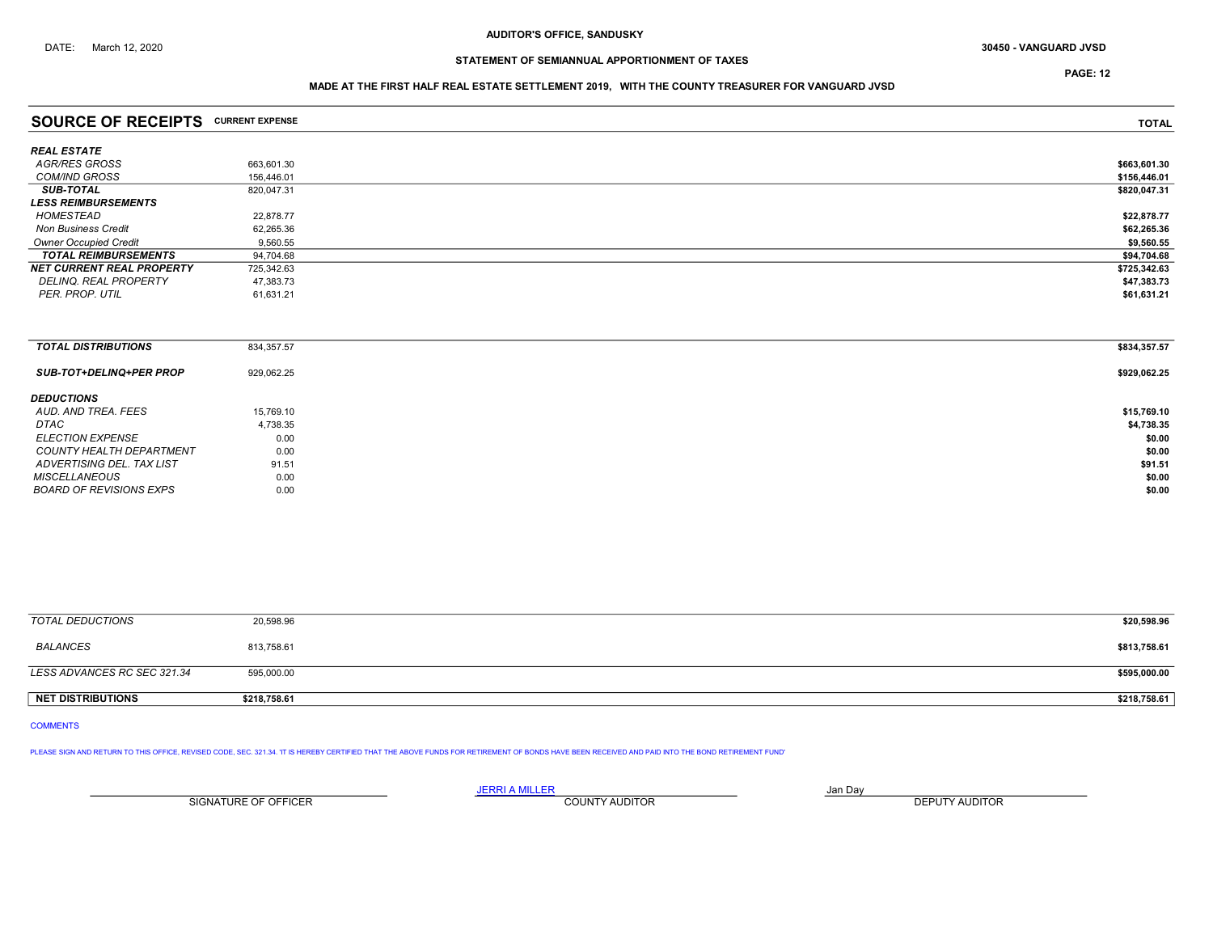AUDITOR'S OFFICE, SANDUSKY

DATE: March 12, 2020

30450 - VANGUARD JVSD

STATEMENT OF SEMIANNUAL APPORTIONMENT OF TAXES

MADE AT THE FIRST HALF REAL ESTATE SETTLEMENT 2019, WITH THE COUNTY TREASURER FOR VANGUARD JVSD

| SOURCE OF RECEIPTS | CURRENT EXPENSE | TOTAL |
|---|---|---|
| ***REAL ESTATE*** | | |
| *AGR/RES GROSS* | 663,601.30 | $663,601.30 |
| *COM/IND GROSS* | 156,446.01 | $156,446.01 |
| ***SUB-TOTAL*** | 820,047.31 | $820,047.31 |
| ***LESS REIMBURSEMENTS*** | | |
| *HOMESTEAD* | 22,878.77 | $22,878.77 |
| *Non Business Credit* | 62,265.36 | $62,265.36 |
| *Owner Occupied Credit* | 9,560.55 | $9,560.55 |
| ***TOTAL REIMBURSEMENTS*** | 94,704.68 | $94,704.68 |
| ***NET CURRENT REAL PROPERTY*** | 725,342.63 | $725,342.63 |
| *DELINQ. REAL PROPERTY* | 47,383.73 | $47,383.73 |
| *PER. PROP. UTIL* | 61,631.21 | $61,631.21 |
| ***TOTAL DISTRIBUTIONS*** | 834,357.57 | $834,357.57 |
| ***SUB-TOT+DELINQ+PER PROP*** | 929,062.25 | $929,062.25 |
| ***DEDUCTIONS*** | | |
| *AUD. AND TREA. FEES* | 15,769.10 | $15,769.10 |
| *DTAC* | 4,738.35 | $4,738.35 |
| *ELECTION EXPENSE* | 0.00 | $0.00 |
| *COUNTY HEALTH DEPARTMENT* | 0.00 | $0.00 |
| *ADVERTISING DEL. TAX LIST* | 91.51 | $91.51 |
| *MISCELLANEOUS* | 0.00 | $0.00 |
| *BOARD OF REVISIONS EXPS* | 0.00 | $0.00 |
| *TOTAL DEDUCTIONS* | 20,598.96 | $20,598.96 |
| *BALANCES* | 813,758.61 | $813,758.61 |
| *LESS ADVANCES RC SEC 321.34* | 595,000.00 | $595,000.00 |
| **NET DISTRIBUTIONS** | **$218,758.61** | **$218,758.61** |

COMMENTS

PLEASE SIGN AND RETURN TO THIS OFFICE, REVISED CODE, SEC. 321.34. 'IT IS HEREBY CERTIFIED THAT THE ABOVE FUNDS FOR RETIREMENT OF BONDS HAVE BEEN RECEIVED AND PAID INTO THE BOND RETIREMENT FUND'

| ______________________ | JERRI A MILLER | Jan Day |
|---|---|---|
| SIGNATURE OF OFFICER | COUNTY AUDITOR | DEPUTY AUDITOR |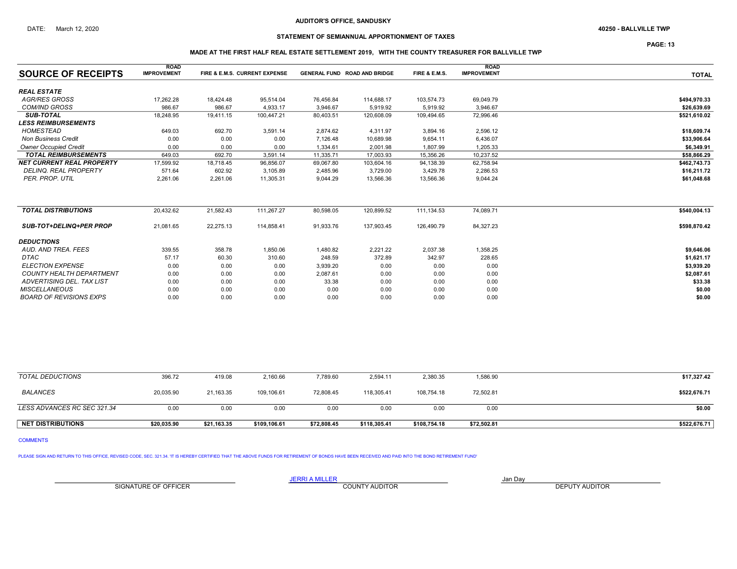AUDITOR'S OFFICE, SANDUSKY

DATE: March 12, 2020

40250 - BALLVILLE TWP

## STATEMENT OF SEMIANNUAL APPORTIONMENT OF TAXES

PAGE: 13

### MADE AT THE FIRST HALF REAL ESTATE SETTLEMENT 2019, WITH THE COUNTY TREASURER FOR BALLVILLE TWP

| SOURCE OF RECEIPTS | ROAD IMPROVEMENT | FIRE & E.M.S. | CURRENT EXPENSE | GENERAL FUND | ROAD AND BRIDGE | FIRE & E.M.S. | ROAD IMPROVEMENT | TOTAL |
|---|---|---|---|---|---|---|---|---|
| ***REAL ESTATE*** | | | | | | | | |
| *AGR/RES GROSS* | 17,262.28 | 18,424.48 | 95,514.04 | 76,456.84 | 114,688.17 | 103,574.73 | 69,049.79 | $494,970.33 |
| *COM/IND GROSS* | 986.67 | 986.67 | 4,933.17 | 3,946.67 | 5,919.92 | 5,919.92 | 3,946.67 | $26,639.69 |
| ***SUB-TOTAL*** | 18,248.95 | 19,411.15 | 100,447.21 | 80,403.51 | 120,608.09 | 109,494.65 | 72,996.46 | $521,610.02 |
| ***LESS REIMBURSEMENTS*** | | | | | | | | |
| *HOMESTEAD* | 649.03 | 692.70 | 3,591.14 | 2,874.62 | 4,311.97 | 3,894.16 | 2,596.12 | $18,609.74 |
| *Non Business Credit* | 0.00 | 0.00 | 0.00 | 7,126.48 | 10,689.98 | 9,654.11 | 6,436.07 | $33,906.64 |
| *Owner Occupied Credit* | 0.00 | 0.00 | 0.00 | 1,334.61 | 2,001.98 | 1,807.99 | 1,205.33 | $6,349.91 |
| ***TOTAL REIMBURSEMENTS*** | 649.03 | 692.70 | 3,591.14 | 11,335.71 | 17,003.93 | 15,356.26 | 10,237.52 | $58,866.29 |
| ***NET CURRENT REAL PROPERTY*** | 17,599.92 | 18,718.45 | 96,856.07 | 69,067.80 | 103,604.16 | 94,138.39 | 62,758.94 | $462,743.73 |
| *DELINQ. REAL PROPERTY* | 571.64 | 602.92 | 3,105.89 | 2,485.96 | 3,729.00 | 3,429.78 | 2,286.53 | $16,211.72 |
| *PER. PROP. UTIL* | 2,261.06 | 2,261.06 | 11,305.31 | 9,044.29 | 13,566.36 | 13,566.36 | 9,044.24 | $61,048.68 |
| ***TOTAL DISTRIBUTIONS*** | 20,432.62 | 21,582.43 | 111,267.27 | 80,598.05 | 120,899.52 | 111,134.53 | 74,089.71 | $540,004.13 |
| ***SUB-TOT+DELINQ+PER PROP*** | 21,081.65 | 22,275.13 | 114,858.41 | 91,933.76 | 137,903.45 | 126,490.79 | 84,327.23 | $598,870.42 |
| ***DEDUCTIONS*** | | | | | | | | |
| *AUD. AND TREA. FEES* | 339.55 | 358.78 | 1,850.06 | 1,480.82 | 2,221.22 | 2,037.38 | 1,358.25 | $9,646.06 |
| *DTAC* | 57.17 | 60.30 | 310.60 | 248.59 | 372.89 | 342.97 | 228.65 | $1,621.17 |
| *ELECTION EXPENSE* | 0.00 | 0.00 | 0.00 | 3,939.20 | 0.00 | 0.00 | 0.00 | $3,939.20 |
| *COUNTY HEALTH DEPARTMENT* | 0.00 | 0.00 | 0.00 | 2,087.61 | 0.00 | 0.00 | 0.00 | $2,087.61 |
| *ADVERTISING DEL. TAX LIST* | 0.00 | 0.00 | 0.00 | 33.38 | 0.00 | 0.00 | 0.00 | $33.38 |
| *MISCELLANEOUS* | 0.00 | 0.00 | 0.00 | 0.00 | 0.00 | 0.00 | 0.00 | $0.00 |
| *BOARD OF REVISIONS EXPS* | 0.00 | 0.00 | 0.00 | 0.00 | 0.00 | 0.00 | 0.00 | $0.00 |
| *TOTAL DEDUCTIONS* | 396.72 | 419.08 | 2,160.66 | 7,789.60 | 2,594.11 | 2,380.35 | 1,586.90 | $17,327.42 |
| *BALANCES* | 20,035.90 | 21,163.35 | 109,106.61 | 72,808.45 | 118,305.41 | 108,754.18 | 72,502.81 | $522,676.71 |
| *LESS ADVANCES RC SEC 321.34* | 0.00 | 0.00 | 0.00 | 0.00 | 0.00 | 0.00 | 0.00 | $0.00 |
| **NET DISTRIBUTIONS** | **$20,035.90** | **$21,163.35** | **$109,106.61** | **$72,808.45** | **$118,305.41** | **$108,754.18** | **$72,502.81** | **$522,676.71** |

COMMENTS

PLEASE SIGN AND RETURN TO THIS OFFICE, REVISED CODE, SEC. 321.34. 'IT IS HEREBY CERTIFIED THAT THE ABOVE FUNDS FOR RETIREMENT OF BONDS HAVE BEEN RECEIVED AND PAID INTO THE BOND RETIREMENT FUND'

| SIGNATURE OF OFFICER | JERRI A MILLER<br>COUNTY AUDITOR | Jan Day<br>DEPUTY AUDITOR |
|---|---|---|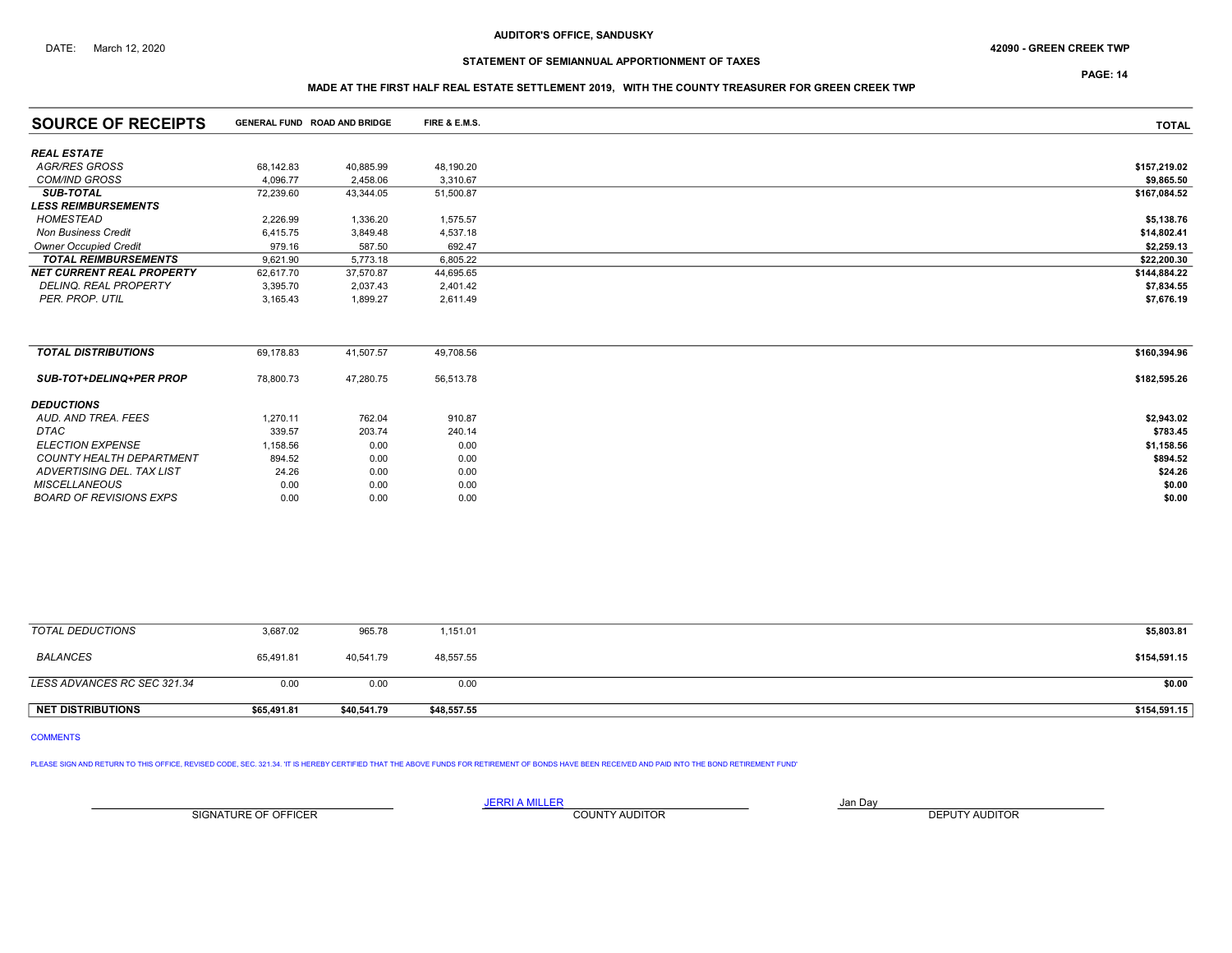AUDITOR'S OFFICE, SANDUSKY

DATE: March 12, 2020

42090 - GREEN CREEK TWP

STATEMENT OF SEMIANNUAL APPORTIONMENT OF TAXES

MADE AT THE FIRST HALF REAL ESTATE SETTLEMENT 2019, WITH THE COUNTY TREASURER FOR GREEN CREEK TWP

| SOURCE OF RECEIPTS | GENERAL FUND | ROAD AND BRIDGE | FIRE & E.M.S. | TOTAL |
|---|---|---|---|---|
| ***REAL ESTATE*** | | | | |
| *AGR/RES GROSS* | 68,142.83 | 40,885.99 | 48,190.20 | $157,219.02 |
| *COM/IND GROSS* | 4,096.77 | 2,458.06 | 3,310.67 | $9,865.50 |
| ***SUB-TOTAL*** | 72,239.60 | 43,344.05 | 51,500.87 | $167,084.52 |
| ***LESS REIMBURSEMENTS*** | | | | |
| *HOMESTEAD* | 2,226.99 | 1,336.20 | 1,575.57 | $5,138.76 |
| *Non Business Credit* | 6,415.75 | 3,849.48 | 4,537.18 | $14,802.41 |
| *Owner Occupied Credit* | 979.16 | 587.50 | 692.47 | $2,259.13 |
| ***TOTAL REIMBURSEMENTS*** | 9,621.90 | 5,773.18 | 6,805.22 | $22,200.30 |
| ***NET CURRENT REAL PROPERTY*** | 62,617.70 | 37,570.87 | 44,695.65 | $144,884.22 |
| *DELINQ. REAL PROPERTY* | 3,395.70 | 2,037.43 | 2,401.42 | $7,834.55 |
| *PER. PROP. UTIL* | 3,165.43 | 1,899.27 | 2,611.49 | $7,676.19 |
| ***TOTAL DISTRIBUTIONS*** | 69,178.83 | 41,507.57 | 49,708.56 | $160,394.96 |
| ***SUB-TOT+DELINQ+PER PROP*** | 78,800.73 | 47,280.75 | 56,513.78 | $182,595.26 |
| ***DEDUCTIONS*** | | | | |
| *AUD. AND TREA. FEES* | 1,270.11 | 762.04 | 910.87 | $2,943.02 |
| *DTAC* | 339.57 | 203.74 | 240.14 | $783.45 |
| *ELECTION EXPENSE* | 1,158.56 | 0.00 | 0.00 | $1,158.56 |
| *COUNTY HEALTH DEPARTMENT* | 894.52 | 0.00 | 0.00 | $894.52 |
| *ADVERTISING DEL. TAX LIST* | 24.26 | 0.00 | 0.00 | $24.26 |
| *MISCELLANEOUS* | 0.00 | 0.00 | 0.00 | $0.00 |
| *BOARD OF REVISIONS EXPS* | 0.00 | 0.00 | 0.00 | $0.00 |
| *TOTAL DEDUCTIONS* | 3,687.02 | 965.78 | 1,151.01 | $5,803.81 |
| *BALANCES* | 65,491.81 | 40,541.79 | 48,557.55 | $154,591.15 |
| *LESS ADVANCES RC SEC 321.34* | 0.00 | 0.00 | 0.00 | $0.00 |
| **NET DISTRIBUTIONS** | **$65,491.81** | **$40,541.79** | **$48,557.55** | **$154,591.15** |

COMMENTS

PLEASE SIGN AND RETURN TO THIS OFFICE, REVISED CODE, SEC. 321.34. 'IT IS HEREBY CERTIFIED THAT THE ABOVE FUNDS FOR RETIREMENT OF BONDS HAVE BEEN RECEIVED AND PAID INTO THE BOND RETIREMENT FUND'

| ______________________ | JERRI A MILLER | Jan Day |
|---|---|---|
| SIGNATURE OF OFFICER | COUNTY AUDITOR | DEPUTY AUDITOR |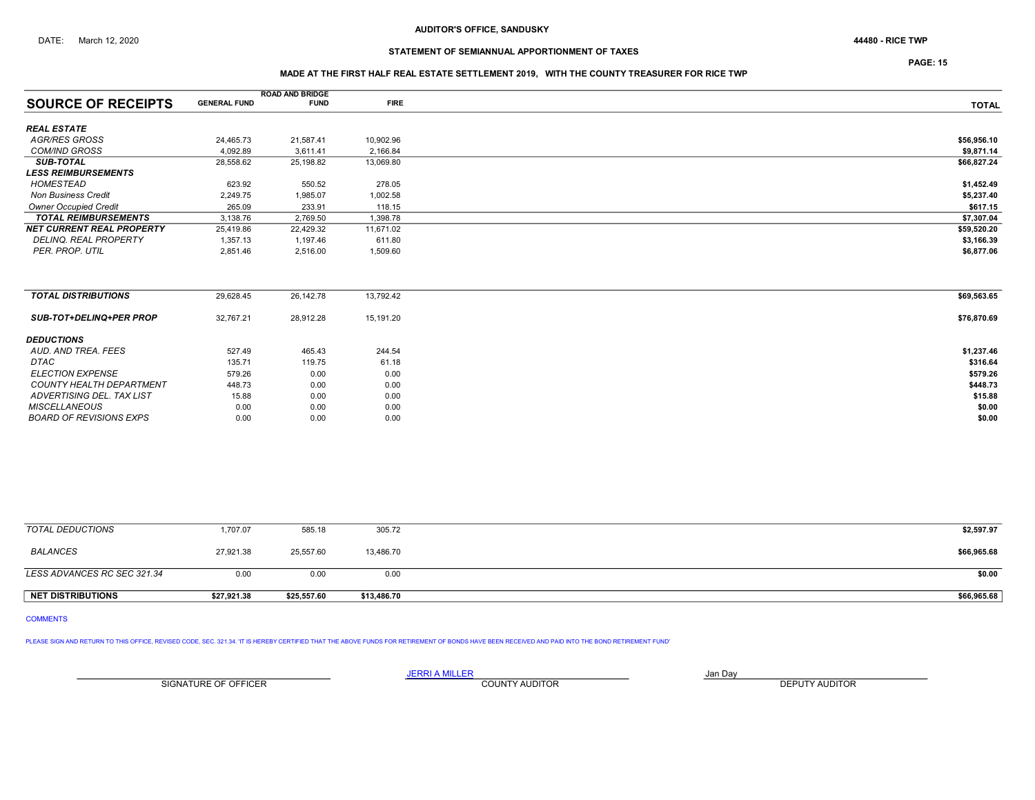AUDITOR'S OFFICE, SANDUSKY

DATE: March 12, 2020

44480 - RICE TWP

STATEMENT OF SEMIANNUAL APPORTIONMENT OF TAXES

MADE AT THE FIRST HALF REAL ESTATE SETTLEMENT 2019, WITH THE COUNTY TREASURER FOR RICE TWP

| SOURCE OF RECEIPTS | GENERAL FUND | ROAD AND BRIDGE FUND | FIRE | TOTAL |
|---|---|---|---|---|
| ***REAL ESTATE*** | | | | |
| *AGR/RES GROSS* | 24,465.73 | 21,587.41 | 10,902.96 | **$56,956.10** |
| *COM/IND GROSS* | 4,092.89 | 3,611.41 | 2,166.84 | **$9,871.14** |
| ***SUB-TOTAL*** | 28,558.62 | 25,198.82 | 13,069.80 | **$66,827.24** |
| ***LESS REIMBURSEMENTS*** | | | | |
| *HOMESTEAD* | 623.92 | 550.52 | 278.05 | **$1,452.49** |
| *Non Business Credit* | 2,249.75 | 1,985.07 | 1,002.58 | **$5,237.40** |
| *Owner Occupied Credit* | 265.09 | 233.91 | 118.15 | **$617.15** |
| ***TOTAL REIMBURSEMENTS*** | 3,138.76 | 2,769.50 | 1,398.78 | **$7,307.04** |
| ***NET CURRENT REAL PROPERTY*** | 25,419.86 | 22,429.32 | 11,671.02 | **$59,520.20** |
| *DELINQ. REAL PROPERTY* | 1,357.13 | 1,197.46 | 611.80 | **$3,166.39** |
| *PER. PROP. UTIL* | 2,851.46 | 2,516.00 | 1,509.60 | **$6,877.06** |
| ***TOTAL DISTRIBUTIONS*** | 29,628.45 | 26,142.78 | 13,792.42 | **$69,563.65** |
| ***SUB-TOT+DELINQ+PER PROP*** | 32,767.21 | 28,912.28 | 15,191.20 | **$76,870.69** |
| ***DEDUCTIONS*** | | | | |
| *AUD. AND TREA. FEES* | 527.49 | 465.43 | 244.54 | **$1,237.46** |
| *DTAC* | 135.71 | 119.75 | 61.18 | **$316.64** |
| *ELECTION EXPENSE* | 579.26 | 0.00 | 0.00 | **$579.26** |
| *COUNTY HEALTH DEPARTMENT* | 448.73 | 0.00 | 0.00 | **$448.73** |
| *ADVERTISING DEL. TAX LIST* | 15.88 | 0.00 | 0.00 | **$15.88** |
| *MISCELLANEOUS* | 0.00 | 0.00 | 0.00 | **$0.00** |
| *BOARD OF REVISIONS EXPS* | 0.00 | 0.00 | 0.00 | **$0.00** |
| *TOTAL DEDUCTIONS* | 1,707.07 | 585.18 | 305.72 | **$2,597.97** |
| *BALANCES* | 27,921.38 | 25,557.60 | 13,486.70 | **$66,965.68** |
| *LESS ADVANCES RC SEC 321.34* | 0.00 | 0.00 | 0.00 | **$0.00** |
| **NET DISTRIBUTIONS** | **$27,921.38** | **$25,557.60** | **$13,486.70** | **$66,965.68** |

COMMENTS

PLEASE SIGN AND RETURN TO THIS OFFICE, REVISED CODE, SEC. 321.34. 'IT IS HEREBY CERTIFIED THAT THE ABOVE FUNDS FOR RETIREMENT OF BONDS HAVE BEEN RECEIVED AND PAID INTO THE BOND RETIREMENT FUND'

| SIGNATURE OF OFFICER | JERRI A MILLER<br>COUNTY AUDITOR | Jan Day<br>DEPUTY AUDITOR |
|---|---|---|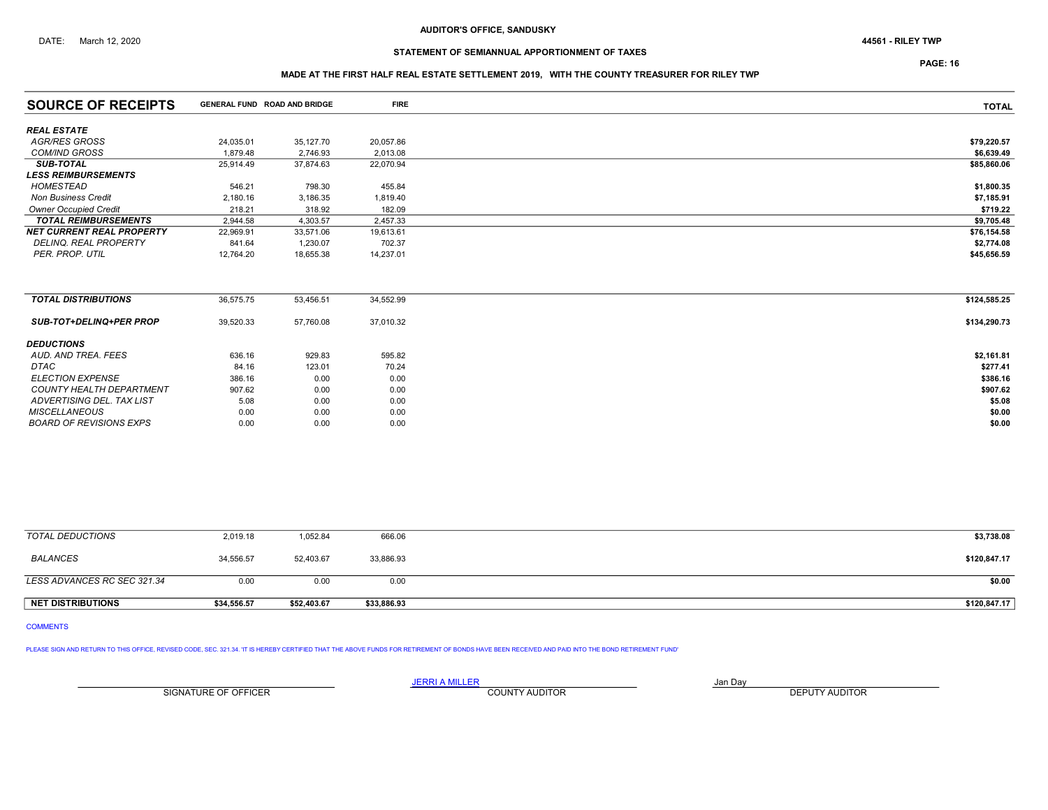AUDITOR'S OFFICE, SANDUSKY

DATE: March 12, 2020

44561 - RILEY TWP

STATEMENT OF SEMIANNUAL APPORTIONMENT OF TAXES

PAGE: 16

MADE AT THE FIRST HALF REAL ESTATE SETTLEMENT 2019, WITH THE COUNTY TREASURER FOR RILEY TWP

| SOURCE OF RECEIPTS | GENERAL FUND | ROAD AND BRIDGE | FIRE | TOTAL |
|---|---|---|---|---|
| ***REAL ESTATE*** | | | | |
| *AGR/RES GROSS* | 24,035.01 | 35,127.70 | 20,057.86 | **$79,220.57** |
| *COM/IND GROSS* | 1,879.48 | 2,746.93 | 2,013.08 | **$6,639.49** |
| ***SUB-TOTAL*** | 25,914.49 | 37,874.63 | 22,070.94 | **$85,860.06** |
| ***LESS REIMBURSEMENTS*** | | | | |
| *HOMESTEAD* | 546.21 | 798.30 | 455.84 | **$1,800.35** |
| *Non Business Credit* | 2,180.16 | 3,186.35 | 1,819.40 | **$7,185.91** |
| *Owner Occupied Credit* | 218.21 | 318.92 | 182.09 | **$719.22** |
| ***TOTAL REIMBURSEMENTS*** | 2,944.58 | 4,303.57 | 2,457.33 | **$9,705.48** |
| ***NET CURRENT REAL PROPERTY*** | 22,969.91 | 33,571.06 | 19,613.61 | **$76,154.58** |
| *DELINQ. REAL PROPERTY* | 841.64 | 1,230.07 | 702.37 | **$2,774.08** |
| *PER. PROP. UTIL* | 12,764.20 | 18,655.38 | 14,237.01 | **$45,656.59** |
| ***TOTAL DISTRIBUTIONS*** | 36,575.75 | 53,456.51 | 34,552.99 | **$124,585.25** |
| ***SUB-TOT+DELINQ+PER PROP*** | 39,520.33 | 57,760.08 | 37,010.32 | **$134,290.73** |
| ***DEDUCTIONS*** | | | | |
| *AUD. AND TREA. FEES* | 636.16 | 929.83 | 595.82 | **$2,161.81** |
| *DTAC* | 84.16 | 123.01 | 70.24 | **$277.41** |
| *ELECTION EXPENSE* | 386.16 | 0.00 | 0.00 | **$386.16** |
| *COUNTY HEALTH DEPARTMENT* | 907.62 | 0.00 | 0.00 | **$907.62** |
| *ADVERTISING DEL. TAX LIST* | 5.08 | 0.00 | 0.00 | **$5.08** |
| *MISCELLANEOUS* | 0.00 | 0.00 | 0.00 | **$0.00** |
| *BOARD OF REVISIONS EXPS* | 0.00 | 0.00 | 0.00 | **$0.00** |
| *TOTAL DEDUCTIONS* | 2,019.18 | 1,052.84 | 666.06 | **$3,738.08** |
| *BALANCES* | 34,556.57 | 52,403.67 | 33,886.93 | **$120,847.17** |
| *LESS ADVANCES RC SEC 321.34* | 0.00 | 0.00 | 0.00 | **$0.00** |
| **NET DISTRIBUTIONS** | **$34,556.57** | **$52,403.67** | **$33,886.93** | **$120,847.17** |

COMMENTS

PLEASE SIGN AND RETURN TO THIS OFFICE, REVISED CODE, SEC. 321.34. 'IT IS HEREBY CERTIFIED THAT THE ABOVE FUNDS FOR RETIREMENT OF BONDS HAVE BEEN RECEIVED AND PAID INTO THE BOND RETIREMENT FUND'

| SIGNATURE OF OFFICER | JERRI A MILLER<br>COUNTY AUDITOR | Jan Day<br>DEPUTY AUDITOR |
|---|---|---|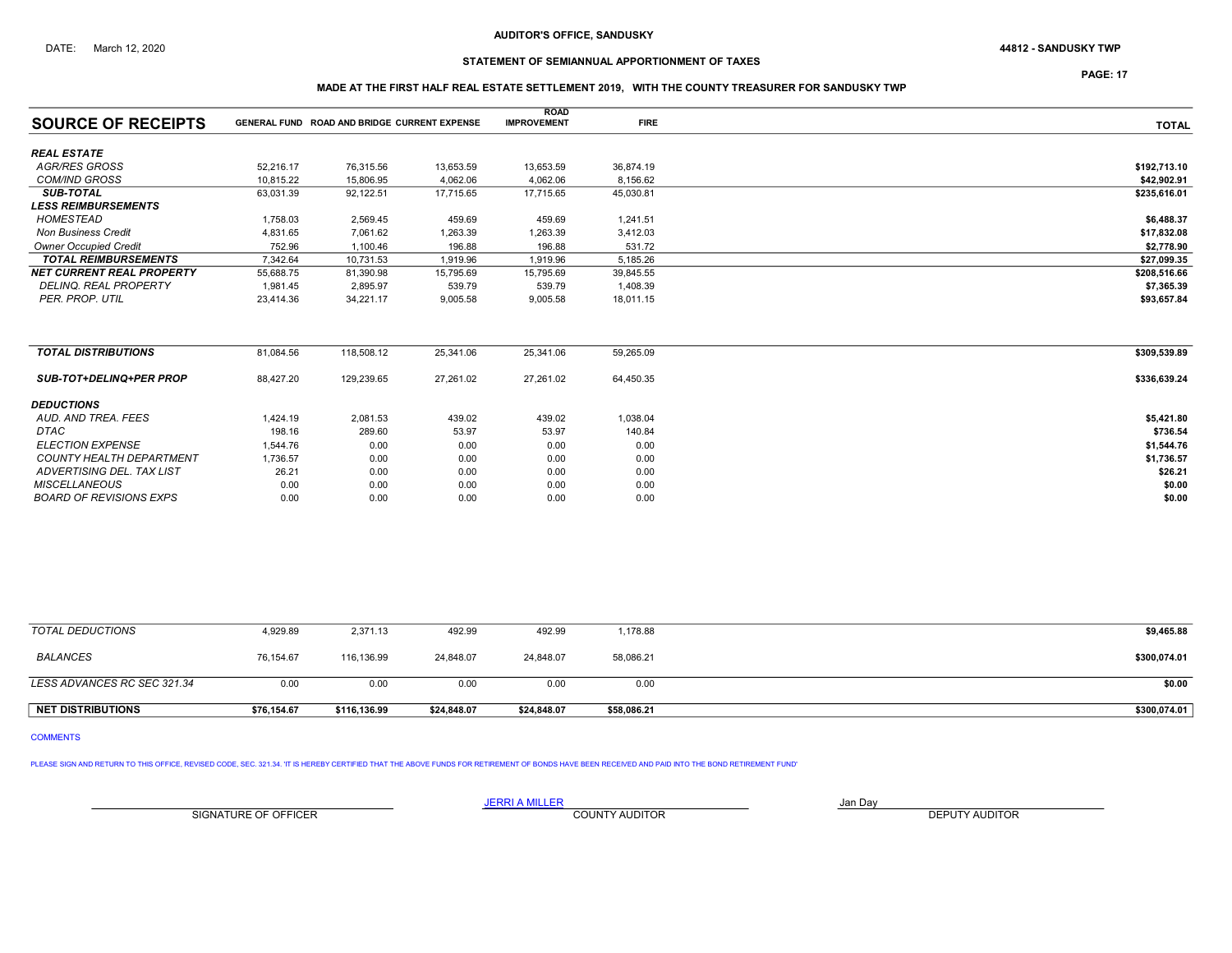DATE: March 12, 2020

**AUDITOR'S OFFICE, SANDUSKY**

**44812 - SANDUSKY TWP**

**STATEMENT OF SEMIANNUAL APPORTIONMENT OF TAXES**

**MADE AT THE FIRST HALF REAL ESTATE SETTLEMENT 2019, WITH THE COUNTY TREASURER FOR SANDUSKY TWP**

| SOURCE OF RECEIPTS | GENERAL FUND | ROAD AND BRIDGE | CURRENT EXPENSE | ROAD IMPROVEMENT | FIRE | TOTAL |
|---|---|---|---|---|---|---|
| ***REAL ESTATE*** | | | | | | |
| *AGR/RES GROSS* | 52,216.17 | 76,315.56 | 13,653.59 | 13,653.59 | 36,874.19 | $192,713.10 |
| *COM/IND GROSS* | 10,815.22 | 15,806.95 | 4,062.06 | 4,062.06 | 8,156.62 | $42,902.91 |
| ***SUB-TOTAL*** | 63,031.39 | 92,122.51 | 17,715.65 | 17,715.65 | 45,030.81 | $235,616.01 |
| ***LESS REIMBURSEMENTS*** | | | | | | |
| *HOMESTEAD* | 1,758.03 | 2,569.45 | 459.69 | 459.69 | 1,241.51 | $6,488.37 |
| *Non Business Credit* | 4,831.65 | 7,061.62 | 1,263.39 | 1,263.39 | 3,412.03 | $17,832.08 |
| *Owner Occupied Credit* | 752.96 | 1,100.46 | 196.88 | 196.88 | 531.72 | $2,778.90 |
| ***TOTAL REIMBURSEMENTS*** | 7,342.64 | 10,731.53 | 1,919.96 | 1,919.96 | 5,185.26 | $27,099.35 |
| ***NET CURRENT REAL PROPERTY*** | 55,688.75 | 81,390.98 | 15,795.69 | 15,795.69 | 39,845.55 | $208,516.66 |
| *DELINQ. REAL PROPERTY* | 1,981.45 | 2,895.97 | 539.79 | 539.79 | 1,408.39 | $7,365.39 |
| *PER. PROP. UTIL* | 23,414.36 | 34,221.17 | 9,005.58 | 9,005.58 | 18,011.15 | $93,657.84 |
| ***TOTAL DISTRIBUTIONS*** | 81,084.56 | 118,508.12 | 25,341.06 | 25,341.06 | 59,265.09 | $309,539.89 |
| ***SUB-TOT+DELINQ+PER PROP*** | 88,427.20 | 129,239.65 | 27,261.02 | 27,261.02 | 64,450.35 | $336,639.24 |
| ***DEDUCTIONS*** | | | | | | |
| *AUD. AND TREA. FEES* | 1,424.19 | 2,081.53 | 439.02 | 439.02 | 1,038.04 | $5,421.80 |
| *DTAC* | 198.16 | 289.60 | 53.97 | 53.97 | 140.84 | $736.54 |
| *ELECTION EXPENSE* | 1,544.76 | 0.00 | 0.00 | 0.00 | 0.00 | $1,544.76 |
| *COUNTY HEALTH DEPARTMENT* | 1,736.57 | 0.00 | 0.00 | 0.00 | 0.00 | $1,736.57 |
| *ADVERTISING DEL. TAX LIST* | 26.21 | 0.00 | 0.00 | 0.00 | 0.00 | $26.21 |
| *MISCELLANEOUS* | 0.00 | 0.00 | 0.00 | 0.00 | 0.00 | $0.00 |
| *BOARD OF REVISIONS EXPS* | 0.00 | 0.00 | 0.00 | 0.00 | 0.00 | $0.00 |
| *TOTAL DEDUCTIONS* | 4,929.89 | 2,371.13 | 492.99 | 492.99 | 1,178.88 | $9,465.88 |
| *BALANCES* | 76,154.67 | 116,136.99 | 24,848.07 | 24,848.07 | 58,086.21 | $300,074.01 |
| *LESS ADVANCES RC SEC 321.34* | 0.00 | 0.00 | 0.00 | 0.00 | 0.00 | $0.00 |
| **NET DISTRIBUTIONS** | **$76,154.67** | **$116,136.99** | **$24,848.07** | **$24,848.07** | **$58,086.21** | **$300,074.01** |

COMMENTS

PLEASE SIGN AND RETURN TO THIS OFFICE, REVISED CODE, SEC. 321.34. 'IT IS HEREBY CERTIFIED THAT THE ABOVE FUNDS FOR RETIREMENT OF BONDS HAVE BEEN RECEIVED AND PAID INTO THE BOND RETIREMENT FUND'

SIGNATURE OF OFFICER

JERRI A MILLER
COUNTY AUDITOR

Jan Day
DEPUTY AUDITOR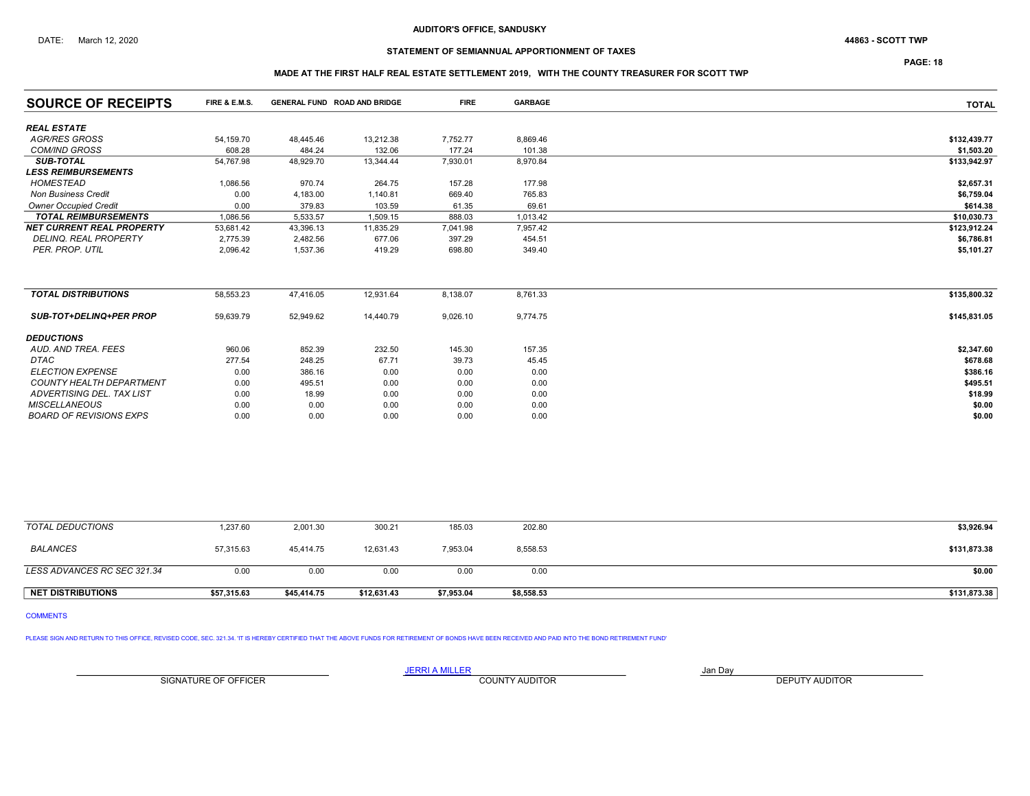AUDITOR'S OFFICE, SANDUSKY

DATE: March 12, 2020

44863 - SCOTT TWP

STATEMENT OF SEMIANNUAL APPORTIONMENT OF TAXES

MADE AT THE FIRST HALF REAL ESTATE SETTLEMENT 2019, WITH THE COUNTY TREASURER FOR SCOTT TWP

| SOURCE OF RECEIPTS | FIRE & E.M.S. | GENERAL FUND | ROAD AND BRIDGE | FIRE | GARBAGE | TOTAL |
|---|---|---|---|---|---|---|
| ***REAL ESTATE*** | | | | | | |
| *AGR/RES GROSS* | 54,159.70 | 48,445.46 | 13,212.38 | 7,752.77 | 8,869.46 | $132,439.77 |
| *COM/IND GROSS* | 608.28 | 484.24 | 132.06 | 177.24 | 101.38 | $1,503.20 |
| ***SUB-TOTAL*** | 54,767.98 | 48,929.70 | 13,344.44 | 7,930.01 | 8,970.84 | $133,942.97 |
| ***LESS REIMBURSEMENTS*** | | | | | | |
| *HOMESTEAD* | 1,086.56 | 970.74 | 264.75 | 157.28 | 177.98 | $2,657.31 |
| *Non Business Credit* | 0.00 | 4,183.00 | 1,140.81 | 669.40 | 765.83 | $6,759.04 |
| *Owner Occupied Credit* | 0.00 | 379.83 | 103.59 | 61.35 | 69.61 | $614.38 |
| ***TOTAL REIMBURSEMENTS*** | 1,086.56 | 5,533.57 | 1,509.15 | 888.03 | 1,013.42 | $10,030.73 |
| ***NET CURRENT REAL PROPERTY*** | 53,681.42 | 43,396.13 | 11,835.29 | 7,041.98 | 7,957.42 | $123,912.24 |
| *DELINQ. REAL PROPERTY* | 2,775.39 | 2,482.56 | 677.06 | 397.29 | 454.51 | $6,786.81 |
| *PER. PROP. UTIL* | 2,096.42 | 1,537.36 | 419.29 | 698.80 | 349.40 | $5,101.27 |
| ***TOTAL DISTRIBUTIONS*** | 58,553.23 | 47,416.05 | 12,931.64 | 8,138.07 | 8,761.33 | $135,800.32 |
| ***SUB-TOT+DELINQ+PER PROP*** | 59,639.79 | 52,949.62 | 14,440.79 | 9,026.10 | 9,774.75 | $145,831.05 |
| ***DEDUCTIONS*** | | | | | | |
| *AUD. AND TREA. FEES* | 960.06 | 852.39 | 232.50 | 145.30 | 157.35 | $2,347.60 |
| *DTAC* | 277.54 | 248.25 | 67.71 | 39.73 | 45.45 | $678.68 |
| *ELECTION EXPENSE* | 0.00 | 386.16 | 0.00 | 0.00 | 0.00 | $386.16 |
| *COUNTY HEALTH DEPARTMENT* | 0.00 | 495.51 | 0.00 | 0.00 | 0.00 | $495.51 |
| *ADVERTISING DEL. TAX LIST* | 0.00 | 18.99 | 0.00 | 0.00 | 0.00 | $18.99 |
| *MISCELLANEOUS* | 0.00 | 0.00 | 0.00 | 0.00 | 0.00 | $0.00 |
| *BOARD OF REVISIONS EXPS* | 0.00 | 0.00 | 0.00 | 0.00 | 0.00 | $0.00 |
| *TOTAL DEDUCTIONS* | 1,237.60 | 2,001.30 | 300.21 | 185.03 | 202.80 | $3,926.94 |
| *BALANCES* | 57,315.63 | 45,414.75 | 12,631.43 | 7,953.04 | 8,558.53 | $131,873.38 |
| *LESS ADVANCES RC SEC 321.34* | 0.00 | 0.00 | 0.00 | 0.00 | 0.00 | $0.00 |
| **NET DISTRIBUTIONS** | **$57,315.63** | **$45,414.75** | **$12,631.43** | **$7,953.04** | **$8,558.53** | **$131,873.38** |

COMMENTS

PLEASE SIGN AND RETURN TO THIS OFFICE, REVISED CODE, SEC. 321.34. 'IT IS HEREBY CERTIFIED THAT THE ABOVE FUNDS FOR RETIREMENT OF BONDS HAVE BEEN RECEIVED AND PAID INTO THE BOND RETIREMENT FUND'

SIGNATURE OF OFFICER

JERRI A MILLER
COUNTY AUDITOR

Jan Day
DEPUTY AUDITOR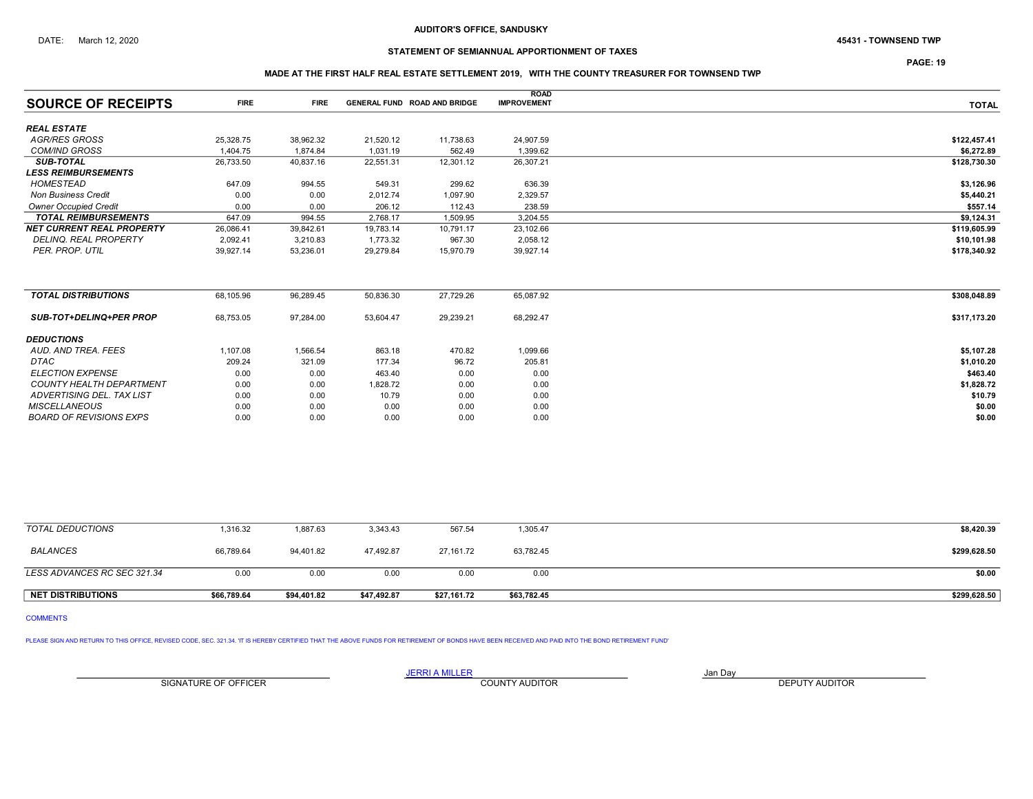DATE: March 12, 2020

**AUDITOR'S OFFICE, SANDUSKY**

**45431 - TOWNSEND TWP**

**STATEMENT OF SEMIANNUAL APPORTIONMENT OF TAXES**

**MADE AT THE FIRST HALF REAL ESTATE SETTLEMENT 2019, WITH THE COUNTY TREASURER FOR TOWNSEND TWP**

| SOURCE OF RECEIPTS | FIRE | FIRE | GENERAL FUND | ROAD AND BRIDGE | ROAD IMPROVEMENT | TOTAL |
|---|---|---|---|---|---|---|
| ***REAL ESTATE*** | | | | | | |
| *AGR/RES GROSS* | 25,328.75 | 38,962.32 | 21,520.12 | 11,738.63 | 24,907.59 | **$122,457.41** |
| *COM/IND GROSS* | 1,404.75 | 1,874.84 | 1,031.19 | 562.49 | 1,399.62 | **$6,272.89** |
| ***SUB-TOTAL*** | 26,733.50 | 40,837.16 | 22,551.31 | 12,301.12 | 26,307.21 | **$128,730.30** |
| ***LESS REIMBURSEMENTS*** | | | | | | |
| *HOMESTEAD* | 647.09 | 994.55 | 549.31 | 299.62 | 636.39 | **$3,126.96** |
| *Non Business Credit* | 0.00 | 0.00 | 2,012.74 | 1,097.90 | 2,329.57 | **$5,440.21** |
| *Owner Occupied Credit* | 0.00 | 0.00 | 206.12 | 112.43 | 238.59 | **$557.14** |
| ***TOTAL REIMBURSEMENTS*** | 647.09 | 994.55 | 2,768.17 | 1,509.95 | 3,204.55 | **$9,124.31** |
| ***NET CURRENT REAL PROPERTY*** | 26,086.41 | 39,842.61 | 19,783.14 | 10,791.17 | 23,102.66 | **$119,605.99** |
| *DELINQ. REAL PROPERTY* | 2,092.41 | 3,210.83 | 1,773.32 | 967.30 | 2,058.12 | **$10,101.98** |
| *PER. PROP. UTIL* | 39,927.14 | 53,236.01 | 29,279.84 | 15,970.79 | 39,927.14 | **$178,340.92** |
| ***TOTAL DISTRIBUTIONS*** | 68,105.96 | 96,289.45 | 50,836.30 | 27,729.26 | 65,087.92 | **$308,048.89** |
| ***SUB-TOT+DELINQ+PER PROP*** | 68,753.05 | 97,284.00 | 53,604.47 | 29,239.21 | 68,292.47 | **$317,173.20** |
| ***DEDUCTIONS*** | | | | | | |
| *AUD. AND TREA. FEES* | 1,107.08 | 1,566.54 | 863.18 | 470.82 | 1,099.66 | **$5,107.28** |
| *DTAC* | 209.24 | 321.09 | 177.34 | 96.72 | 205.81 | **$1,010.20** |
| *ELECTION EXPENSE* | 0.00 | 0.00 | 463.40 | 0.00 | 0.00 | **$463.40** |
| *COUNTY HEALTH DEPARTMENT* | 0.00 | 0.00 | 1,828.72 | 0.00 | 0.00 | **$1,828.72** |
| *ADVERTISING DEL. TAX LIST* | 0.00 | 0.00 | 10.79 | 0.00 | 0.00 | **$10.79** |
| *MISCELLANEOUS* | 0.00 | 0.00 | 0.00 | 0.00 | 0.00 | **$0.00** |
| *BOARD OF REVISIONS EXPS* | 0.00 | 0.00 | 0.00 | 0.00 | 0.00 | **$0.00** |
| *TOTAL DEDUCTIONS* | 1,316.32 | 1,887.63 | 3,343.43 | 567.54 | 1,305.47 | **$8,420.39** |
| *BALANCES* | 66,789.64 | 94,401.82 | 47,492.87 | 27,161.72 | 63,782.45 | **$299,628.50** |
| *LESS ADVANCES RC SEC 321.34* | 0.00 | 0.00 | 0.00 | 0.00 | 0.00 | **$0.00** |
| **NET DISTRIBUTIONS** | **$66,789.64** | **$94,401.82** | **$47,492.87** | **$27,161.72** | **$63,782.45** | **$299,628.50** |

COMMENTS

PLEASE SIGN AND RETURN TO THIS OFFICE, REVISED CODE, SEC. 321.34. 'IT IS HEREBY CERTIFIED THAT THE ABOVE FUNDS FOR RETIREMENT OF BONDS HAVE BEEN RECEIVED AND PAID INTO THE BOND RETIREMENT FUND'

SIGNATURE OF OFFICER

JERRI A MILLER
COUNTY AUDITOR

Jan Day
DEPUTY AUDITOR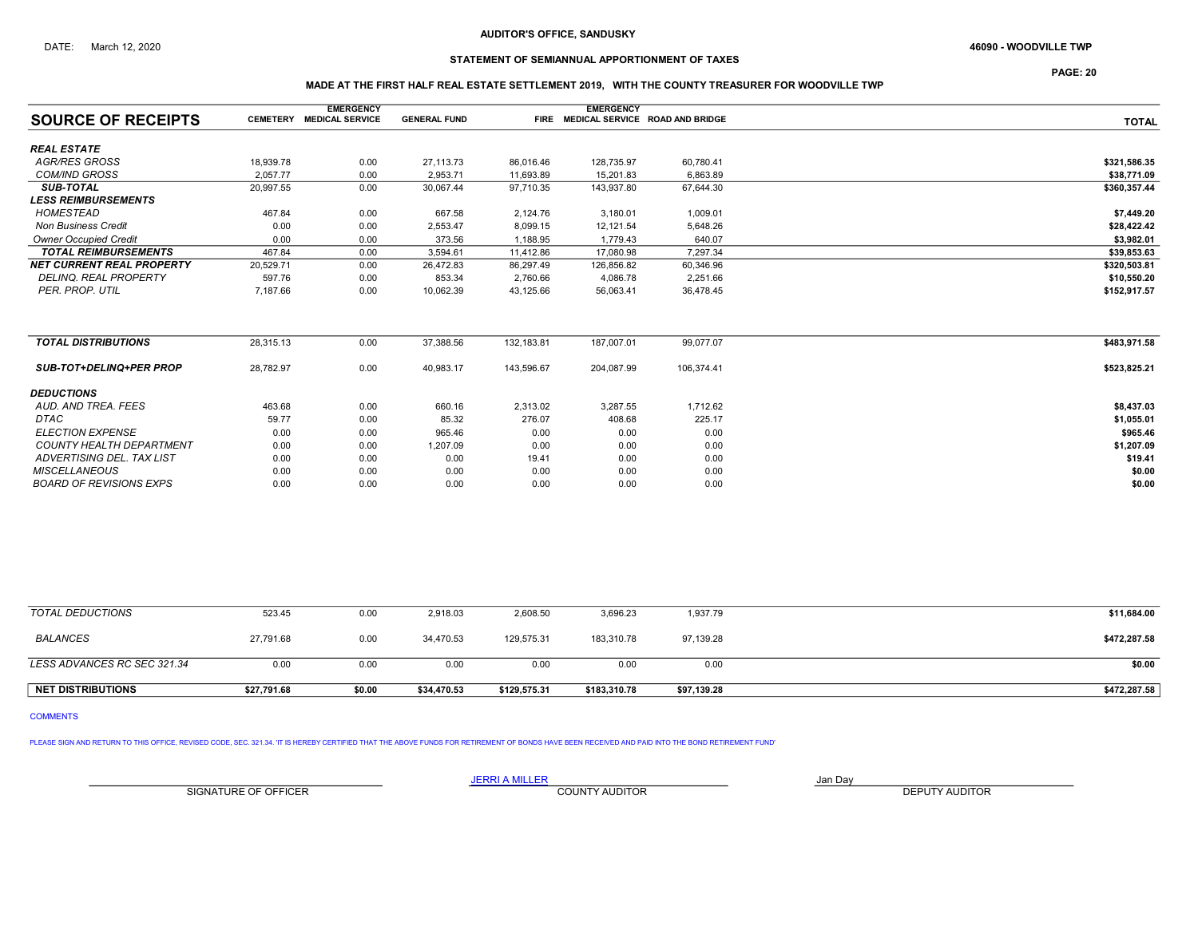DATE: March 12, 2020

**AUDITOR'S OFFICE, SANDUSKY**

**46090 - WOODVILLE TWP**

**STATEMENT OF SEMIANNUAL APPORTIONMENT OF TAXES**

**MADE AT THE FIRST HALF REAL ESTATE SETTLEMENT 2019, WITH THE COUNTY TREASURER FOR WOODVILLE TWP**

| SOURCE OF RECEIPTS | CEMETERY | EMERGENCY MEDICAL SERVICE | GENERAL FUND | FIRE | EMERGENCY MEDICAL SERVICE | ROAD AND BRIDGE | TOTAL |
|---|---|---|---|---|---|---|---|
| ***REAL ESTATE*** | | | | | | | |
| *AGR/RES GROSS* | 18,939.78 | 0.00 | 27,113.73 | 86,016.46 | 128,735.97 | 60,780.41 | $321,586.35 |
| *COM/IND GROSS* | 2,057.77 | 0.00 | 2,953.71 | 11,693.89 | 15,201.83 | 6,863.89 | $38,771.09 |
| ***SUB-TOTAL*** | 20,997.55 | 0.00 | 30,067.44 | 97,710.35 | 143,937.80 | 67,644.30 | $360,357.44 |
| ***LESS REIMBURSEMENTS*** | | | | | | | |
| *HOMESTEAD* | 467.84 | 0.00 | 667.58 | 2,124.76 | 3,180.01 | 1,009.01 | $7,449.20 |
| *Non Business Credit* | 0.00 | 0.00 | 2,553.47 | 8,099.15 | 12,121.54 | 5,648.26 | $28,422.42 |
| *Owner Occupied Credit* | 0.00 | 0.00 | 373.56 | 1,188.95 | 1,779.43 | 640.07 | $3,982.01 |
| ***TOTAL REIMBURSEMENTS*** | 467.84 | 0.00 | 3,594.61 | 11,412.86 | 17,080.98 | 7,297.34 | $39,853.63 |
| ***NET CURRENT REAL PROPERTY*** | 20,529.71 | 0.00 | 26,472.83 | 86,297.49 | 126,856.82 | 60,346.96 | $320,503.81 |
| *DELINQ. REAL PROPERTY* | 597.76 | 0.00 | 853.34 | 2,760.66 | 4,086.78 | 2,251.66 | $10,550.20 |
| *PER. PROP. UTIL* | 7,187.66 | 0.00 | 10,062.39 | 43,125.66 | 56,063.41 | 36,478.45 | $152,917.57 |
| ***TOTAL DISTRIBUTIONS*** | 28,315.13 | 0.00 | 37,388.56 | 132,183.81 | 187,007.01 | 99,077.07 | $483,971.58 |
| ***SUB-TOT+DELINQ+PER PROP*** | 28,782.97 | 0.00 | 40,983.17 | 143,596.67 | 204,087.99 | 106,374.41 | $523,825.21 |
| ***DEDUCTIONS*** | | | | | | | |
| *AUD. AND TREA. FEES* | 463.68 | 0.00 | 660.16 | 2,313.02 | 3,287.55 | 1,712.62 | $8,437.03 |
| *DTAC* | 59.77 | 0.00 | 85.32 | 276.07 | 408.68 | 225.17 | $1,055.01 |
| *ELECTION EXPENSE* | 0.00 | 0.00 | 965.46 | 0.00 | 0.00 | 0.00 | $965.46 |
| *COUNTY HEALTH DEPARTMENT* | 0.00 | 0.00 | 1,207.09 | 0.00 | 0.00 | 0.00 | $1,207.09 |
| *ADVERTISING DEL. TAX LIST* | 0.00 | 0.00 | 0.00 | 19.41 | 0.00 | 0.00 | $19.41 |
| *MISCELLANEOUS* | 0.00 | 0.00 | 0.00 | 0.00 | 0.00 | 0.00 | $0.00 |
| *BOARD OF REVISIONS EXPS* | 0.00 | 0.00 | 0.00 | 0.00 | 0.00 | 0.00 | $0.00 |
| *TOTAL DEDUCTIONS* | 523.45 | 0.00 | 2,918.03 | 2,608.50 | 3,696.23 | 1,937.79 | $11,684.00 |
| *BALANCES* | 27,791.68 | 0.00 | 34,470.53 | 129,575.31 | 183,310.78 | 97,139.28 | $472,287.58 |
| *LESS ADVANCES RC SEC 321.34* | 0.00 | 0.00 | 0.00 | 0.00 | 0.00 | 0.00 | $0.00 |
| **NET DISTRIBUTIONS** | **$27,791.68** | **$0.00** | **$34,470.53** | **$129,575.31** | **$183,310.78** | **$97,139.28** | **$472,287.58** |

COMMENTS

PLEASE SIGN AND RETURN TO THIS OFFICE, REVISED CODE, SEC. 321.34. 'IT IS HEREBY CERTIFIED THAT THE ABOVE FUNDS FOR RETIREMENT OF BONDS HAVE BEEN RECEIVED AND PAID INTO THE BOND RETIREMENT FUND'

SIGNATURE OF OFFICER

JERRI A MILLER
COUNTY AUDITOR

Jan Day
DEPUTY AUDITOR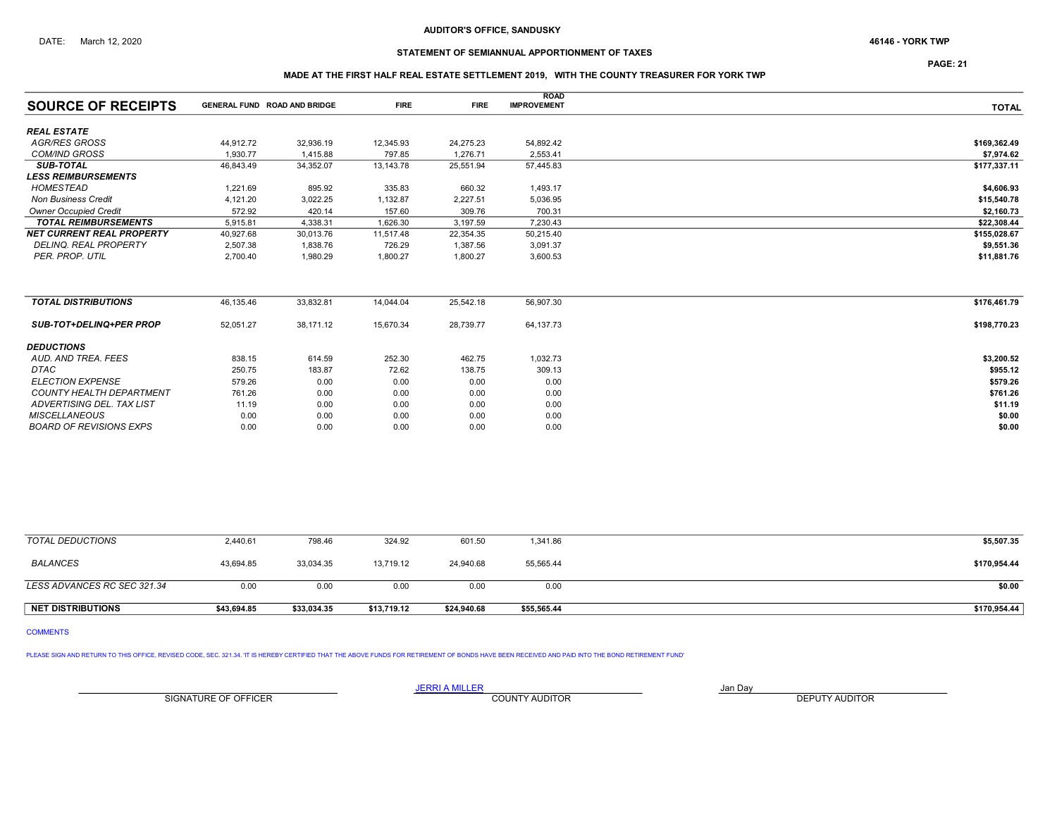**AUDITOR'S OFFICE, SANDUSKY**

DATE: March 12, 2020

**46146 - YORK TWP**

**STATEMENT OF SEMIANNUAL APPORTIONMENT OF TAXES**

**MADE AT THE FIRST HALF REAL ESTATE SETTLEMENT 2019, WITH THE COUNTY TREASURER FOR YORK TWP**

| SOURCE OF RECEIPTS | GENERAL FUND | ROAD AND BRIDGE | FIRE | FIRE | ROAD IMPROVEMENT | TOTAL |
|---|---|---|---|---|---|---|
| ***REAL ESTATE*** | | | | | | |
| *AGR/RES GROSS* | 44,912.72 | 32,936.19 | 12,345.93 | 24,275.23 | 54,892.42 | $169,362.49 |
| *COM/IND GROSS* | 1,930.77 | 1,415.88 | 797.85 | 1,276.71 | 2,553.41 | $7,974.62 |
| ***SUB-TOTAL*** | 46,843.49 | 34,352.07 | 13,143.78 | 25,551.94 | 57,445.83 | $177,337.11 |
| ***LESS REIMBURSEMENTS*** | | | | | | |
| *HOMESTEAD* | 1,221.69 | 895.92 | 335.83 | 660.32 | 1,493.17 | $4,606.93 |
| *Non Business Credit* | 4,121.20 | 3,022.25 | 1,132.87 | 2,227.51 | 5,036.95 | $15,540.78 |
| *Owner Occupied Credit* | 572.92 | 420.14 | 157.60 | 309.76 | 700.31 | $2,160.73 |
| ***TOTAL REIMBURSEMENTS*** | 5,915.81 | 4,338.31 | 1,626.30 | 3,197.59 | 7,230.43 | $22,308.44 |
| ***NET CURRENT REAL PROPERTY*** | 40,927.68 | 30,013.76 | 11,517.48 | 22,354.35 | 50,215.40 | $155,028.67 |
| *DELINQ. REAL PROPERTY* | 2,507.38 | 1,838.76 | 726.29 | 1,387.56 | 3,091.37 | $9,551.36 |
| *PER. PROP. UTIL* | 2,700.40 | 1,980.29 | 1,800.27 | 1,800.27 | 3,600.53 | $11,881.76 |
| ***TOTAL DISTRIBUTIONS*** | 46,135.46 | 33,832.81 | 14,044.04 | 25,542.18 | 56,907.30 | $176,461.79 |
| ***SUB-TOT+DELINQ+PER PROP*** | 52,051.27 | 38,171.12 | 15,670.34 | 28,739.77 | 64,137.73 | $198,770.23 |
| ***DEDUCTIONS*** | | | | | | |
| *AUD. AND TREA. FEES* | 838.15 | 614.59 | 252.30 | 462.75 | 1,032.73 | $3,200.52 |
| *DTAC* | 250.75 | 183.87 | 72.62 | 138.75 | 309.13 | $955.12 |
| *ELECTION EXPENSE* | 579.26 | 0.00 | 0.00 | 0.00 | 0.00 | $579.26 |
| *COUNTY HEALTH DEPARTMENT* | 761.26 | 0.00 | 0.00 | 0.00 | 0.00 | $761.26 |
| *ADVERTISING DEL. TAX LIST* | 11.19 | 0.00 | 0.00 | 0.00 | 0.00 | $11.19 |
| *MISCELLANEOUS* | 0.00 | 0.00 | 0.00 | 0.00 | 0.00 | $0.00 |
| *BOARD OF REVISIONS EXPS* | 0.00 | 0.00 | 0.00 | 0.00 | 0.00 | $0.00 |
| *TOTAL DEDUCTIONS* | 2,440.61 | 798.46 | 324.92 | 601.50 | 1,341.86 | $5,507.35 |
| *BALANCES* | 43,694.85 | 33,034.35 | 13,719.12 | 24,940.68 | 55,565.44 | $170,954.44 |
| *LESS ADVANCES RC SEC 321.34* | 0.00 | 0.00 | 0.00 | 0.00 | 0.00 | $0.00 |
| **NET DISTRIBUTIONS** | **$43,694.85** | **$33,034.35** | **$13,719.12** | **$24,940.68** | **$55,565.44** | **$170,954.44** |

COMMENTS

PLEASE SIGN AND RETURN TO THIS OFFICE, REVISED CODE, SEC. 321.34. 'IT IS HEREBY CERTIFIED THAT THE ABOVE FUNDS FOR RETIREMENT OF BONDS HAVE BEEN RECEIVED AND PAID INTO THE BOND RETIREMENT FUND'

| SIGNATURE OF OFFICER | JERRI A MILLER<br>COUNTY AUDITOR | Jan Day<br>DEPUTY AUDITOR |
|---|---|---|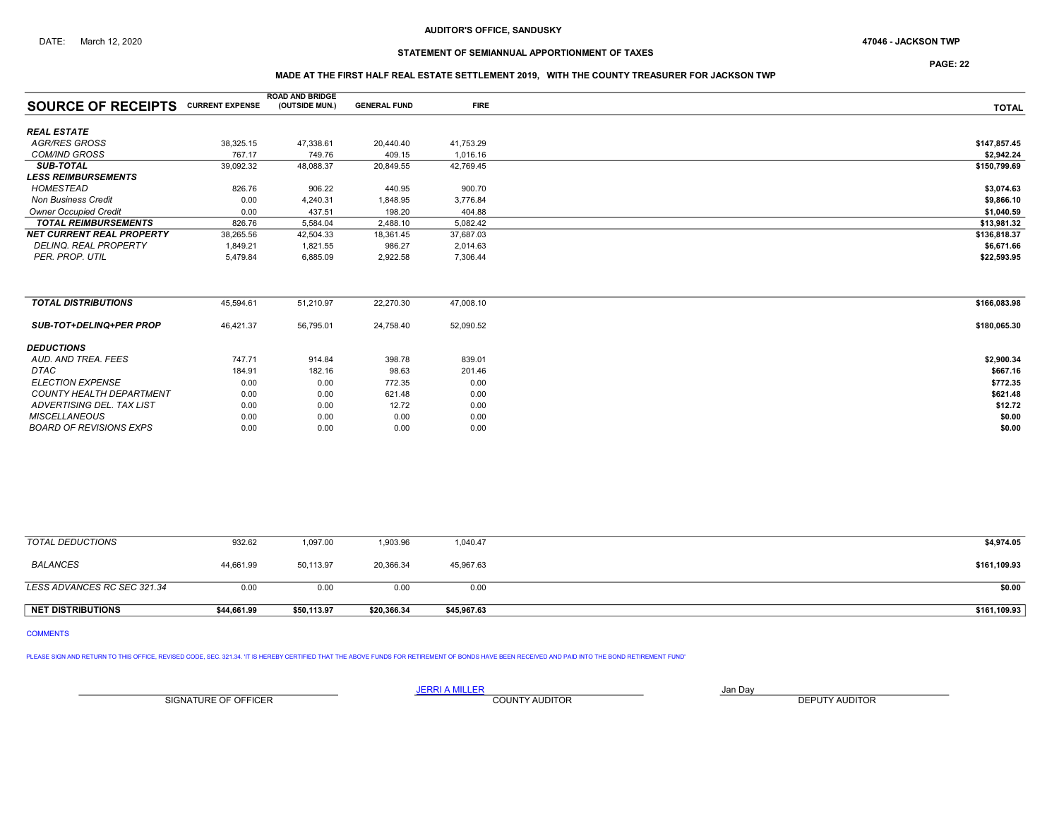AUDITOR'S OFFICE, SANDUSKY

DATE: March 12, 2020

47046 - JACKSON TWP

## STATEMENT OF SEMIANNUAL APPORTIONMENT OF TAXES

### MADE AT THE FIRST HALF REAL ESTATE SETTLEMENT 2019, WITH THE COUNTY TREASURER FOR JACKSON TWP

| SOURCE OF RECEIPTS | CURRENT EXPENSE | ROAD AND BRIDGE (OUTSIDE MUN.) | GENERAL FUND | FIRE | TOTAL |
|---|---|---|---|---|---|
| ***REAL ESTATE*** | | | | | |
| *AGR/RES GROSS* | 38,325.15 | 47,338.61 | 20,440.40 | 41,753.29 | $147,857.45 |
| *COM/IND GROSS* | 767.17 | 749.76 | 409.15 | 1,016.16 | $2,942.24 |
| ***SUB-TOTAL*** | 39,092.32 | 48,088.37 | 20,849.55 | 42,769.45 | $150,799.69 |
| ***LESS REIMBURSEMENTS*** | | | | | |
| *HOMESTEAD* | 826.76 | 906.22 | 440.95 | 900.70 | $3,074.63 |
| *Non Business Credit* | 0.00 | 4,240.31 | 1,848.95 | 3,776.84 | $9,866.10 |
| *Owner Occupied Credit* | 0.00 | 437.51 | 198.20 | 404.88 | $1,040.59 |
| ***TOTAL REIMBURSEMENTS*** | 826.76 | 5,584.04 | 2,488.10 | 5,082.42 | $13,981.32 |
| ***NET CURRENT REAL PROPERTY*** | 38,265.56 | 42,504.33 | 18,361.45 | 37,687.03 | $136,818.37 |
| *DELINQ. REAL PROPERTY* | 1,849.21 | 1,821.55 | 986.27 | 2,014.63 | $6,671.66 |
| *PER. PROP. UTIL* | 5,479.84 | 6,885.09 | 2,922.58 | 7,306.44 | $22,593.95 |
| ***TOTAL DISTRIBUTIONS*** | 45,594.61 | 51,210.97 | 22,270.30 | 47,008.10 | $166,083.98 |
| ***SUB-TOT+DELINQ+PER PROP*** | 46,421.37 | 56,795.01 | 24,758.40 | 52,090.52 | $180,065.30 |
| ***DEDUCTIONS*** | | | | | |
| *AUD. AND TREA. FEES* | 747.71 | 914.84 | 398.78 | 839.01 | $2,900.34 |
| *DTAC* | 184.91 | 182.16 | 98.63 | 201.46 | $667.16 |
| *ELECTION EXPENSE* | 0.00 | 0.00 | 772.35 | 0.00 | $772.35 |
| *COUNTY HEALTH DEPARTMENT* | 0.00 | 0.00 | 621.48 | 0.00 | $621.48 |
| *ADVERTISING DEL. TAX LIST* | 0.00 | 0.00 | 12.72 | 0.00 | $12.72 |
| *MISCELLANEOUS* | 0.00 | 0.00 | 0.00 | 0.00 | $0.00 |
| *BOARD OF REVISIONS EXPS* | 0.00 | 0.00 | 0.00 | 0.00 | $0.00 |
| *TOTAL DEDUCTIONS* | 932.62 | 1,097.00 | 1,903.96 | 1,040.47 | $4,974.05 |
| *BALANCES* | 44,661.99 | 50,113.97 | 20,366.34 | 45,967.63 | $161,109.93 |
| *LESS ADVANCES RC SEC 321.34* | 0.00 | 0.00 | 0.00 | 0.00 | $0.00 |
| **NET DISTRIBUTIONS** | **$44,661.99** | **$50,113.97** | **$20,366.34** | **$45,967.63** | **$161,109.93** |

COMMENTS

PLEASE SIGN AND RETURN TO THIS OFFICE, REVISED CODE, SEC. 321.34. 'IT IS HEREBY CERTIFIED THAT THE ABOVE FUNDS FOR RETIREMENT OF BONDS HAVE BEEN RECEIVED AND PAID INTO THE BOND RETIREMENT FUND'

| SIGNATURE OF OFFICER | JERRI A MILLER<br>COUNTY AUDITOR | Jan Day<br>DEPUTY AUDITOR |
|---|---|---|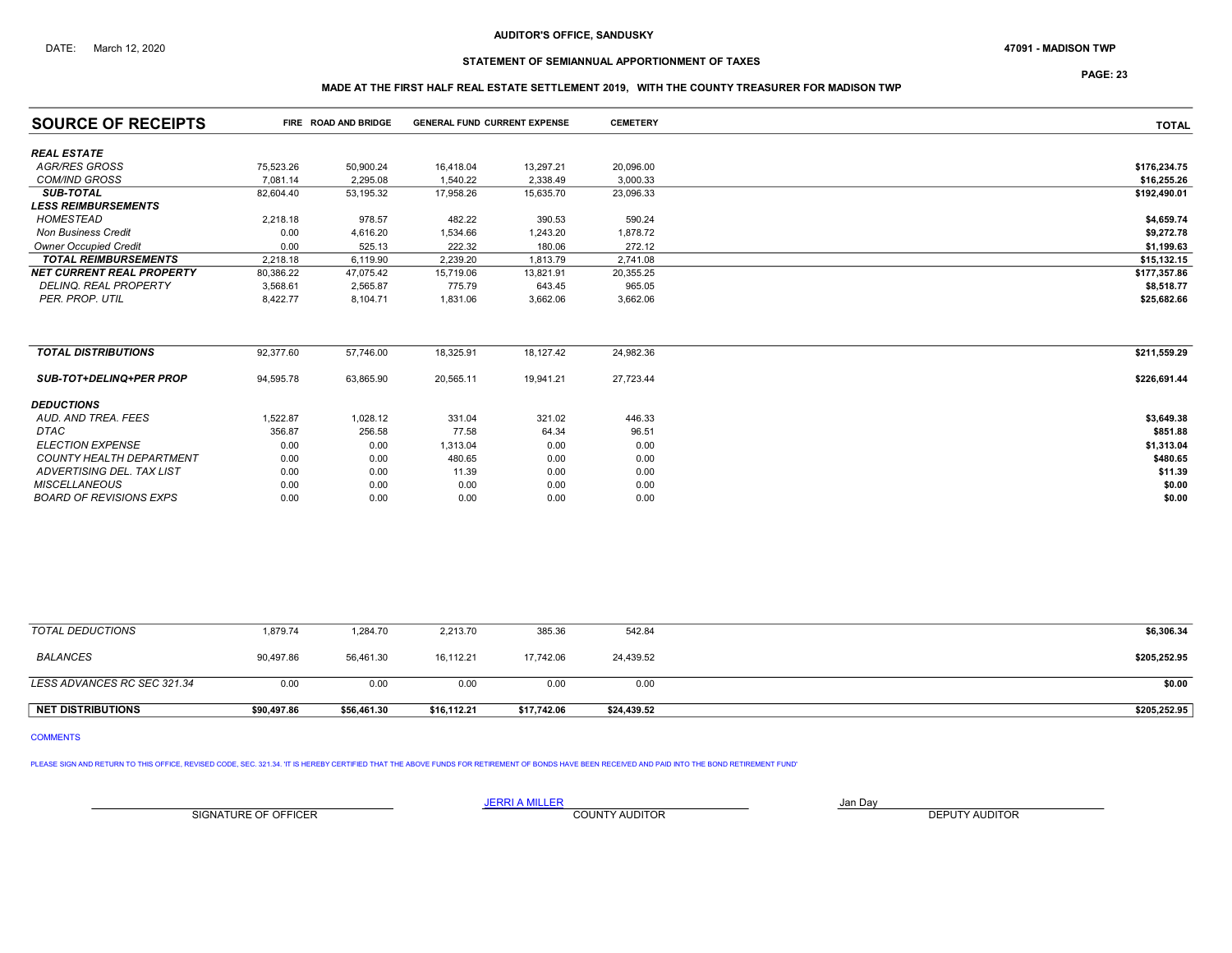DATE: March 12, 2020

**AUDITOR'S OFFICE, SANDUSKY**

**47091 - MADISON TWP**

**STATEMENT OF SEMIANNUAL APPORTIONMENT OF TAXES**

**MADE AT THE FIRST HALF REAL ESTATE SETTLEMENT 2019, WITH THE COUNTY TREASURER FOR MADISON TWP**

| SOURCE OF RECEIPTS | FIRE | ROAD AND BRIDGE | GENERAL FUND | CURRENT EXPENSE | CEMETERY | TOTAL |
|---|---|---|---|---|---|---|
| ***REAL ESTATE*** | | | | | | |
| *AGR/RES GROSS* | 75,523.26 | 50,900.24 | 16,418.04 | 13,297.21 | 20,096.00 | $176,234.75 |
| *COM/IND GROSS* | 7,081.14 | 2,295.08 | 1,540.22 | 2,338.49 | 3,000.33 | $16,255.26 |
| ***SUB-TOTAL*** | 82,604.40 | 53,195.32 | 17,958.26 | 15,635.70 | 23,096.33 | $192,490.01 |
| ***LESS REIMBURSEMENTS*** | | | | | | |
| *HOMESTEAD* | 2,218.18 | 978.57 | 482.22 | 390.53 | 590.24 | $4,659.74 |
| *Non Business Credit* | 0.00 | 4,616.20 | 1,534.66 | 1,243.20 | 1,878.72 | $9,272.78 |
| *Owner Occupied Credit* | 0.00 | 525.13 | 222.32 | 180.06 | 272.12 | $1,199.63 |
| ***TOTAL REIMBURSEMENTS*** | 2,218.18 | 6,119.90 | 2,239.20 | 1,813.79 | 2,741.08 | $15,132.15 |
| ***NET CURRENT REAL PROPERTY*** | 80,386.22 | 47,075.42 | 15,719.06 | 13,821.91 | 20,355.25 | $177,357.86 |
| *DELINQ. REAL PROPERTY* | 3,568.61 | 2,565.87 | 775.79 | 643.45 | 965.05 | $8,518.77 |
| *PER. PROP. UTIL* | 8,422.77 | 8,104.71 | 1,831.06 | 3,662.06 | 3,662.06 | $25,682.66 |
| ***TOTAL DISTRIBUTIONS*** | 92,377.60 | 57,746.00 | 18,325.91 | 18,127.42 | 24,982.36 | $211,559.29 |
| ***SUB-TOT+DELINQ+PER PROP*** | 94,595.78 | 63,865.90 | 20,565.11 | 19,941.21 | 27,723.44 | $226,691.44 |
| ***DEDUCTIONS*** | | | | | | |
| *AUD. AND TREA. FEES* | 1,522.87 | 1,028.12 | 331.04 | 321.02 | 446.33 | $3,649.38 |
| *DTAC* | 356.87 | 256.58 | 77.58 | 64.34 | 96.51 | $851.88 |
| *ELECTION EXPENSE* | 0.00 | 0.00 | 1,313.04 | 0.00 | 0.00 | $1,313.04 |
| *COUNTY HEALTH DEPARTMENT* | 0.00 | 0.00 | 480.65 | 0.00 | 0.00 | $480.65 |
| *ADVERTISING DEL. TAX LIST* | 0.00 | 0.00 | 11.39 | 0.00 | 0.00 | $11.39 |
| *MISCELLANEOUS* | 0.00 | 0.00 | 0.00 | 0.00 | 0.00 | $0.00 |
| *BOARD OF REVISIONS EXPS* | 0.00 | 0.00 | 0.00 | 0.00 | 0.00 | $0.00 |
| *TOTAL DEDUCTIONS* | 1,879.74 | 1,284.70 | 2,213.70 | 385.36 | 542.84 | $6,306.34 |
| *BALANCES* | 90,497.86 | 56,461.30 | 16,112.21 | 17,742.06 | 24,439.52 | $205,252.95 |
| *LESS ADVANCES RC SEC 321.34* | 0.00 | 0.00 | 0.00 | 0.00 | 0.00 | $0.00 |
| **NET DISTRIBUTIONS** | **$90,497.86** | **$56,461.30** | **$16,112.21** | **$17,742.06** | **$24,439.52** | **$205,252.95** |

COMMENTS

PLEASE SIGN AND RETURN TO THIS OFFICE, REVISED CODE, SEC. 321.34. 'IT IS HEREBY CERTIFIED THAT THE ABOVE FUNDS FOR RETIREMENT OF BONDS HAVE BEEN RECEIVED AND PAID INTO THE BOND RETIREMENT FUND'

SIGNATURE OF OFFICER

JERRI A MILLER
COUNTY AUDITOR

Jan Day
DEPUTY AUDITOR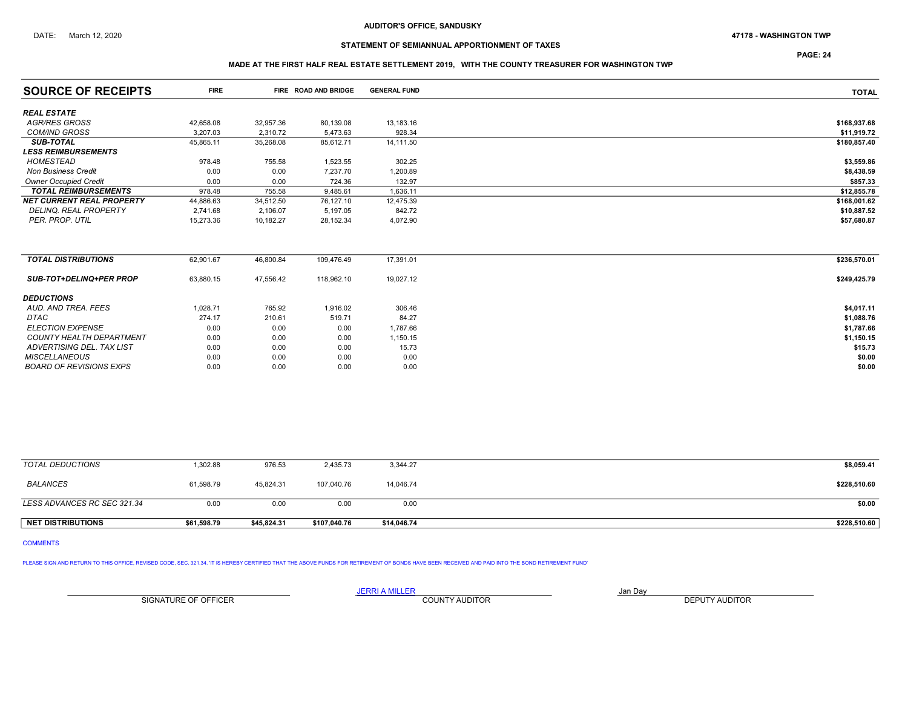AUDITOR'S OFFICE, SANDUSKY

DATE: March 12, 2020

47178 - WASHINGTON TWP

**STATEMENT OF SEMIANNUAL APPORTIONMENT OF TAXES**

**MADE AT THE FIRST HALF REAL ESTATE SETTLEMENT 2019, WITH THE COUNTY TREASURER FOR WASHINGTON TWP**

| SOURCE OF RECEIPTS | FIRE | FIRE | ROAD AND BRIDGE | GENERAL FUND | TOTAL |
|---|---|---|---|---|---|
| ***REAL ESTATE*** | | | | | |
| *AGR/RES GROSS* | 42,658.08 | 32,957.36 | 80,139.08 | 13,183.16 | $168,937.68 |
| *COM/IND GROSS* | 3,207.03 | 2,310.72 | 5,473.63 | 928.34 | $11,919.72 |
| ***SUB-TOTAL*** | 45,865.11 | 35,268.08 | 85,612.71 | 14,111.50 | $180,857.40 |
| ***LESS REIMBURSEMENTS*** | | | | | |
| *HOMESTEAD* | 978.48 | 755.58 | 1,523.55 | 302.25 | $3,559.86 |
| *Non Business Credit* | 0.00 | 0.00 | 7,237.70 | 1,200.89 | $8,438.59 |
| *Owner Occupied Credit* | 0.00 | 0.00 | 724.36 | 132.97 | $857.33 |
| ***TOTAL REIMBURSEMENTS*** | 978.48 | 755.58 | 9,485.61 | 1,636.11 | $12,855.78 |
| ***NET CURRENT REAL PROPERTY*** | 44,886.63 | 34,512.50 | 76,127.10 | 12,475.39 | $168,001.62 |
| *DELINQ. REAL PROPERTY* | 2,741.68 | 2,106.07 | 5,197.05 | 842.72 | $10,887.52 |
| *PER. PROP. UTIL* | 15,273.36 | 10,182.27 | 28,152.34 | 4,072.90 | $57,680.87 |
| ***TOTAL DISTRIBUTIONS*** | 62,901.67 | 46,800.84 | 109,476.49 | 17,391.01 | $236,570.01 |
| ***SUB-TOT+DELINQ+PER PROP*** | 63,880.15 | 47,556.42 | 118,962.10 | 19,027.12 | $249,425.79 |
| ***DEDUCTIONS*** | | | | | |
| *AUD. AND TREA. FEES* | 1,028.71 | 765.92 | 1,916.02 | 306.46 | $4,017.11 |
| *DTAC* | 274.17 | 210.61 | 519.71 | 84.27 | $1,088.76 |
| *ELECTION EXPENSE* | 0.00 | 0.00 | 0.00 | 1,787.66 | $1,787.66 |
| *COUNTY HEALTH DEPARTMENT* | 0.00 | 0.00 | 0.00 | 1,150.15 | $1,150.15 |
| *ADVERTISING DEL. TAX LIST* | 0.00 | 0.00 | 0.00 | 15.73 | $15.73 |
| *MISCELLANEOUS* | 0.00 | 0.00 | 0.00 | 0.00 | $0.00 |
| *BOARD OF REVISIONS EXPS* | 0.00 | 0.00 | 0.00 | 0.00 | $0.00 |
| *TOTAL DEDUCTIONS* | 1,302.88 | 976.53 | 2,435.73 | 3,344.27 | $8,059.41 |
| *BALANCES* | 61,598.79 | 45,824.31 | 107,040.76 | 14,046.74 | $228,510.60 |
| *LESS ADVANCES RC SEC 321.34* | 0.00 | 0.00 | 0.00 | 0.00 | $0.00 |
| **NET DISTRIBUTIONS** | **$61,598.79** | **$45,824.31** | **$107,040.76** | **$14,046.74** | **$228,510.60** |

COMMENTS

PLEASE SIGN AND RETURN TO THIS OFFICE, REVISED CODE, SEC. 321.34. 'IT IS HEREBY CERTIFIED THAT THE ABOVE FUNDS FOR RETIREMENT OF BONDS HAVE BEEN RECEIVED AND PAID INTO THE BOND RETIREMENT FUND'

| SIGNATURE OF OFFICER | JERRI A MILLER<br>COUNTY AUDITOR | Jan Day<br>DEPUTY AUDITOR |
|---|---|---|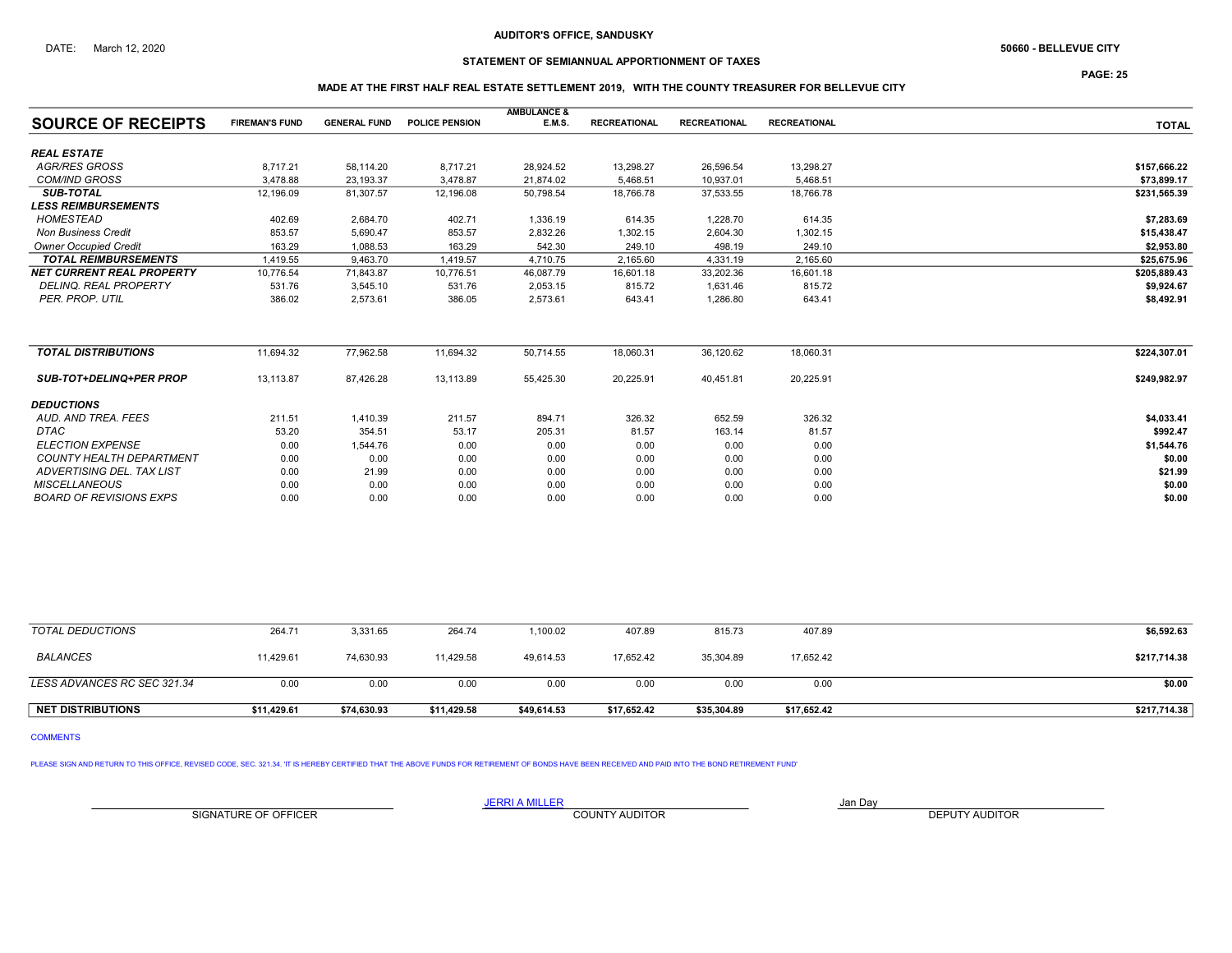AUDITOR'S OFFICE, SANDUSKY

DATE: March 12, 2020

50660 - BELLEVUE CITY

## STATEMENT OF SEMIANNUAL APPORTIONMENT OF TAXES

### MADE AT THE FIRST HALF REAL ESTATE SETTLEMENT 2019, WITH THE COUNTY TREASURER FOR BELLEVUE CITY

| SOURCE OF RECEIPTS | FIREMAN'S FUND | GENERAL FUND | POLICE PENSION | AMBULANCE & E.M.S. | RECREATIONAL | RECREATIONAL | RECREATIONAL | TOTAL |
|---|---|---|---|---|---|---|---|---|
| ***REAL ESTATE*** | | | | | | | | |
| *AGR/RES GROSS* | 8,717.21 | 58,114.20 | 8,717.21 | 28,924.52 | 13,298.27 | 26,596.54 | 13,298.27 | **$157,666.22** |
| *COM/IND GROSS* | 3,478.88 | 23,193.37 | 3,478.87 | 21,874.02 | 5,468.51 | 10,937.01 | 5,468.51 | **$73,899.17** |
| ***SUB-TOTAL*** | 12,196.09 | 81,307.57 | 12,196.08 | 50,798.54 | 18,766.78 | 37,533.55 | 18,766.78 | **$231,565.39** |
| ***LESS REIMBURSEMENTS*** | | | | | | | | |
| *HOMESTEAD* | 402.69 | 2,684.70 | 402.71 | 1,336.19 | 614.35 | 1,228.70 | 614.35 | **$7,283.69** |
| *Non Business Credit* | 853.57 | 5,690.47 | 853.57 | 2,832.26 | 1,302.15 | 2,604.30 | 1,302.15 | **$15,438.47** |
| *Owner Occupied Credit* | 163.29 | 1,088.53 | 163.29 | 542.30 | 249.10 | 498.19 | 249.10 | **$2,953.80** |
| ***TOTAL REIMBURSEMENTS*** | 1,419.55 | 9,463.70 | 1,419.57 | 4,710.75 | 2,165.60 | 4,331.19 | 2,165.60 | **$25,675.96** |
| ***NET CURRENT REAL PROPERTY*** | 10,776.54 | 71,843.87 | 10,776.51 | 46,087.79 | 16,601.18 | 33,202.36 | 16,601.18 | **$205,889.43** |
| *DELINQ. REAL PROPERTY* | 531.76 | 3,545.10 | 531.76 | 2,053.15 | 815.72 | 1,631.46 | 815.72 | **$9,924.67** |
| *PER. PROP. UTIL* | 386.02 | 2,573.61 | 386.05 | 2,573.61 | 643.41 | 1,286.80 | 643.41 | **$8,492.91** |
| ***TOTAL DISTRIBUTIONS*** | 11,694.32 | 77,962.58 | 11,694.32 | 50,714.55 | 18,060.31 | 36,120.62 | 18,060.31 | **$224,307.01** |
| ***SUB-TOT+DELINQ+PER PROP*** | 13,113.87 | 87,426.28 | 13,113.89 | 55,425.30 | 20,225.91 | 40,451.81 | 20,225.91 | **$249,982.97** |
| ***DEDUCTIONS*** | | | | | | | | |
| *AUD. AND TREA. FEES* | 211.51 | 1,410.39 | 211.57 | 894.71 | 326.32 | 652.59 | 326.32 | **$4,033.41** |
| *DTAC* | 53.20 | 354.51 | 53.17 | 205.31 | 81.57 | 163.14 | 81.57 | **$992.47** |
| *ELECTION EXPENSE* | 0.00 | 1,544.76 | 0.00 | 0.00 | 0.00 | 0.00 | 0.00 | **$1,544.76** |
| *COUNTY HEALTH DEPARTMENT* | 0.00 | 0.00 | 0.00 | 0.00 | 0.00 | 0.00 | 0.00 | **$0.00** |
| *ADVERTISING DEL. TAX LIST* | 0.00 | 21.99 | 0.00 | 0.00 | 0.00 | 0.00 | 0.00 | **$21.99** |
| *MISCELLANEOUS* | 0.00 | 0.00 | 0.00 | 0.00 | 0.00 | 0.00 | 0.00 | **$0.00** |
| *BOARD OF REVISIONS EXPS* | 0.00 | 0.00 | 0.00 | 0.00 | 0.00 | 0.00 | 0.00 | **$0.00** |
| *TOTAL DEDUCTIONS* | 264.71 | 3,331.65 | 264.74 | 1,100.02 | 407.89 | 815.73 | 407.89 | **$6,592.63** |
| *BALANCES* | 11,429.61 | 74,630.93 | 11,429.58 | 49,614.53 | 17,652.42 | 35,304.89 | 17,652.42 | **$217,714.38** |
| *LESS ADVANCES RC SEC 321.34* | 0.00 | 0.00 | 0.00 | 0.00 | 0.00 | 0.00 | 0.00 | **$0.00** |
| **NET DISTRIBUTIONS** | **$11,429.61** | **$74,630.93** | **$11,429.58** | **$49,614.53** | **$17,652.42** | **$35,304.89** | **$17,652.42** | **$217,714.38** |

COMMENTS

PLEASE SIGN AND RETURN TO THIS OFFICE, REVISED CODE, SEC. 321.34. 'IT IS HEREBY CERTIFIED THAT THE ABOVE FUNDS FOR RETIREMENT OF BONDS HAVE BEEN RECEIVED AND PAID INTO THE BOND RETIREMENT FUND'

| SIGNATURE OF OFFICER | JERRI A MILLER<br>COUNTY AUDITOR | Jan Day<br>DEPUTY AUDITOR |
|---|---|---|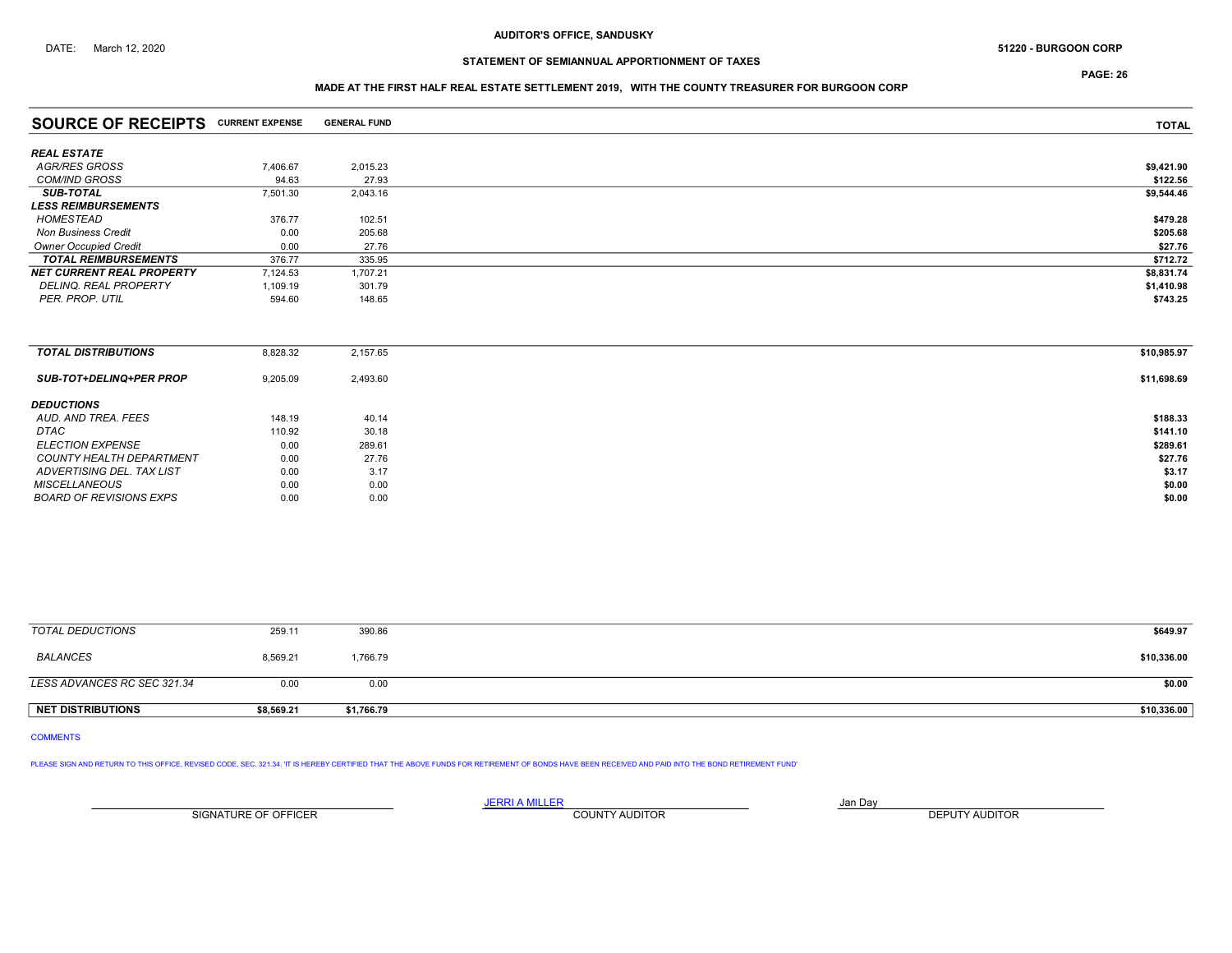AUDITOR'S OFFICE, SANDUSKY

DATE: March 12, 2020

51220 - BURGOON CORP

STATEMENT OF SEMIANNUAL APPORTIONMENT OF TAXES

MADE AT THE FIRST HALF REAL ESTATE SETTLEMENT 2019, WITH THE COUNTY TREASURER FOR BURGOON CORP

| SOURCE OF RECEIPTS | CURRENT EXPENSE | GENERAL FUND | TOTAL |
|---|---|---|---|
| ***REAL ESTATE*** | | | |
| *AGR/RES GROSS* | 7,406.67 | 2,015.23 | **$9,421.90** |
| *COM/IND GROSS* | 94.63 | 27.93 | **$122.56** |
| ***SUB-TOTAL*** | 7,501.30 | 2,043.16 | **$9,544.46** |
| ***LESS REIMBURSEMENTS*** | | | |
| *HOMESTEAD* | 376.77 | 102.51 | **$479.28** |
| *Non Business Credit* | 0.00 | 205.68 | **$205.68** |
| *Owner Occupied Credit* | 0.00 | 27.76 | **$27.76** |
| ***TOTAL REIMBURSEMENTS*** | 376.77 | 335.95 | **$712.72** |
| ***NET CURRENT REAL PROPERTY*** | 7,124.53 | 1,707.21 | **$8,831.74** |
| *DELINQ. REAL PROPERTY* | 1,109.19 | 301.79 | **$1,410.98** |
| *PER. PROP. UTIL* | 594.60 | 148.65 | **$743.25** |
| ***TOTAL DISTRIBUTIONS*** | 8,828.32 | 2,157.65 | **$10,985.97** |
| ***SUB-TOT+DELINQ+PER PROP*** | 9,205.09 | 2,493.60 | **$11,698.69** |
| ***DEDUCTIONS*** | | | |
| *AUD. AND TREA. FEES* | 148.19 | 40.14 | **$188.33** |
| *DTAC* | 110.92 | 30.18 | **$141.10** |
| *ELECTION EXPENSE* | 0.00 | 289.61 | **$289.61** |
| *COUNTY HEALTH DEPARTMENT* | 0.00 | 27.76 | **$27.76** |
| *ADVERTISING DEL. TAX LIST* | 0.00 | 3.17 | **$3.17** |
| *MISCELLANEOUS* | 0.00 | 0.00 | **$0.00** |
| *BOARD OF REVISIONS EXPS* | 0.00 | 0.00 | **$0.00** |
| *TOTAL DEDUCTIONS* | 259.11 | 390.86 | **$649.97** |
| *BALANCES* | 8,569.21 | 1,766.79 | **$10,336.00** |
| *LESS ADVANCES RC SEC 321.34* | 0.00 | 0.00 | **$0.00** |
| **NET DISTRIBUTIONS** | **$8,569.21** | **$1,766.79** | **$10,336.00** |

COMMENTS

PLEASE SIGN AND RETURN TO THIS OFFICE, REVISED CODE, SEC. 321.34. 'IT IS HEREBY CERTIFIED THAT THE ABOVE FUNDS FOR RETIREMENT OF BONDS HAVE BEEN RECEIVED AND PAID INTO THE BOND RETIREMENT FUND'

| SIGNATURE OF OFFICER | JERRI A MILLER<br>COUNTY AUDITOR | Jan Day<br>DEPUTY AUDITOR |
|---|---|---|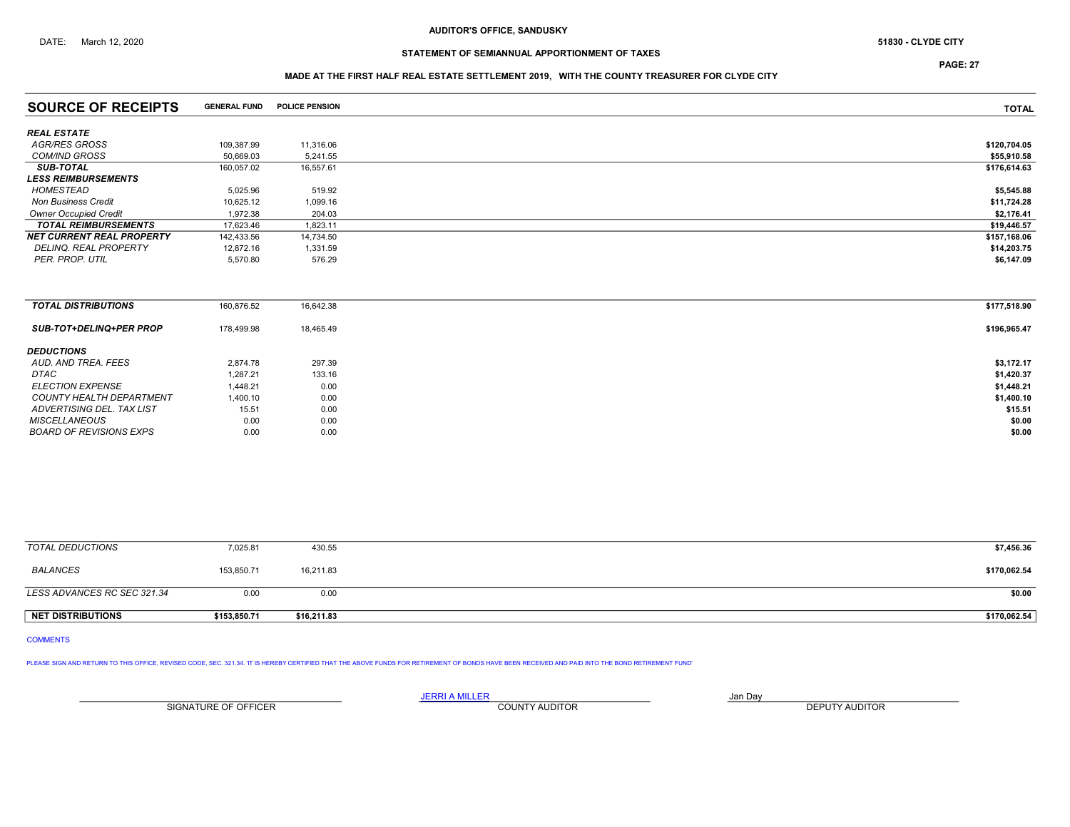AUDITOR'S OFFICE, SANDUSKY

DATE: March 12, 2020

51830 - CLYDE CITY

STATEMENT OF SEMIANNUAL APPORTIONMENT OF TAXES

MADE AT THE FIRST HALF REAL ESTATE SETTLEMENT 2019, WITH THE COUNTY TREASURER FOR CLYDE CITY

| SOURCE OF RECEIPTS | GENERAL FUND | POLICE PENSION | TOTAL |
|---|---|---|---|
| ***REAL ESTATE*** | | | |
| *AGR/RES GROSS* | 109,387.99 | 11,316.06 | $120,704.05 |
| *COM/IND GROSS* | 50,669.03 | 5,241.55 | $55,910.58 |
| ***SUB-TOTAL*** | 160,057.02 | 16,557.61 | $176,614.63 |
| ***LESS REIMBURSEMENTS*** | | | |
| *HOMESTEAD* | 5,025.96 | 519.92 | $5,545.88 |
| *Non Business Credit* | 10,625.12 | 1,099.16 | $11,724.28 |
| *Owner Occupied Credit* | 1,972.38 | 204.03 | $2,176.41 |
| ***TOTAL REIMBURSEMENTS*** | 17,623.46 | 1,823.11 | $19,446.57 |
| ***NET CURRENT REAL PROPERTY*** | 142,433.56 | 14,734.50 | $157,168.06 |
| *DELINQ. REAL PROPERTY* | 12,872.16 | 1,331.59 | $14,203.75 |
| *PER. PROP. UTIL* | 5,570.80 | 576.29 | $6,147.09 |
| ***TOTAL DISTRIBUTIONS*** | 160,876.52 | 16,642.38 | $177,518.90 |
| ***SUB-TOT+DELINQ+PER PROP*** | 178,499.98 | 18,465.49 | $196,965.47 |
| ***DEDUCTIONS*** | | | |
| *AUD. AND TREA. FEES* | 2,874.78 | 297.39 | $3,172.17 |
| *DTAC* | 1,287.21 | 133.16 | $1,420.37 |
| *ELECTION EXPENSE* | 1,448.21 | 0.00 | $1,448.21 |
| *COUNTY HEALTH DEPARTMENT* | 1,400.10 | 0.00 | $1,400.10 |
| *ADVERTISING DEL. TAX LIST* | 15.51 | 0.00 | $15.51 |
| *MISCELLANEOUS* | 0.00 | 0.00 | $0.00 |
| *BOARD OF REVISIONS EXPS* | 0.00 | 0.00 | $0.00 |
| *TOTAL DEDUCTIONS* | 7,025.81 | 430.55 | $7,456.36 |
| *BALANCES* | 153,850.71 | 16,211.83 | $170,062.54 |
| *LESS ADVANCES RC SEC 321.34* | 0.00 | 0.00 | $0.00 |
| **NET DISTRIBUTIONS** | **$153,850.71** | **$16,211.83** | **$170,062.54** |

COMMENTS

PLEASE SIGN AND RETURN TO THIS OFFICE, REVISED CODE, SEC. 321.34. 'IT IS HEREBY CERTIFIED THAT THE ABOVE FUNDS FOR RETIREMENT OF BONDS HAVE BEEN RECEIVED AND PAID INTO THE BOND RETIREMENT FUND'

| | JERRI A MILLER | Jan Day |
|---|---|---|
| SIGNATURE OF OFFICER | COUNTY AUDITOR | DEPUTY AUDITOR |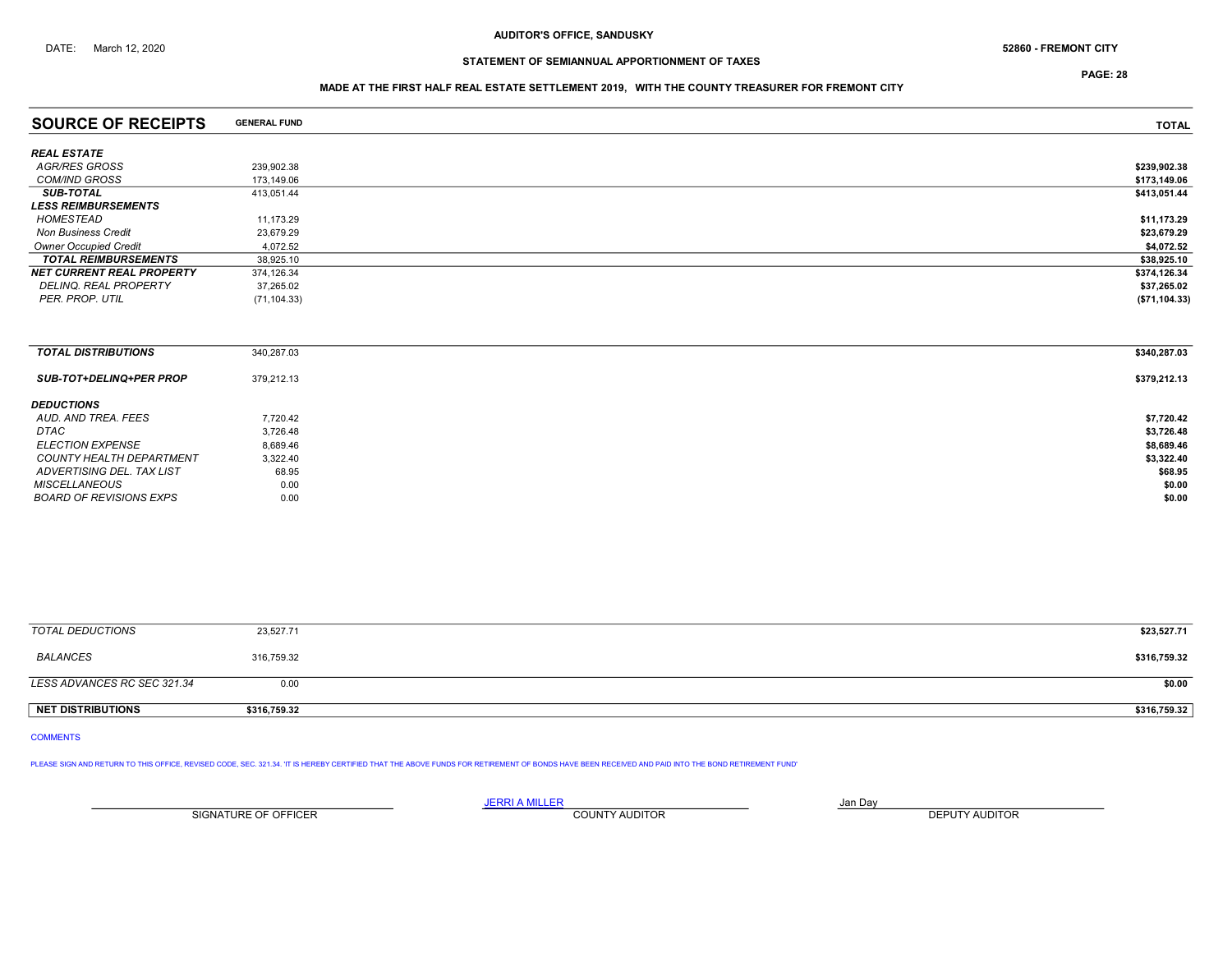AUDITOR'S OFFICE, SANDUSKY

DATE: March 12, 2020

52860 - FREMONT CITY

STATEMENT OF SEMIANNUAL APPORTIONMENT OF TAXES

MADE AT THE FIRST HALF REAL ESTATE SETTLEMENT 2019, WITH THE COUNTY TREASURER FOR FREMONT CITY

| SOURCE OF RECEIPTS | GENERAL FUND | TOTAL |
|---|---|---|
| ***REAL ESTATE*** | | |
| *AGR/RES GROSS* | 239,902.38 | **$239,902.38** |
| *COM/IND GROSS* | 173,149.06 | **$173,149.06** |
| ***SUB-TOTAL*** | 413,051.44 | **$413,051.44** |
| ***LESS REIMBURSEMENTS*** | | |
| *HOMESTEAD* | 11,173.29 | **$11,173.29** |
| *Non Business Credit* | 23,679.29 | **$23,679.29** |
| *Owner Occupied Credit* | 4,072.52 | **$4,072.52** |
| ***TOTAL REIMBURSEMENTS*** | 38,925.10 | **$38,925.10** |
| ***NET CURRENT REAL PROPERTY*** | 374,126.34 | **$374,126.34** |
| *DELINQ. REAL PROPERTY* | 37,265.02 | **$37,265.02** |
| *PER. PROP. UTIL* | (71,104.33) | **($71,104.33)** |
| ***TOTAL DISTRIBUTIONS*** | 340,287.03 | **$340,287.03** |
| ***SUB-TOT+DELINQ+PER PROP*** | 379,212.13 | **$379,212.13** |
| ***DEDUCTIONS*** | | |
| *AUD. AND TREA. FEES* | 7,720.42 | **$7,720.42** |
| *DTAC* | 3,726.48 | **$3,726.48** |
| *ELECTION EXPENSE* | 8,689.46 | **$8,689.46** |
| *COUNTY HEALTH DEPARTMENT* | 3,322.40 | **$3,322.40** |
| *ADVERTISING DEL. TAX LIST* | 68.95 | **$68.95** |
| *MISCELLANEOUS* | 0.00 | **$0.00** |
| *BOARD OF REVISIONS EXPS* | 0.00 | **$0.00** |
| *TOTAL DEDUCTIONS* | 23,527.71 | **$23,527.71** |
| *BALANCES* | 316,759.32 | **$316,759.32** |
| *LESS ADVANCES RC SEC 321.34* | 0.00 | **$0.00** |
| **NET DISTRIBUTIONS** | **$316,759.32** | **$316,759.32** |

COMMENTS

PLEASE SIGN AND RETURN TO THIS OFFICE, REVISED CODE, SEC. 321.34. 'IT IS HEREBY CERTIFIED THAT THE ABOVE FUNDS FOR RETIREMENT OF BONDS HAVE BEEN RECEIVED AND PAID INTO THE BOND RETIREMENT FUND'

| | JERRI A MILLER | Jan Day |
|---|---|---|
| SIGNATURE OF OFFICER | COUNTY AUDITOR | DEPUTY AUDITOR |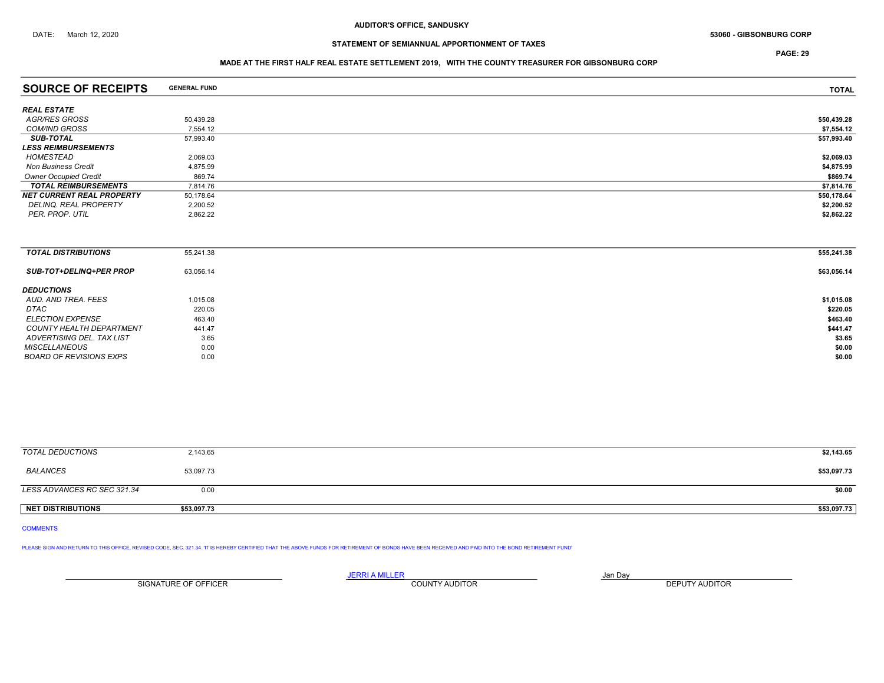AUDITOR'S OFFICE, SANDUSKY

DATE: March 12, 2020

53060 - GIBSONBURG CORP

**STATEMENT OF SEMIANNUAL APPORTIONMENT OF TAXES**

**MADE AT THE FIRST HALF REAL ESTATE SETTLEMENT 2019, WITH THE COUNTY TREASURER FOR GIBSONBURG CORP**

| SOURCE OF RECEIPTS | GENERAL FUND | TOTAL |
|---|---|---|
| ***REAL ESTATE*** | | |
| *AGR/RES GROSS* | 50,439.28 | $50,439.28 |
| *COM/IND GROSS* | 7,554.12 | $7,554.12 |
| ***SUB-TOTAL*** | 57,993.40 | $57,993.40 |
| ***LESS REIMBURSEMENTS*** | | |
| *HOMESTEAD* | 2,069.03 | $2,069.03 |
| *Non Business Credit* | 4,875.99 | $4,875.99 |
| *Owner Occupied Credit* | 869.74 | $869.74 |
| ***TOTAL REIMBURSEMENTS*** | 7,814.76 | $7,814.76 |
| ***NET CURRENT REAL PROPERTY*** | 50,178.64 | $50,178.64 |
| *DELINQ. REAL PROPERTY* | 2,200.52 | $2,200.52 |
| *PER. PROP. UTIL* | 2,862.22 | $2,862.22 |
| ***TOTAL DISTRIBUTIONS*** | 55,241.38 | $55,241.38 |
| ***SUB-TOT+DELINQ+PER PROP*** | 63,056.14 | $63,056.14 |
| ***DEDUCTIONS*** | | |
| *AUD. AND TREA. FEES* | 1,015.08 | $1,015.08 |
| *DTAC* | 220.05 | $220.05 |
| *ELECTION EXPENSE* | 463.40 | $463.40 |
| *COUNTY HEALTH DEPARTMENT* | 441.47 | $441.47 |
| *ADVERTISING DEL. TAX LIST* | 3.65 | $3.65 |
| *MISCELLANEOUS* | 0.00 | $0.00 |
| *BOARD OF REVISIONS EXPS* | 0.00 | $0.00 |
| *TOTAL DEDUCTIONS* | 2,143.65 | $2,143.65 |
| *BALANCES* | 53,097.73 | $53,097.73 |
| *LESS ADVANCES RC SEC 321.34* | 0.00 | $0.00 |
| **NET DISTRIBUTIONS** | **$53,097.73** | **$53,097.73** |

COMMENTS

PLEASE SIGN AND RETURN TO THIS OFFICE, REVISED CODE, SEC. 321.34. 'IT IS HEREBY CERTIFIED THAT THE ABOVE FUNDS FOR RETIREMENT OF BONDS HAVE BEEN RECEIVED AND PAID INTO THE BOND RETIREMENT FUND'

| | JERRI A MILLER | Jan Day |
|---|---|---|
| SIGNATURE OF OFFICER | COUNTY AUDITOR | DEPUTY AUDITOR |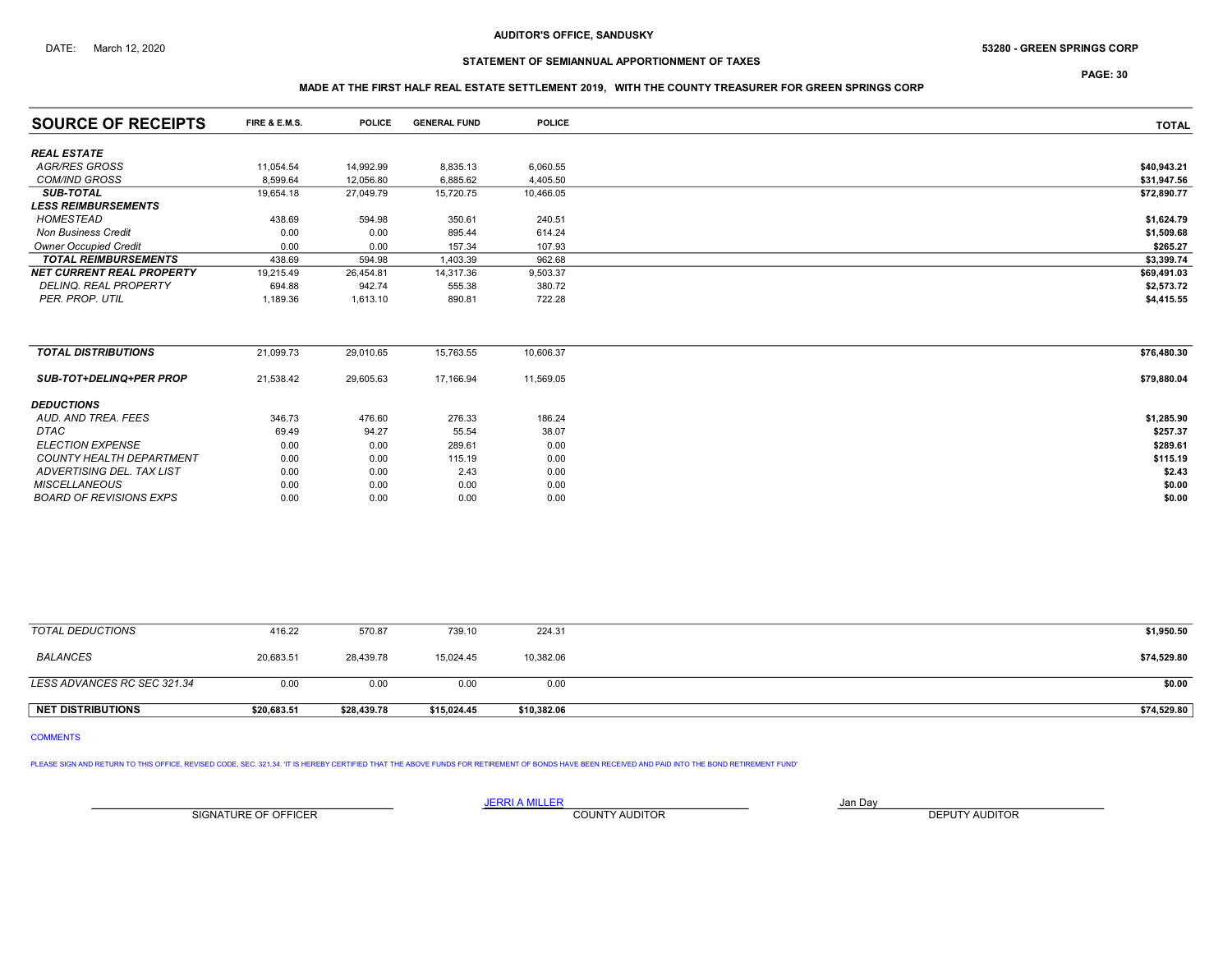DATE: March 12, 2020

**AUDITOR'S OFFICE, SANDUSKY**

**53280 - GREEN SPRINGS CORP**

**STATEMENT OF SEMIANNUAL APPORTIONMENT OF TAXES**

**MADE AT THE FIRST HALF REAL ESTATE SETTLEMENT 2019, WITH THE COUNTY TREASURER FOR GREEN SPRINGS CORP**

| SOURCE OF RECEIPTS | FIRE & E.M.S. | POLICE | GENERAL FUND | POLICE | TOTAL |
|---|---|---|---|---|---|
| ***REAL ESTATE*** | | | | | |
| *AGR/RES GROSS* | 11,054.54 | 14,992.99 | 8,835.13 | 6,060.55 | $40,943.21 |
| *COM/IND GROSS* | 8,599.64 | 12,056.80 | 6,885.62 | 4,405.50 | $31,947.56 |
| ***SUB-TOTAL*** | 19,654.18 | 27,049.79 | 15,720.75 | 10,466.05 | $72,890.77 |
| ***LESS REIMBURSEMENTS*** | | | | | |
| *HOMESTEAD* | 438.69 | 594.98 | 350.61 | 240.51 | $1,624.79 |
| *Non Business Credit* | 0.00 | 0.00 | 895.44 | 614.24 | $1,509.68 |
| *Owner Occupied Credit* | 0.00 | 0.00 | 157.34 | 107.93 | $265.27 |
| ***TOTAL REIMBURSEMENTS*** | 438.69 | 594.98 | 1,403.39 | 962.68 | $3,399.74 |
| ***NET CURRENT REAL PROPERTY*** | 19,215.49 | 26,454.81 | 14,317.36 | 9,503.37 | $69,491.03 |
| *DELINQ. REAL PROPERTY* | 694.88 | 942.74 | 555.38 | 380.72 | $2,573.72 |
| *PER. PROP. UTIL* | 1,189.36 | 1,613.10 | 890.81 | 722.28 | $4,415.55 |
| ***TOTAL DISTRIBUTIONS*** | 21,099.73 | 29,010.65 | 15,763.55 | 10,606.37 | $76,480.30 |
| ***SUB-TOT+DELINQ+PER PROP*** | 21,538.42 | 29,605.63 | 17,166.94 | 11,569.05 | $79,880.04 |
| ***DEDUCTIONS*** | | | | | |
| *AUD. AND TREA. FEES* | 346.73 | 476.60 | 276.33 | 186.24 | $1,285.90 |
| *DTAC* | 69.49 | 94.27 | 55.54 | 38.07 | $257.37 |
| *ELECTION EXPENSE* | 0.00 | 0.00 | 289.61 | 0.00 | $289.61 |
| *COUNTY HEALTH DEPARTMENT* | 0.00 | 0.00 | 115.19 | 0.00 | $115.19 |
| *ADVERTISING DEL. TAX LIST* | 0.00 | 0.00 | 2.43 | 0.00 | $2.43 |
| *MISCELLANEOUS* | 0.00 | 0.00 | 0.00 | 0.00 | $0.00 |
| *BOARD OF REVISIONS EXPS* | 0.00 | 0.00 | 0.00 | 0.00 | $0.00 |
| *TOTAL DEDUCTIONS* | 416.22 | 570.87 | 739.10 | 224.31 | $1,950.50 |
| *BALANCES* | 20,683.51 | 28,439.78 | 15,024.45 | 10,382.06 | $74,529.80 |
| *LESS ADVANCES RC SEC 321.34* | 0.00 | 0.00 | 0.00 | 0.00 | $0.00 |
| **NET DISTRIBUTIONS** | **$20,683.51** | **$28,439.78** | **$15,024.45** | **$10,382.06** | **$74,529.80** |

COMMENTS

PLEASE SIGN AND RETURN TO THIS OFFICE, REVISED CODE, SEC. 321.34. 'IT IS HEREBY CERTIFIED THAT THE ABOVE FUNDS FOR RETIREMENT OF BONDS HAVE BEEN RECEIVED AND PAID INTO THE BOND RETIREMENT FUND'

| SIGNATURE OF OFFICER | JERRI A MILLER<br>COUNTY AUDITOR | Jan Day<br>DEPUTY AUDITOR |
|---|---|---|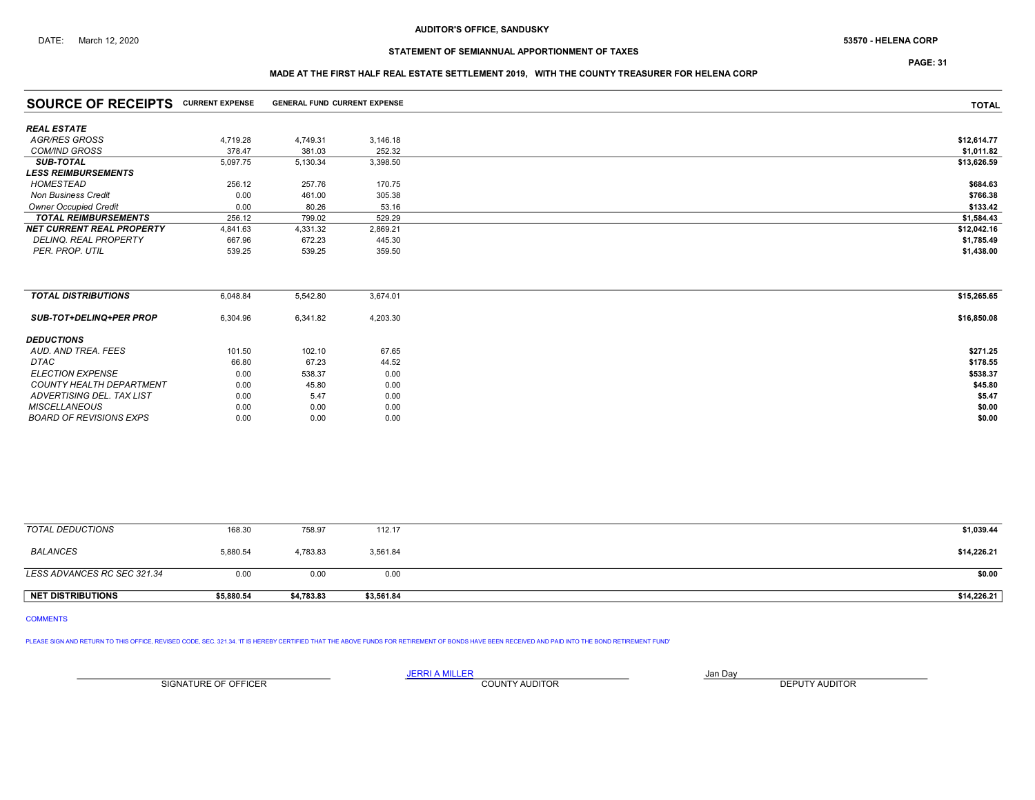AUDITOR'S OFFICE, SANDUSKY

DATE: March 12, 2020

53570 - HELENA CORP

## STATEMENT OF SEMIANNUAL APPORTIONMENT OF TAXES

PAGE: 31

### MADE AT THE FIRST HALF REAL ESTATE SETTLEMENT 2019, WITH THE COUNTY TREASURER FOR HELENA CORP

| SOURCE OF RECEIPTS | CURRENT EXPENSE | GENERAL FUND | CURRENT EXPENSE | TOTAL |
|---|---|---|---|---|
| ***REAL ESTATE*** | | | | |
| *AGR/RES GROSS* | 4,719.28 | 4,749.31 | 3,146.18 | $12,614.77 |
| *COM/IND GROSS* | 378.47 | 381.03 | 252.32 | $1,011.82 |
| ***SUB-TOTAL*** | 5,097.75 | 5,130.34 | 3,398.50 | $13,626.59 |
| ***LESS REIMBURSEMENTS*** | | | | |
| *HOMESTEAD* | 256.12 | 257.76 | 170.75 | $684.63 |
| *Non Business Credit* | 0.00 | 461.00 | 305.38 | $766.38 |
| *Owner Occupied Credit* | 0.00 | 80.26 | 53.16 | $133.42 |
| ***TOTAL REIMBURSEMENTS*** | 256.12 | 799.02 | 529.29 | $1,584.43 |
| ***NET CURRENT REAL PROPERTY*** | 4,841.63 | 4,331.32 | 2,869.21 | $12,042.16 |
| *DELINQ. REAL PROPERTY* | 667.96 | 672.23 | 445.30 | $1,785.49 |
| *PER. PROP. UTIL* | 539.25 | 539.25 | 359.50 | $1,438.00 |
| ***TOTAL DISTRIBUTIONS*** | 6,048.84 | 5,542.80 | 3,674.01 | $15,265.65 |
| ***SUB-TOT+DELINQ+PER PROP*** | 6,304.96 | 6,341.82 | 4,203.30 | $16,850.08 |
| ***DEDUCTIONS*** | | | | |
| *AUD. AND TREA. FEES* | 101.50 | 102.10 | 67.65 | $271.25 |
| *DTAC* | 66.80 | 67.23 | 44.52 | $178.55 |
| *ELECTION EXPENSE* | 0.00 | 538.37 | 0.00 | $538.37 |
| *COUNTY HEALTH DEPARTMENT* | 0.00 | 45.80 | 0.00 | $45.80 |
| *ADVERTISING DEL. TAX LIST* | 0.00 | 5.47 | 0.00 | $5.47 |
| *MISCELLANEOUS* | 0.00 | 0.00 | 0.00 | $0.00 |
| *BOARD OF REVISIONS EXPS* | 0.00 | 0.00 | 0.00 | $0.00 |
| *TOTAL DEDUCTIONS* | 168.30 | 758.97 | 112.17 | $1,039.44 |
| *BALANCES* | 5,880.54 | 4,783.83 | 3,561.84 | $14,226.21 |
| *LESS ADVANCES RC SEC 321.34* | 0.00 | 0.00 | 0.00 | $0.00 |
| **NET DISTRIBUTIONS** | **$5,880.54** | **$4,783.83** | **$3,561.84** | **$14,226.21** |

COMMENTS

PLEASE SIGN AND RETURN TO THIS OFFICE, REVISED CODE, SEC. 321.34. 'IT IS HEREBY CERTIFIED THAT THE ABOVE FUNDS FOR RETIREMENT OF BONDS HAVE BEEN RECEIVED AND PAID INTO THE BOND RETIREMENT FUND'

SIGNATURE OF OFFICER

JERRI A MILLER
COUNTY AUDITOR

Jan Day
DEPUTY AUDITOR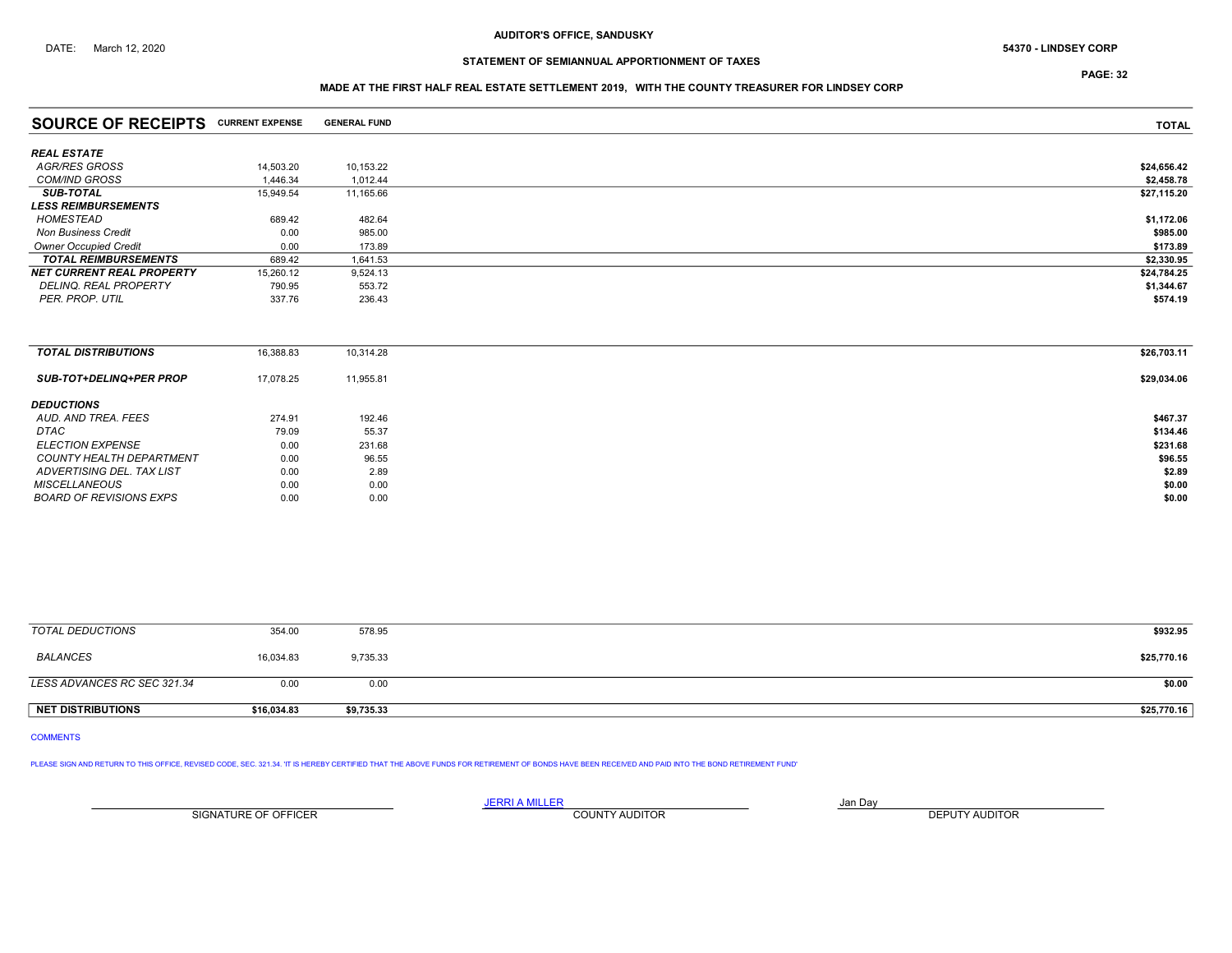DATE: March 12, 2020

AUDITOR'S OFFICE, SANDUSKY

54370 - LINDSEY CORP

STATEMENT OF SEMIANNUAL APPORTIONMENT OF TAXES

MADE AT THE FIRST HALF REAL ESTATE SETTLEMENT 2019, WITH THE COUNTY TREASURER FOR LINDSEY CORP

| SOURCE OF RECEIPTS | CURRENT EXPENSE | GENERAL FUND | TOTAL |
|---|---|---|---|
| ***REAL ESTATE*** | | | |
| *AGR/RES GROSS* | 14,503.20 | 10,153.22 | $24,656.42 |
| *COM/IND GROSS* | 1,446.34 | 1,012.44 | $2,458.78 |
| ***SUB-TOTAL*** | 15,949.54 | 11,165.66 | $27,115.20 |
| ***LESS REIMBURSEMENTS*** | | | |
| *HOMESTEAD* | 689.42 | 482.64 | $1,172.06 |
| *Non Business Credit* | 0.00 | 985.00 | $985.00 |
| *Owner Occupied Credit* | 0.00 | 173.89 | $173.89 |
| ***TOTAL REIMBURSEMENTS*** | 689.42 | 1,641.53 | $2,330.95 |
| ***NET CURRENT REAL PROPERTY*** | 15,260.12 | 9,524.13 | $24,784.25 |
| *DELINQ. REAL PROPERTY* | 790.95 | 553.72 | $1,344.67 |
| *PER. PROP. UTIL* | 337.76 | 236.43 | $574.19 |
| ***TOTAL DISTRIBUTIONS*** | 16,388.83 | 10,314.28 | $26,703.11 |
| ***SUB-TOT+DELINQ+PER PROP*** | 17,078.25 | 11,955.81 | $29,034.06 |
| ***DEDUCTIONS*** | | | |
| *AUD. AND TREA. FEES* | 274.91 | 192.46 | $467.37 |
| *DTAC* | 79.09 | 55.37 | $134.46 |
| *ELECTION EXPENSE* | 0.00 | 231.68 | $231.68 |
| *COUNTY HEALTH DEPARTMENT* | 0.00 | 96.55 | $96.55 |
| *ADVERTISING DEL. TAX LIST* | 0.00 | 2.89 | $2.89 |
| *MISCELLANEOUS* | 0.00 | 0.00 | $0.00 |
| *BOARD OF REVISIONS EXPS* | 0.00 | 0.00 | $0.00 |
| *TOTAL DEDUCTIONS* | 354.00 | 578.95 | $932.95 |
| *BALANCES* | 16,034.83 | 9,735.33 | $25,770.16 |
| *LESS ADVANCES RC SEC 321.34* | 0.00 | 0.00 | $0.00 |
| **NET DISTRIBUTIONS** | **$16,034.83** | **$9,735.33** | **$25,770.16** |

COMMENTS

PLEASE SIGN AND RETURN TO THIS OFFICE, REVISED CODE, SEC. 321.34. 'IT IS HEREBY CERTIFIED THAT THE ABOVE FUNDS FOR RETIREMENT OF BONDS HAVE BEEN RECEIVED AND PAID INTO THE BOND RETIREMENT FUND'

| ______________________ | JERRI A MILLER | Jan Day |
|---|---|---|
| SIGNATURE OF OFFICER | COUNTY AUDITOR | DEPUTY AUDITOR |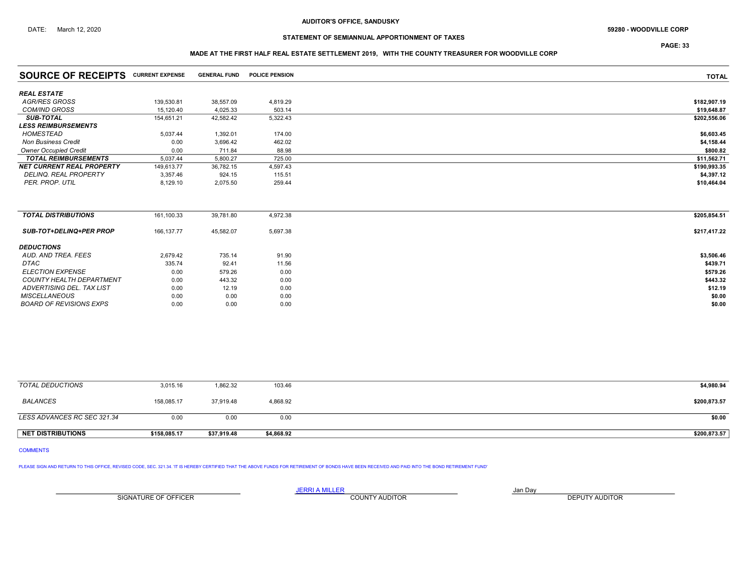AUDITOR'S OFFICE, SANDUSKY

DATE: March 12, 2020

59280 - WOODVILLE CORP

## STATEMENT OF SEMIANNUAL APPORTIONMENT OF TAXES

### MADE AT THE FIRST HALF REAL ESTATE SETTLEMENT 2019, WITH THE COUNTY TREASURER FOR WOODVILLE CORP

| SOURCE OF RECEIPTS | CURRENT EXPENSE | GENERAL FUND | POLICE PENSION | TOTAL |
|---|---|---|---|---|
| ***REAL ESTATE*** | | | | |
| *AGR/RES GROSS* | 139,530.81 | 38,557.09 | 4,819.29 | **$182,907.19** |
| *COM/IND GROSS* | 15,120.40 | 4,025.33 | 503.14 | **$19,648.87** |
| ***SUB-TOTAL*** | 154,651.21 | 42,582.42 | 5,322.43 | **$202,556.06** |
| ***LESS REIMBURSEMENTS*** | | | | |
| *HOMESTEAD* | 5,037.44 | 1,392.01 | 174.00 | **$6,603.45** |
| *Non Business Credit* | 0.00 | 3,696.42 | 462.02 | **$4,158.44** |
| *Owner Occupied Credit* | 0.00 | 711.84 | 88.98 | **$800.82** |
| ***TOTAL REIMBURSEMENTS*** | 5,037.44 | 5,800.27 | 725.00 | **$11,562.71** |
| ***NET CURRENT REAL PROPERTY*** | 149,613.77 | 36,782.15 | 4,597.43 | **$190,993.35** |
| *DELINQ. REAL PROPERTY* | 3,357.46 | 924.15 | 115.51 | **$4,397.12** |
| *PER. PROP. UTIL* | 8,129.10 | 2,075.50 | 259.44 | **$10,464.04** |
| ***TOTAL DISTRIBUTIONS*** | 161,100.33 | 39,781.80 | 4,972.38 | **$205,854.51** |
| ***SUB-TOT+DELINQ+PER PROP*** | 166,137.77 | 45,582.07 | 5,697.38 | **$217,417.22** |
| ***DEDUCTIONS*** | | | | |
| *AUD. AND TREA. FEES* | 2,679.42 | 735.14 | 91.90 | **$3,506.46** |
| *DTAC* | 335.74 | 92.41 | 11.56 | **$439.71** |
| *ELECTION EXPENSE* | 0.00 | 579.26 | 0.00 | **$579.26** |
| *COUNTY HEALTH DEPARTMENT* | 0.00 | 443.32 | 0.00 | **$443.32** |
| *ADVERTISING DEL. TAX LIST* | 0.00 | 12.19 | 0.00 | **$12.19** |
| *MISCELLANEOUS* | 0.00 | 0.00 | 0.00 | **$0.00** |
| *BOARD OF REVISIONS EXPS* | 0.00 | 0.00 | 0.00 | **$0.00** |
| *TOTAL DEDUCTIONS* | 3,015.16 | 1,862.32 | 103.46 | **$4,980.94** |
| *BALANCES* | 158,085.17 | 37,919.48 | 4,868.92 | **$200,873.57** |
| *LESS ADVANCES RC SEC 321.34* | 0.00 | 0.00 | 0.00 | **$0.00** |
| **NET DISTRIBUTIONS** | **$158,085.17** | **$37,919.48** | **$4,868.92** | **$200,873.57** |

COMMENTS

PLEASE SIGN AND RETURN TO THIS OFFICE, REVISED CODE, SEC. 321.34. 'IT IS HEREBY CERTIFIED THAT THE ABOVE FUNDS FOR RETIREMENT OF BONDS HAVE BEEN RECEIVED AND PAID INTO THE BOND RETIREMENT FUND'

| SIGNATURE OF OFFICER | JERRI A MILLER<br>COUNTY AUDITOR | Jan Day<br>DEPUTY AUDITOR |
|---|---|---|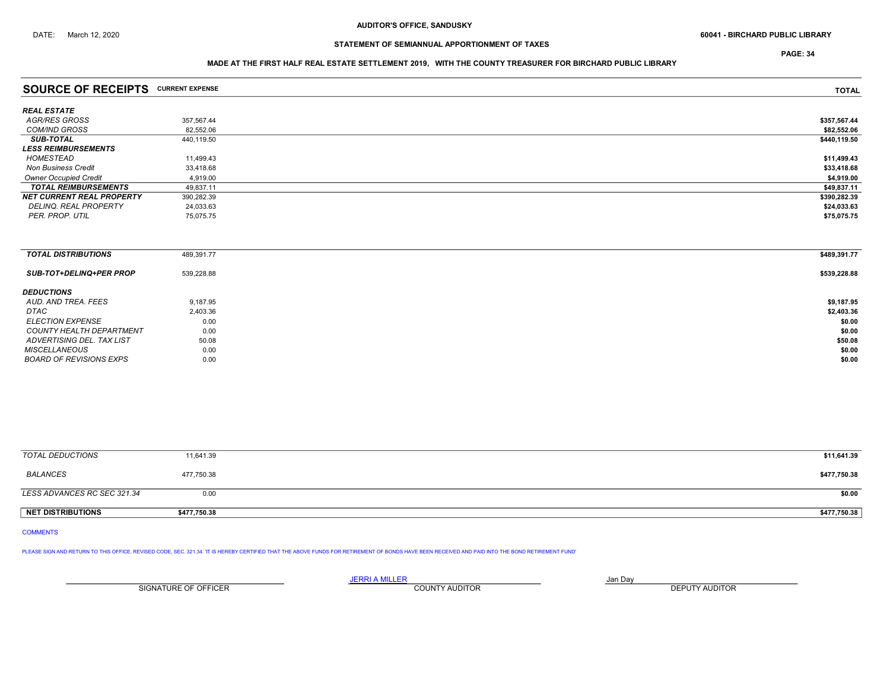AUDITOR'S OFFICE, SANDUSKY

DATE: March 12, 2020

60041 - BIRCHARD PUBLIC LIBRARY

STATEMENT OF SEMIANNUAL APPORTIONMENT OF TAXES

MADE AT THE FIRST HALF REAL ESTATE SETTLEMENT 2019, WITH THE COUNTY TREASURER FOR BIRCHARD PUBLIC LIBRARY

| SOURCE OF RECEIPTS | CURRENT EXPENSE | TOTAL |
|---|---|---|
| ***REAL ESTATE*** | | |
| *AGR/RES GROSS* | 357,567.44 | $357,567.44 |
| *COM/IND GROSS* | 82,552.06 | $82,552.06 |
| ***SUB-TOTAL*** | 440,119.50 | $440,119.50 |
| ***LESS REIMBURSEMENTS*** | | |
| *HOMESTEAD* | 11,499.43 | $11,499.43 |
| *Non Business Credit* | 33,418.68 | $33,418.68 |
| *Owner Occupied Credit* | 4,919.00 | $4,919.00 |
| ***TOTAL REIMBURSEMENTS*** | 49,837.11 | $49,837.11 |
| ***NET CURRENT REAL PROPERTY*** | 390,282.39 | $390,282.39 |
| *DELINQ. REAL PROPERTY* | 24,033.63 | $24,033.63 |
| *PER. PROP. UTIL* | 75,075.75 | $75,075.75 |
| ***TOTAL DISTRIBUTIONS*** | 489,391.77 | $489,391.77 |
| ***SUB-TOT+DELINQ+PER PROP*** | 539,228.88 | $539,228.88 |
| ***DEDUCTIONS*** | | |
| *AUD. AND TREA. FEES* | 9,187.95 | $9,187.95 |
| *DTAC* | 2,403.36 | $2,403.36 |
| *ELECTION EXPENSE* | 0.00 | $0.00 |
| *COUNTY HEALTH DEPARTMENT* | 0.00 | $0.00 |
| *ADVERTISING DEL. TAX LIST* | 50.08 | $50.08 |
| *MISCELLANEOUS* | 0.00 | $0.00 |
| *BOARD OF REVISIONS EXPS* | 0.00 | $0.00 |
| *TOTAL DEDUCTIONS* | 11,641.39 | $11,641.39 |
| *BALANCES* | 477,750.38 | $477,750.38 |
| *LESS ADVANCES RC SEC 321.34* | 0.00 | $0.00 |
| **NET DISTRIBUTIONS** | **$477,750.38** | **$477,750.38** |

COMMENTS

PLEASE SIGN AND RETURN TO THIS OFFICE, REVISED CODE, SEC. 321.34. 'IT IS HEREBY CERTIFIED THAT THE ABOVE FUNDS FOR RETIREMENT OF BONDS HAVE BEEN RECEIVED AND PAID INTO THE BOND RETIREMENT FUND'

| SIGNATURE OF OFFICER | JERRI A MILLER<br>COUNTY AUDITOR | Jan Day<br>DEPUTY AUDITOR |
|---|---|---|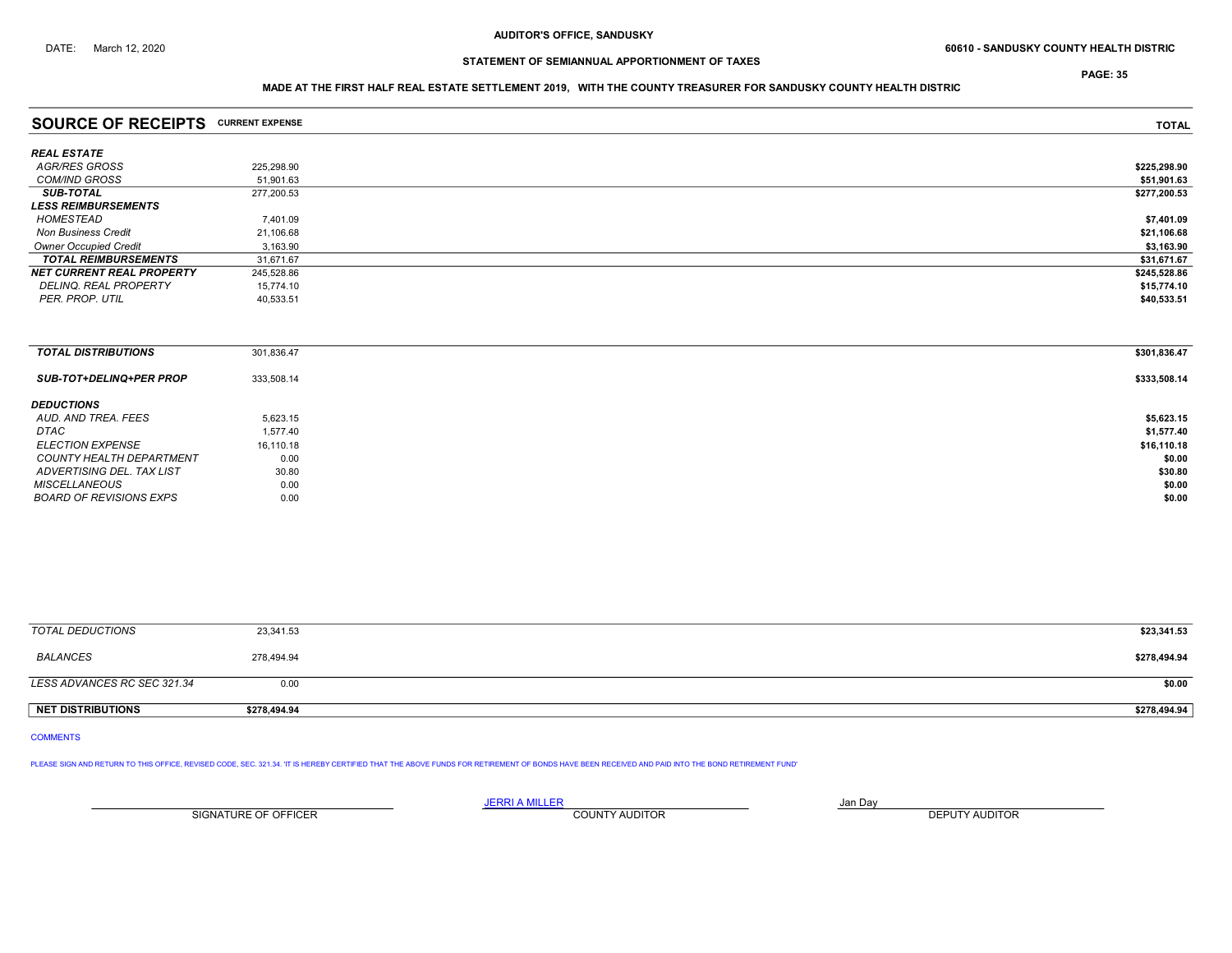AUDITOR'S OFFICE, SANDUSKY

DATE: March 12, 2020

60610 - SANDUSKY COUNTY HEALTH DISTRIC

STATEMENT OF SEMIANNUAL APPORTIONMENT OF TAXES

MADE AT THE FIRST HALF REAL ESTATE SETTLEMENT 2019, WITH THE COUNTY TREASURER FOR SANDUSKY COUNTY HEALTH DISTRIC

| SOURCE OF RECEIPTS | CURRENT EXPENSE | TOTAL |
|---|---|---|
| ***REAL ESTATE*** | | |
| *AGR/RES GROSS* | 225,298.90 | **$225,298.90** |
| *COM/IND GROSS* | 51,901.63 | **$51,901.63** |
| ***SUB-TOTAL*** | 277,200.53 | **$277,200.53** |
| ***LESS REIMBURSEMENTS*** | | |
| *HOMESTEAD* | 7,401.09 | **$7,401.09** |
| *Non Business Credit* | 21,106.68 | **$21,106.68** |
| *Owner Occupied Credit* | 3,163.90 | **$3,163.90** |
| ***TOTAL REIMBURSEMENTS*** | 31,671.67 | **$31,671.67** |
| ***NET CURRENT REAL PROPERTY*** | 245,528.86 | **$245,528.86** |
| *DELINQ. REAL PROPERTY* | 15,774.10 | **$15,774.10** |
| *PER. PROP. UTIL* | 40,533.51 | **$40,533.51** |
| ***TOTAL DISTRIBUTIONS*** | 301,836.47 | **$301,836.47** |
| ***SUB-TOT+DELINQ+PER PROP*** | 333,508.14 | **$333,508.14** |
| ***DEDUCTIONS*** | | |
| *AUD. AND TREA. FEES* | 5,623.15 | **$5,623.15** |
| *DTAC* | 1,577.40 | **$1,577.40** |
| *ELECTION EXPENSE* | 16,110.18 | **$16,110.18** |
| *COUNTY HEALTH DEPARTMENT* | 0.00 | **$0.00** |
| *ADVERTISING DEL. TAX LIST* | 30.80 | **$30.80** |
| *MISCELLANEOUS* | 0.00 | **$0.00** |
| *BOARD OF REVISIONS EXPS* | 0.00 | **$0.00** |
| *TOTAL DEDUCTIONS* | 23,341.53 | **$23,341.53** |
| *BALANCES* | 278,494.94 | **$278,494.94** |
| *LESS ADVANCES RC SEC 321.34* | 0.00 | **$0.00** |
| **NET DISTRIBUTIONS** | **$278,494.94** | **$278,494.94** |

COMMENTS

PLEASE SIGN AND RETURN TO THIS OFFICE, REVISED CODE, SEC. 321.34. 'IT IS HEREBY CERTIFIED THAT THE ABOVE FUNDS FOR RETIREMENT OF BONDS HAVE BEEN RECEIVED AND PAID INTO THE BOND RETIREMENT FUND'

| | JERRI A MILLER | Jan Day |
|---|---|---|
| SIGNATURE OF OFFICER | COUNTY AUDITOR | DEPUTY AUDITOR |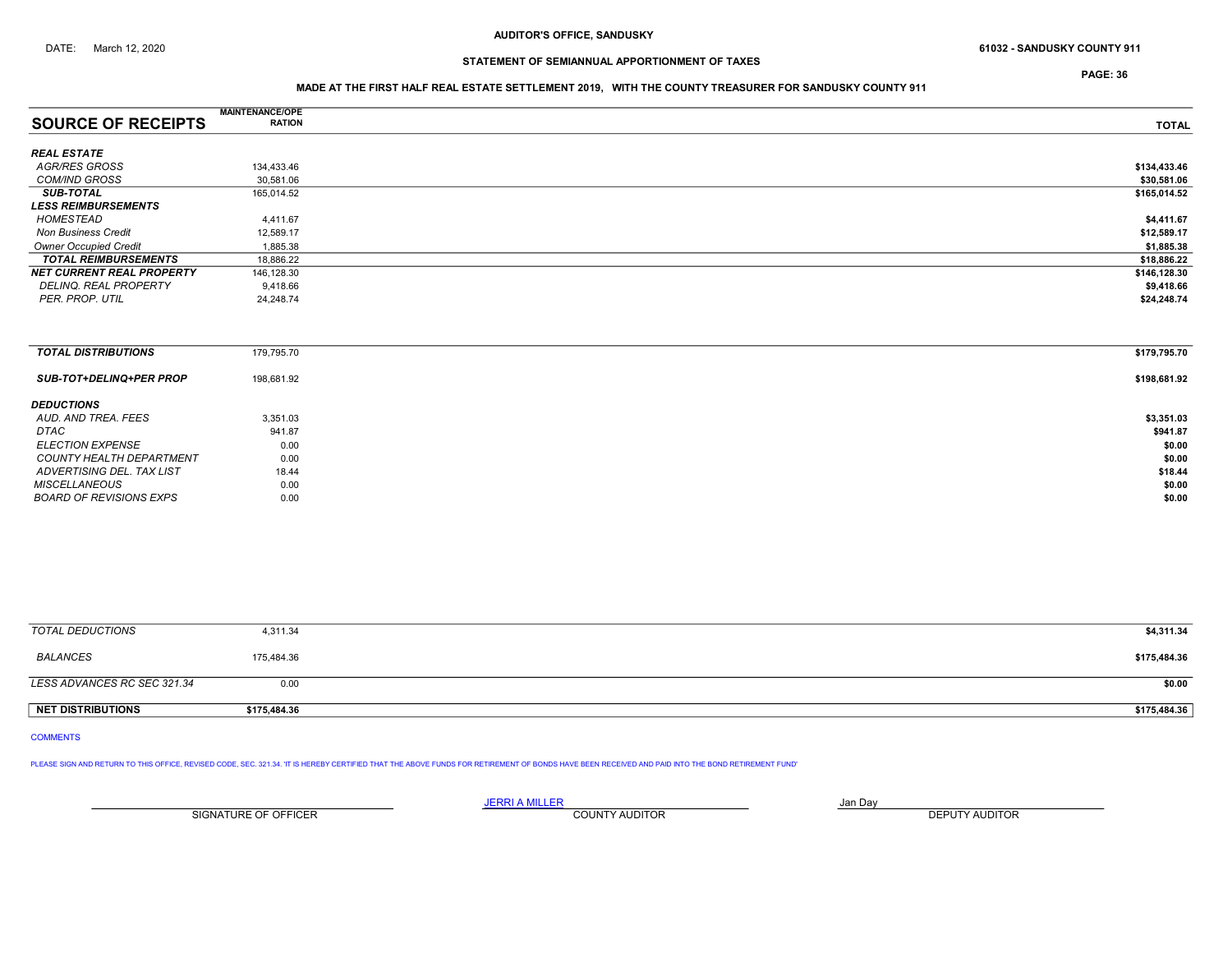AUDITOR'S OFFICE, SANDUSKY

DATE: March 12, 2020

61032 - SANDUSKY COUNTY 911

## STATEMENT OF SEMIANNUAL APPORTIONMENT OF TAXES

MADE AT THE FIRST HALF REAL ESTATE SETTLEMENT 2019, WITH THE COUNTY TREASURER FOR SANDUSKY COUNTY 911

| SOURCE OF RECEIPTS | MAINTENANCE/OPERATION | TOTAL |
|---|---|---|
| ***REAL ESTATE*** | | |
| *AGR/RES GROSS* | 134,433.46 | **$134,433.46** |
| *COM/IND GROSS* | 30,581.06 | **$30,581.06** |
| ***SUB-TOTAL*** | 165,014.52 | **$165,014.52** |
| ***LESS REIMBURSEMENTS*** | | |
| *HOMESTEAD* | 4,411.67 | **$4,411.67** |
| *Non Business Credit* | 12,589.17 | **$12,589.17** |
| *Owner Occupied Credit* | 1,885.38 | **$1,885.38** |
| ***TOTAL REIMBURSEMENTS*** | 18,886.22 | **$18,886.22** |
| ***NET CURRENT REAL PROPERTY*** | 146,128.30 | **$146,128.30** |
| *DELINQ. REAL PROPERTY* | 9,418.66 | **$9,418.66** |
| *PER. PROP. UTIL* | 24,248.74 | **$24,248.74** |
| ***TOTAL DISTRIBUTIONS*** | 179,795.70 | **$179,795.70** |
| ***SUB-TOT+DELINQ+PER PROP*** | 198,681.92 | **$198,681.92** |
| ***DEDUCTIONS*** | | |
| *AUD. AND TREA. FEES* | 3,351.03 | **$3,351.03** |
| *DTAC* | 941.87 | **$941.87** |
| *ELECTION EXPENSE* | 0.00 | **$0.00** |
| *COUNTY HEALTH DEPARTMENT* | 0.00 | **$0.00** |
| *ADVERTISING DEL. TAX LIST* | 18.44 | **$18.44** |
| *MISCELLANEOUS* | 0.00 | **$0.00** |
| *BOARD OF REVISIONS EXPS* | 0.00 | **$0.00** |
| *TOTAL DEDUCTIONS* | 4,311.34 | **$4,311.34** |
| *BALANCES* | 175,484.36 | **$175,484.36** |
| *LESS ADVANCES RC SEC 321.34* | 0.00 | **$0.00** |
| **NET DISTRIBUTIONS** | **$175,484.36** | **$175,484.36** |

COMMENTS

PLEASE SIGN AND RETURN TO THIS OFFICE, REVISED CODE, SEC. 321.34. 'IT IS HEREBY CERTIFIED THAT THE ABOVE FUNDS FOR RETIREMENT OF BONDS HAVE BEEN RECEIVED AND PAID INTO THE BOND RETIREMENT FUND'

| | JERRI A MILLER | Jan Day |
|---|---|---|
| SIGNATURE OF OFFICER | COUNTY AUDITOR | DEPUTY AUDITOR |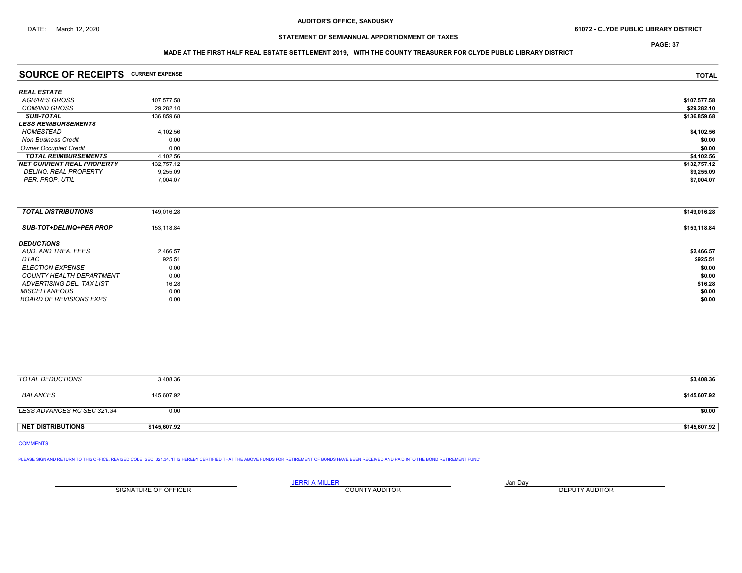AUDITOR'S OFFICE, SANDUSKY

DATE: March 12, 2020

61072 - CLYDE PUBLIC LIBRARY DISTRICT

STATEMENT OF SEMIANNUAL APPORTIONMENT OF TAXES

MADE AT THE FIRST HALF REAL ESTATE SETTLEMENT 2019, WITH THE COUNTY TREASURER FOR CLYDE PUBLIC LIBRARY DISTRICT

| SOURCE OF RECEIPTS | CURRENT EXPENSE | TOTAL |
|---|---|---|
| ***REAL ESTATE*** | | |
| *AGR/RES GROSS* | 107,577.58 | $107,577.58 |
| *COM/IND GROSS* | 29,282.10 | $29,282.10 |
| ***SUB-TOTAL*** | 136,859.68 | $136,859.68 |
| ***LESS REIMBURSEMENTS*** | | |
| *HOMESTEAD* | 4,102.56 | $4,102.56 |
| *Non Business Credit* | 0.00 | $0.00 |
| *Owner Occupied Credit* | 0.00 | $0.00 |
| ***TOTAL REIMBURSEMENTS*** | 4,102.56 | $4,102.56 |
| ***NET CURRENT REAL PROPERTY*** | 132,757.12 | $132,757.12 |
| *DELINQ. REAL PROPERTY* | 9,255.09 | $9,255.09 |
| *PER. PROP. UTIL* | 7,004.07 | $7,004.07 |
| ***TOTAL DISTRIBUTIONS*** | 149,016.28 | $149,016.28 |
| ***SUB-TOT+DELINQ+PER PROP*** | 153,118.84 | $153,118.84 |
| ***DEDUCTIONS*** | | |
| *AUD. AND TREA. FEES* | 2,466.57 | $2,466.57 |
| *DTAC* | 925.51 | $925.51 |
| *ELECTION EXPENSE* | 0.00 | $0.00 |
| *COUNTY HEALTH DEPARTMENT* | 0.00 | $0.00 |
| *ADVERTISING DEL. TAX LIST* | 16.28 | $16.28 |
| *MISCELLANEOUS* | 0.00 | $0.00 |
| *BOARD OF REVISIONS EXPS* | 0.00 | $0.00 |
| *TOTAL DEDUCTIONS* | 3,408.36 | $3,408.36 |
| *BALANCES* | 145,607.92 | $145,607.92 |
| *LESS ADVANCES RC SEC 321.34* | 0.00 | $0.00 |
| **NET DISTRIBUTIONS** | **$145,607.92** | **$145,607.92** |

COMMENTS

PLEASE SIGN AND RETURN TO THIS OFFICE, REVISED CODE, SEC. 321.34. 'IT IS HEREBY CERTIFIED THAT THE ABOVE FUNDS FOR RETIREMENT OF BONDS HAVE BEEN RECEIVED AND PAID INTO THE BOND RETIREMENT FUND'

| | JERRI A MILLER | Jan Day |
|---|---|---|
| SIGNATURE OF OFFICER | COUNTY AUDITOR | DEPUTY AUDITOR |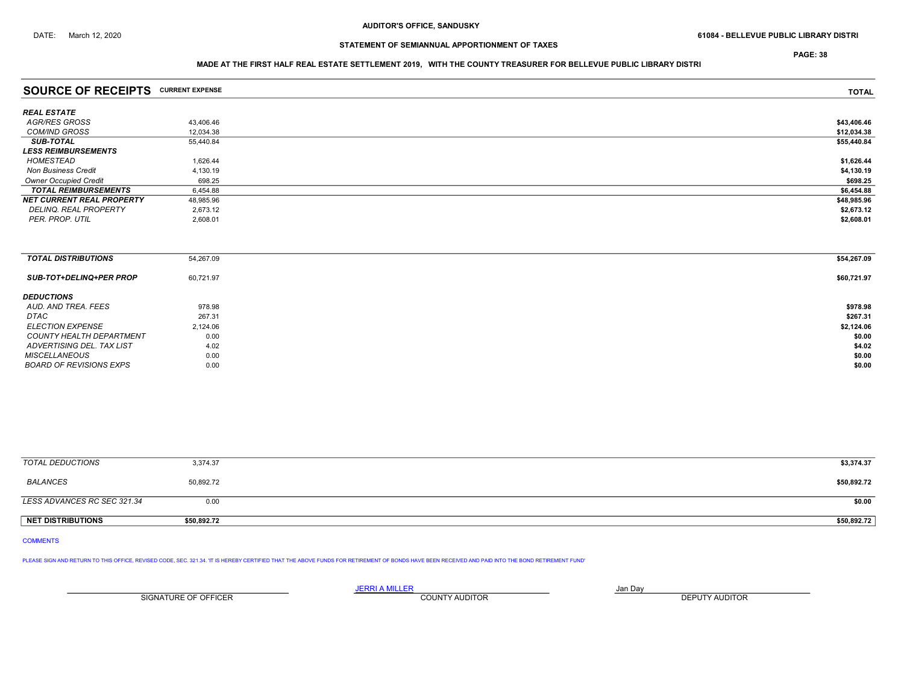AUDITOR'S OFFICE, SANDUSKY

DATE: March 12, 2020

61084 - BELLEVUE PUBLIC LIBRARY DISTRI

STATEMENT OF SEMIANNUAL APPORTIONMENT OF TAXES

MADE AT THE FIRST HALF REAL ESTATE SETTLEMENT 2019, WITH THE COUNTY TREASURER FOR BELLEVUE PUBLIC LIBRARY DISTRI

| SOURCE OF RECEIPTS | CURRENT EXPENSE | TOTAL |
|---|---|---|
| ***REAL ESTATE*** | | |
| *AGR/RES GROSS* | 43,406.46 | $43,406.46 |
| *COM/IND GROSS* | 12,034.38 | $12,034.38 |
| ***SUB-TOTAL*** | 55,440.84 | $55,440.84 |
| ***LESS REIMBURSEMENTS*** | | |
| *HOMESTEAD* | 1,626.44 | $1,626.44 |
| *Non Business Credit* | 4,130.19 | $4,130.19 |
| *Owner Occupied Credit* | 698.25 | $698.25 |
| ***TOTAL REIMBURSEMENTS*** | 6,454.88 | $6,454.88 |
| ***NET CURRENT REAL PROPERTY*** | 48,985.96 | $48,985.96 |
| *DELINQ. REAL PROPERTY* | 2,673.12 | $2,673.12 |
| *PER. PROP. UTIL* | 2,608.01 | $2,608.01 |
| ***TOTAL DISTRIBUTIONS*** | 54,267.09 | $54,267.09 |
| ***SUB-TOT+DELINQ+PER PROP*** | 60,721.97 | $60,721.97 |
| ***DEDUCTIONS*** | | |
| *AUD. AND TREA. FEES* | 978.98 | $978.98 |
| *DTAC* | 267.31 | $267.31 |
| *ELECTION EXPENSE* | 2,124.06 | $2,124.06 |
| *COUNTY HEALTH DEPARTMENT* | 0.00 | $0.00 |
| *ADVERTISING DEL. TAX LIST* | 4.02 | $4.02 |
| *MISCELLANEOUS* | 0.00 | $0.00 |
| *BOARD OF REVISIONS EXPS* | 0.00 | $0.00 |
| *TOTAL DEDUCTIONS* | 3,374.37 | $3,374.37 |
| *BALANCES* | 50,892.72 | $50,892.72 |
| *LESS ADVANCES RC SEC 321.34* | 0.00 | $0.00 |
| **NET DISTRIBUTIONS** | **$50,892.72** | **$50,892.72** |

COMMENTS

PLEASE SIGN AND RETURN TO THIS OFFICE, REVISED CODE, SEC. 321.34. 'IT IS HEREBY CERTIFIED THAT THE ABOVE FUNDS FOR RETIREMENT OF BONDS HAVE BEEN RECEIVED AND PAID INTO THE BOND RETIREMENT FUND'

| | JERRI A MILLER | Jan Day |
|---|---|---|
| SIGNATURE OF OFFICER | COUNTY AUDITOR | DEPUTY AUDITOR |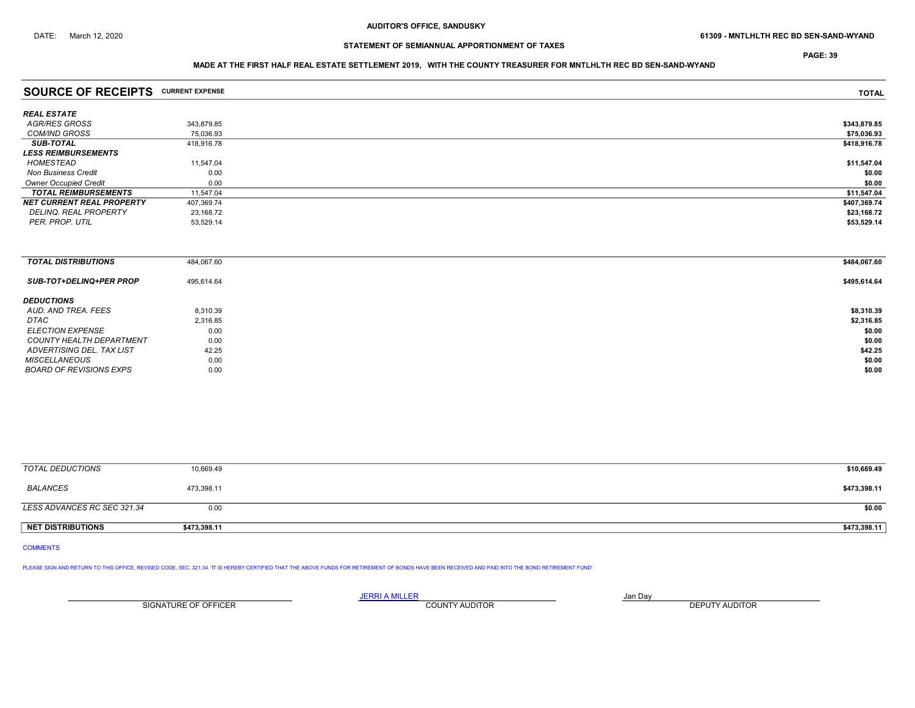AUDITOR'S OFFICE, SANDUSKY

DATE: March 12, 2020

61309 - MNTLHLTH REC BD SEN-SAND-WYAND

STATEMENT OF SEMIANNUAL APPORTIONMENT OF TAXES

MADE AT THE FIRST HALF REAL ESTATE SETTLEMENT 2019, WITH THE COUNTY TREASURER FOR MNTLHLTH REC BD SEN-SAND-WYAND

| SOURCE OF RECEIPTS | CURRENT EXPENSE | TOTAL |
|---|---|---|
| ***REAL ESTATE*** | | |
| *AGR/RES GROSS* | 343,879.85 | **$343,879.85** |
| *COM/IND GROSS* | 75,036.93 | **$75,036.93** |
| ***SUB-TOTAL*** | 418,916.78 | **$418,916.78** |
| ***LESS REIMBURSEMENTS*** | | |
| *HOMESTEAD* | 11,547.04 | **$11,547.04** |
| *Non Business Credit* | 0.00 | **$0.00** |
| *Owner Occupied Credit* | 0.00 | **$0.00** |
| ***TOTAL REIMBURSEMENTS*** | 11,547.04 | **$11,547.04** |
| ***NET CURRENT REAL PROPERTY*** | 407,369.74 | **$407,369.74** |
| *DELINQ. REAL PROPERTY* | 23,168.72 | **$23,168.72** |
| *PER. PROP. UTIL* | 53,529.14 | **$53,529.14** |
| ***TOTAL DISTRIBUTIONS*** | 484,067.60 | **$484,067.60** |
| ***SUB-TOT+DELINQ+PER PROP*** | 495,614.64 | **$495,614.64** |
| ***DEDUCTIONS*** | | |
| *AUD. AND TREA. FEES* | 8,310.39 | **$8,310.39** |
| *DTAC* | 2,316.85 | **$2,316.85** |
| *ELECTION EXPENSE* | 0.00 | **$0.00** |
| *COUNTY HEALTH DEPARTMENT* | 0.00 | **$0.00** |
| *ADVERTISING DEL. TAX LIST* | 42.25 | **$42.25** |
| *MISCELLANEOUS* | 0.00 | **$0.00** |
| *BOARD OF REVISIONS EXPS* | 0.00 | **$0.00** |
| *TOTAL DEDUCTIONS* | 10,669.49 | **$10,669.49** |
| *BALANCES* | 473,398.11 | **$473,398.11** |
| *LESS ADVANCES RC SEC 321.34* | 0.00 | **$0.00** |
| **NET DISTRIBUTIONS** | **$473,398.11** | **$473,398.11** |

COMMENTS

PLEASE SIGN AND RETURN TO THIS OFFICE, REVISED CODE, SEC. 321.34. 'IT IS HEREBY CERTIFIED THAT THE ABOVE FUNDS FOR RETIREMENT OF BONDS HAVE BEEN RECEIVED AND PAID INTO THE BOND RETIREMENT FUND'

| | JERRI A MILLER | Jan Day |
|---|---|---|
| SIGNATURE OF OFFICER | COUNTY AUDITOR | DEPUTY AUDITOR |